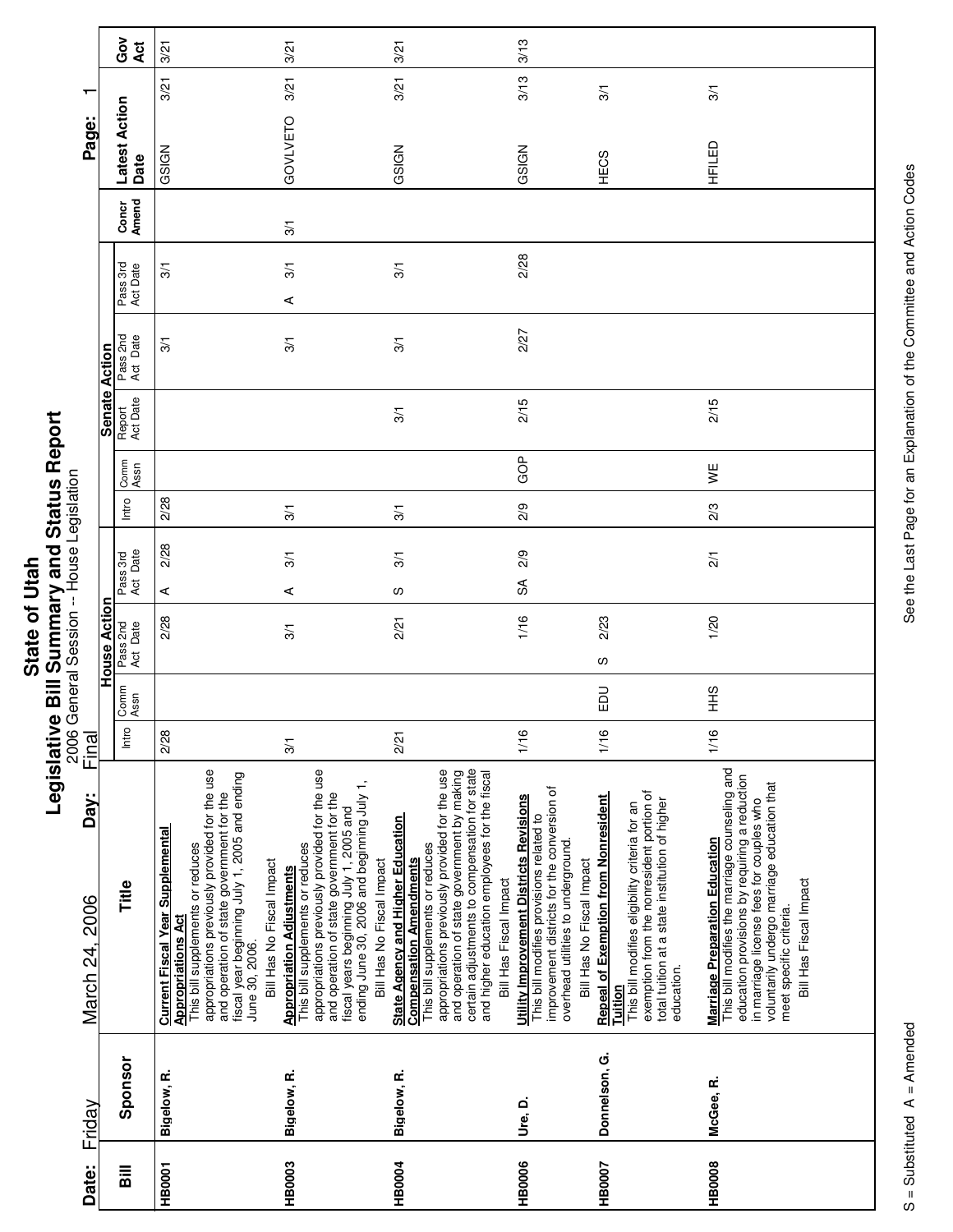# State of Utah
## Legislative Bill Summary and Status Report
2006 General Session -- House Legislation

**Date:** Friday March 24, 2006 **Day:** Final

| Bill | Sponsor | Title | House Action | | | | Senate Action | | | | | Concr Amend | Latest Action Date | | Gov Act |
|---|---|---|---|---|---|---|---|---|---|---|---|---|---|---|---|
| | | | Intro | Comm Assn | Pass 2nd Act Date | Pass 3rd Act Date | Intro | Comm Assn | Report Act Date | Pass 2nd Act Date | Pass 3rd Act Date | | | | |
| HB0001 | Bigelow, R. | **Current Fiscal Year Supplemental Appropriations Act** This bill supplements or reduces appropriations previously provided for the use and operation of state government for the fiscal year beginning July 1, 2005 and ending June 30, 2006. Bill Has No Fiscal Impact | 2/28 | | 2/28 | A 2/28 | 2/28 | | | 3/1 | 3/1 | | GSIGN | 3/21 | 3/21 |
| HB0003 | Bigelow, R. | **Appropriation Adjustments** This bill supplements or reduces appropriations previously provided for the use and operation of state government for the fiscal years beginning July 1, 2005 and ending June 30, 2006 and beginning July 1, Bill Has No Fiscal Impact | 3/1 | | 3/1 | A 3/1 | 3/1 | | | 3/1 | A 3/1 | 3/1 | GOVLVETO | 3/21 | 3/21 |
| HB0004 | Bigelow, R. | **State Agency and Higher Education Compensation Amendments** This bill supplements or reduces appropriations previously provided for the use and operation of state government by making certain adjustments to compensation for state and higher education employees for the fiscal Bill Has Fiscal Impact | 2/21 | | 2/21 | S 3/1 | 3/1 | | 3/1 | 3/1 | 3/1 | | GSIGN | 3/21 | 3/21 |
| HB0006 | Ure, D. | **Utility Improvement Districts Revisions** This bill modifies provisions related to improvement districts for the conversion of overhead utilities to underground. Bill Has No Fiscal Impact | 1/16 | | 1/16 | SA 2/9 | 2/9 | GOP | 2/15 | 2/27 | 2/28 | | GSIGN | 3/13 | 3/13 |
| HB0007 | Donnelson, G. | **Repeal of Exemption from Nonresident Tuition** This bill modifies eligibility criteria for an exemption from the nonresident portion of total tuition at a state institution of higher education. | 1/16 | EDU | S 2/23 | | | | | | | | HECS | 3/1 | |
| HB0008 | McGee, R. | **Marriage Preparation Education** This bill modifies the marriage counseling and education provisions by requiring a reduction in marriage license fees for couples who voluntarily undergo marriage education that meet specific criteria. Bill Has Fiscal Impact | 1/16 | HHS | 1/20 | 2/1 | 2/3 | WE | 2/15 | | | | HFILED | 3/1 | |

S = Substituted A = Amended

See the Last Page for an Explanation of the Committee and Action Codes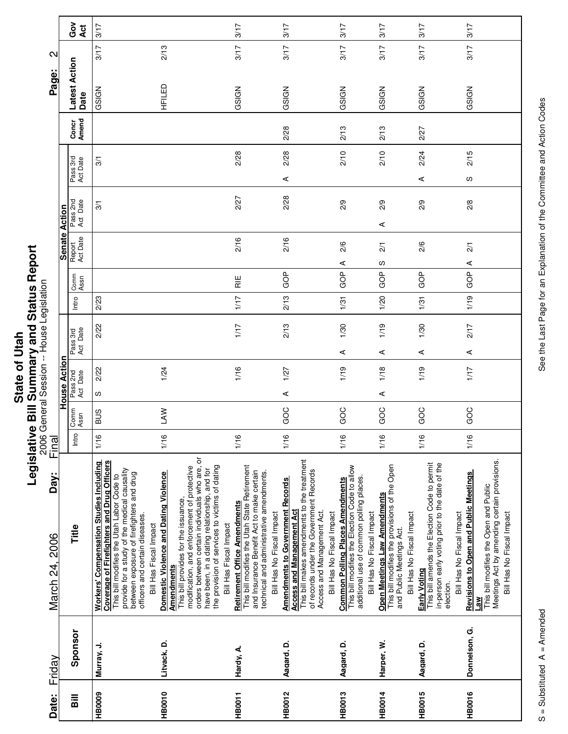# State of Utah
## Legislative Bill Summary and Status Report
2006 General Session -- House Legislation

Date: Friday March 24, 2006 Day: Final

| Bill | Sponsor | Title | House Action Intro | House Comm Assn | House Pass 2nd Act Date | House Pass 3rd Act Date | Senate Intro | Senate Comm Assn | Senate Report Act Date | Senate Pass 2nd Act Date | Senate Pass 3rd Act Date | Concr Amend | Latest Action Date | | Gov Act |
|---|---|---|---|---|---|---|---|---|---|---|---|---|---|---|---|
| HB0009 | Murray, J. | **Workers' Compensation Studies Including Coverage of Firefighters and Drug Officers** This bill modifies the Utah Labor Code to provide for a study of the medical causality between exposure of firefighters and drug officers and certain diseases. Bill Has Fiscal Impact | 1/16 | BUS | S 2/22 | 2/22 | 2/23 | | | 3/1 | 3/1 | | GSIGN | 3/17 | 3/17 |
| HB0010 | Litvack, D. | **Domestic Violence and Dating Violence Amendments** This bill provides for the issuance, modification, and enforcement of protective orders between certain individuals who are, or have been, in a dating relationship, and for the provision of services to victims of dating Bill Has Fiscal Impact | 1/16 | LAW | 1/24 | | | | | | | | HFILED | 2/13 | |
| HB0011 | Hardy, A. | **Retirement Office Amendments** This bill modifies the Utah State Retirement and Insurance Benefit Act to make certain technical and administrative amendments. Bill Has No Fiscal Impact | 1/16 | | 1/16 | 1/17 | 1/17 | RIE | 2/16 | 2/27 | 2/28 | | GSIGN | 3/17 | 3/17 |
| HB0012 | Aagard, D. | **Amendments to Government Records Access and Management Act** This bill makes amendments to the treatment of records under the Government Records Access and Management Act. Bill Has No Fiscal Impact | 1/16 | GOC | A 1/27 | 2/13 | 2/13 | GOP | 2/16 | 2/28 | A 2/28 | 2/28 | GSIGN | 3/17 | 3/17 |
| HB0013 | Aagard, D. | **Common Polling Places Amendments** This bill modifies the Election Code to allow additional use of common polling places. Bill Has No Fiscal Impact | 1/16 | GOC | 1/19 | A 1/30 | 1/31 | GOP | A 2/6 | 2/9 | 2/10 | 2/13 | GSIGN | 3/17 | 3/17 |
| HB0014 | Harper, W. | **Open Meetings Law Amendments** This bill modifies the provisions of the Open and Public Meetings Act. Bill Has No Fiscal Impact | 1/16 | GOC | A 1/18 | A 1/19 | 1/20 | GOP | S 2/1 | A 2/9 | 2/10 | 2/13 | GSIGN | 3/17 | 3/17 |
| HB0015 | Aagard, D. | **Early Voting** This bill amends the Election Code to permit in-person early voting prior to the date of the election. Bill Has No Fiscal Impact | 1/16 | GOC | 1/19 | A 1/30 | 1/31 | GOP | 2/6 | 2/9 | A 2/24 | 2/27 | GSIGN | 3/17 | 3/17 |
| HB0016 | Donnelson, G. | **Revisions to Open and Public Meetings Law** This bill modifies the Open and Public Meetings Act by amending certain provisions. Bill Has No Fiscal Impact | 1/16 | GOC | 1/17 | A 2/17 | 1/19 | GOP | A 2/1 | 2/8 | S 2/15 | | GSIGN | 3/17 | 3/17 |

S = Substituted A = Amended

See the Last Page for an Explanation of the Committee and Action Codes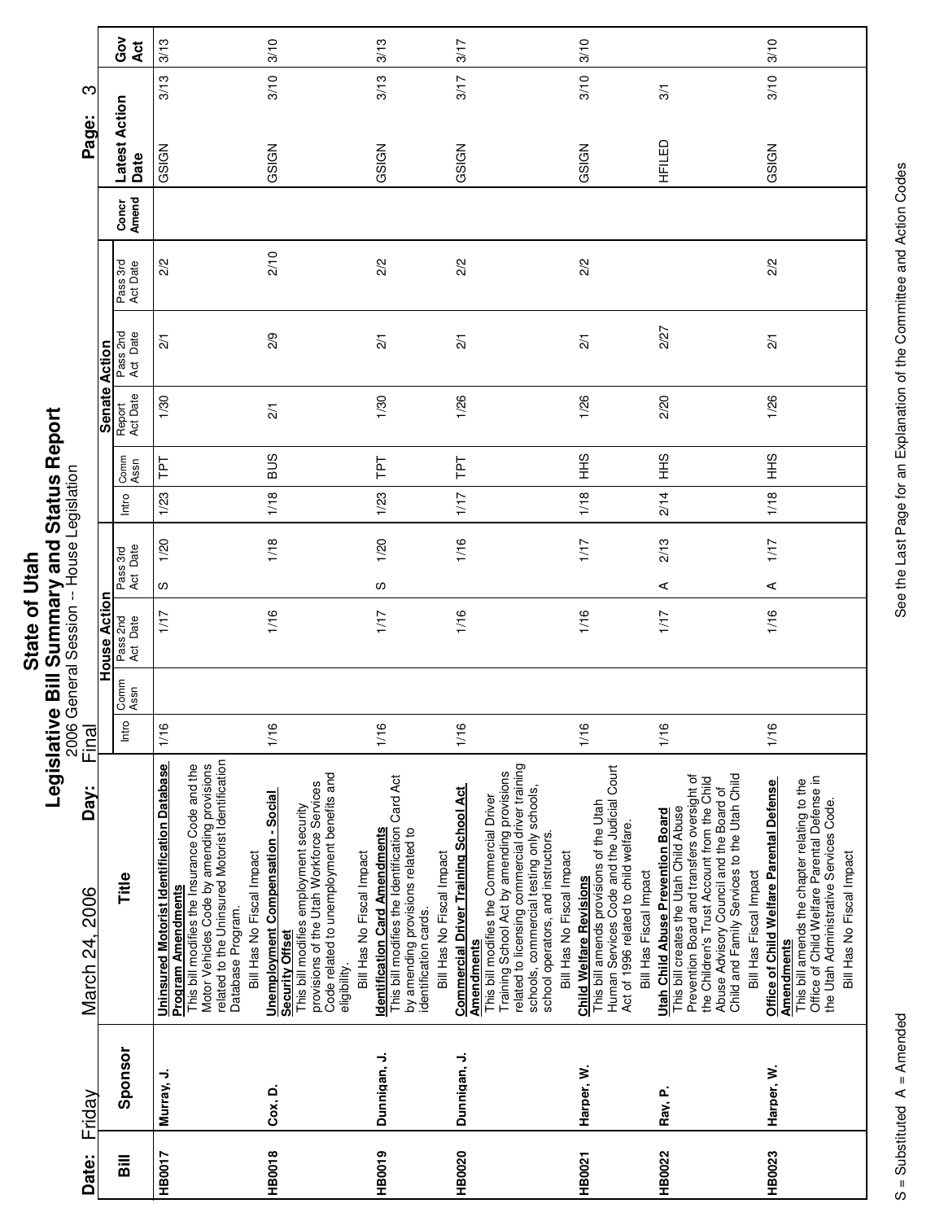# State of Utah

## Legislative Bill Summary and Status Report

2006 General Session -- House Legislation

Date: Friday March 24, 2006 Day: Final

| Bill | Sponsor | Title | House Action | | | | | | Senate Action | | | | | | Concr Amend | Latest Action Date | | Gov Act |
|---|---|---|---|---|---|---|---|---|---|---|---|---|---|---|---|---|---|---|
| | | | Intro | Comm Assn | Pass 2nd Act Date | Pass 3rd Act | Date | | Intro | Comm Assn | Report Act Date | Pass 2nd Act Date | Pass 3rd Act Date | | | | | |
| HB0017 | Murray, J. | **Uninsured Motorist Identification Database Program Amendments** This bill modifies the Insurance Code and the Motor Vehicles Code by amending provisions related to the Uninsured Motorist Identification Database Program. Bill Has No Fiscal Impact | 1/16 | | 1/17 | S | 1/20 | | 1/23 | TPT | 1/30 | 2/1 | 2/2 | | | GSIGN | 3/13 | 3/13 |
| HB0018 | Cox, D. | **Unemployment Compensation - Social Security Offset** This bill modifies employment security provisions of the Utah Workforce Services Code related to unemployment benefits and eligibility. Bill Has No Fiscal Impact | 1/16 | | 1/16 | | 1/18 | | 1/18 | BUS | 2/1 | 2/9 | 2/10 | | | GSIGN | 3/10 | 3/10 |
| HB0019 | Dunnigan, J. | **Identification Card Amendments** This bill modifies the Identification Card Act by amending provisions related to identification cards. Bill Has No Fiscal Impact | 1/16 | | 1/17 | S | 1/20 | | 1/23 | TPT | 1/30 | 2/1 | 2/2 | | | GSIGN | 3/13 | 3/13 |
| HB0020 | Dunnigan, J. | **Commercial Driver Training School Act Amendments** This bill modifies the Commercial Driver Training School Act by amending provisions related to licensing commercial driver training schools, commercial testing only schools, school operators, and instructors. Bill Has No Fiscal Impact | 1/16 | | 1/16 | | 1/16 | | 1/17 | TPT | 1/26 | 2/1 | 2/2 | | | GSIGN | 3/17 | 3/17 |
| HB0021 | Harper, W. | **Child Welfare Revisions** This bill amends provisions of the Utah Human Services Code and the Judicial Court Act of 1996 related to child welfare. Bill Has Fiscal Impact | 1/16 | | 1/16 | | 1/17 | | 1/18 | HHS | 1/26 | 2/1 | 2/2 | | | GSIGN | 3/10 | 3/10 |
| HB0022 | Ray, P. | **Utah Child Abuse Prevention Board** This bill creates the Utah Child Abuse Prevention Board and transfers oversight of the Children's Trust Account from the Child Abuse Advisory Council and the Board of Child and Family Services to the Utah Child Abuse Prevention Board. Bill Has Fiscal Impact | 1/16 | | 1/17 | A | 2/13 | | 2/14 | HHS | 2/20 | 2/27 | | | | HFILED | 3/1 | |
| HB0023 | Harper, W. | **Office of Child Welfare Parental Defense Amendments** This bill amends the chapter relating to the Office of Child Welfare Parental Defense in the Utah Administrative Services Code. Bill Has No Fiscal Impact | 1/16 | | 1/16 | A | 1/17 | | 1/18 | HHS | 1/26 | 2/1 | 2/2 | | | GSIGN | 3/10 | 3/10 |

S = Substituted A = Amended

See the Last Page for an Explanation of the Committee and Action Codes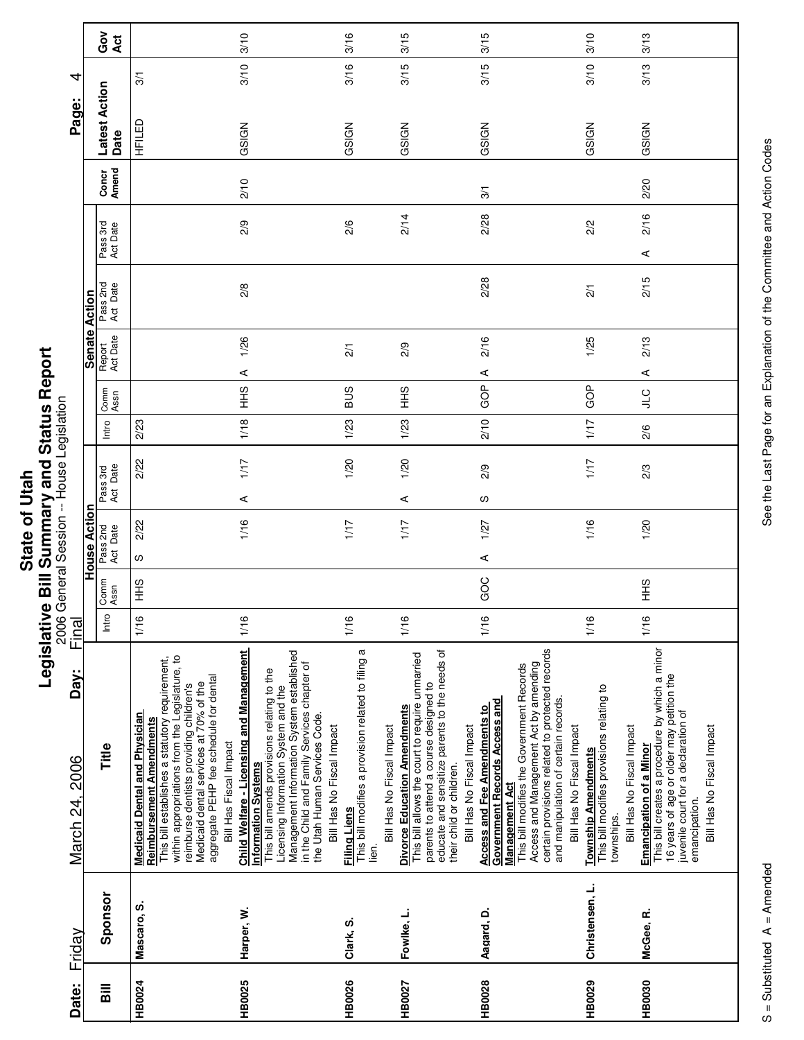# State of Utah
## Legislative Bill Summary and Status Report
2006 General Session -- House Legislation

Final

Date: Friday March 24, 2006 Day:

| Bill | Sponsor | Title | House Action Intro | House Comm Assn | House Pass 2nd Act Date | House Pass 3rd Act Date | Senate Intro | Senate Comm Assn | Senate Report Act Date | Senate Pass 2nd Act Date | Senate Pass 3rd Act Date | Concr Amend | Latest Action Date | | Gov Act |
|---|---|---|---|---|---|---|---|---|---|---|---|---|---|---|---|
| HB0024 | Mascaro, S. | **Medicaid Dental and Physician Reimbursement Amendments** This bill establishes a statutory requirement, within appropriations from the Legislature, to reimburse dentists providing children's Medicaid dental services at 70% of the aggregate PEHP fee schedule for dental Bill Has Fiscal Impact | 1/16 | HHS | S 2/22 | 2/22 | 2/23 | | | | | | HFILED | 3/1 | |
| HB0025 | Harper, W. | **Child Welfare - Licensing and Management Information Systems** This bill amends provisions relating to the Licensing Information System and the Management Information System established in the Child and Family Services chapter of the Utah Human Services Code. Bill Has No Fiscal Impact | 1/16 | | 1/16 | A 1/17 | 1/18 | HHS | A 1/26 | 2/8 | 2/9 | 2/10 | GSIGN | 3/10 | 3/10 |
| HB0026 | Clark, S. | **Filing Liens** This bill modifies a provision related to filing a lien. Bill Has No Fiscal Impact | 1/16 | | 1/17 | 1/20 | 1/23 | BUS | 2/1 | | 2/6 | | GSIGN | 3/16 | 3/16 |
| HB0027 | Fowlke, L. | **Divorce Education Amendments** This bill allows the court to require unmarried parents to attend a course designed to educate and sensitize parents to the needs of their child or children. Bill Has No Fiscal Impact | 1/16 | | 1/17 | A 1/20 | 1/23 | HHS | 2/9 | | 2/14 | | GSIGN | 3/15 | 3/15 |
| HB0028 | Aagard, D. | **Access and Fee Amendments to Government Records Access and Management Act** This bill modifies the Government Records Access and Management Act by amending certain provisions related to protected records and manipulation of certain records. Bill Has No Fiscal Impact | 1/16 | GOC | A 1/27 | S 2/9 | 2/10 | GOP | A 2/16 | 2/28 | 2/28 | 3/1 | GSIGN | 3/15 | 3/15 |
| HB0029 | Christensen, L. | **Township Amendments** This bill modifies provisions relating to townships. Bill Has No Fiscal Impact | 1/16 | | 1/16 | 1/17 | 1/17 | GOP | 1/25 | 2/1 | 2/2 | | GSIGN | 3/10 | 3/10 |
| HB0030 | McGee, R. | **Emancipation of a Minor** This bill creates a procedure by which a minor 16 years of age or older may petition the juvenile court for a declaration of emancipation. Bill Has No Fiscal Impact | 1/16 | HHS | 1/20 | 2/3 | 2/6 | JLC | A 2/13 | 2/15 | A 2/16 | 2/20 | GSIGN | 3/13 | 3/13 |

S = Substituted A = Amended

See the Last Page for an Explanation of the Committee and Action Codes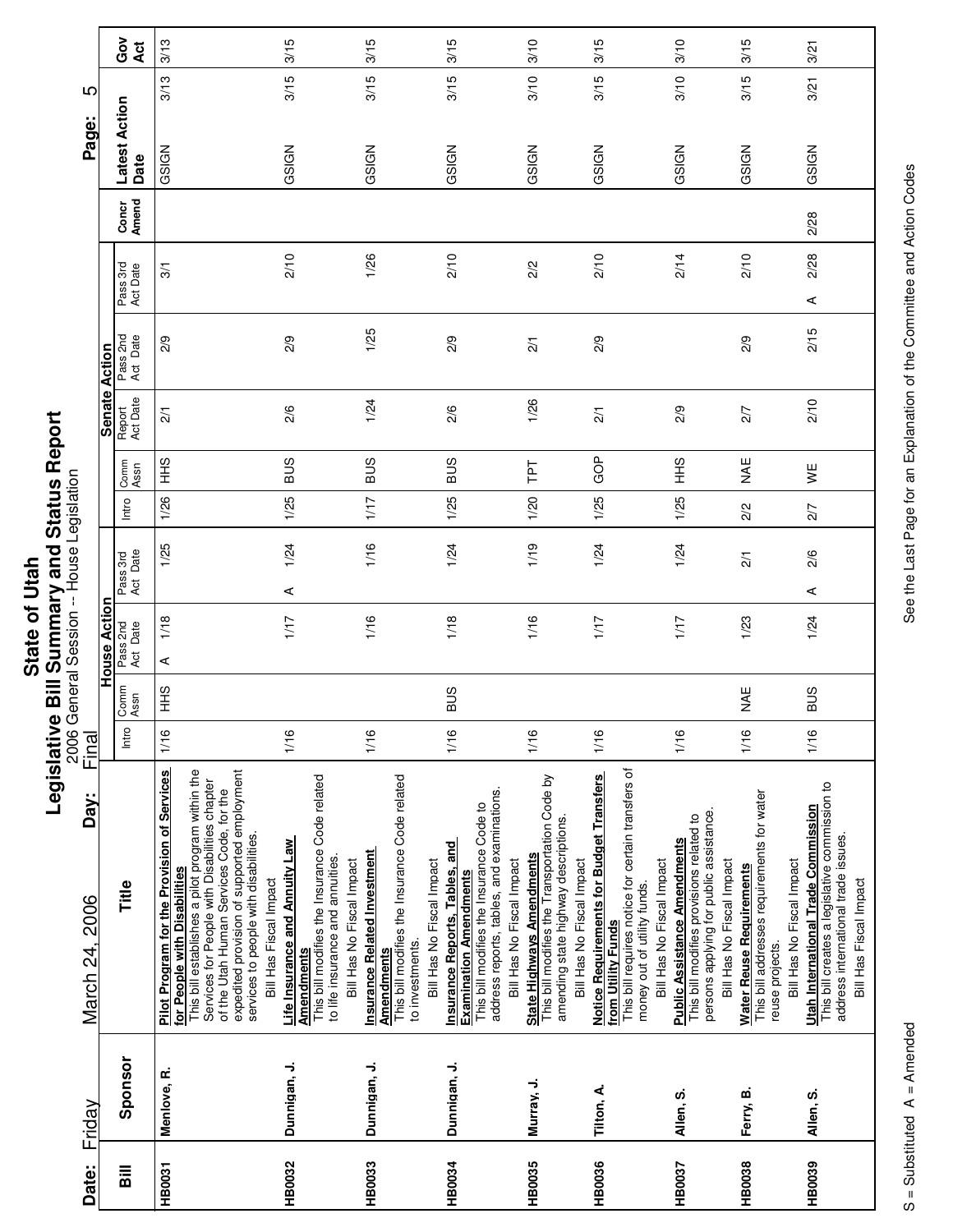# State of Utah

## Legislative Bill Summary and Status Report

2006 General Session -- House Legislation

Date: Friday March 24, 2006 Day: Final

| Bill | Sponsor | Title | House Action Intro | House Action Comm Assn | House Action Pass 2nd Act Date | House Action Pass 3rd Act Date | Senate Action Intro | Senate Action Comm Assn | Senate Action Report Act Date | Senate Action Pass 2nd Act Date | Senate Action Pass 3rd Act Date | Concr Amend | Latest Action | Latest Action Date | Gov Act |
|---|---|---|---|---|---|---|---|---|---|---|---|---|---|---|---|
| HB0031 | Menlove, R. | **Pilot Program for the Provision of Services for People with Disabilities** This bill establishes a pilot program within the Services for People with Disabilities chapter of the Utah Human Services Code, for the expedited provision of supported employment services to people with disabilities. Bill Has Fiscal Impact | 1/16 | HHS | A 1/18 | 1/25 | 1/26 | HHS | 2/1 | 2/9 | 3/1 | | GSIGN | 3/13 | 3/13 |
| HB0032 | Dunnigan, J. | **Life Insurance and Annuity Law Amendments** This bill modifies the Insurance Code related to life insurance and annuities. Bill Has No Fiscal Impact | 1/16 | | 1/17 | A 1/24 | 1/25 | BUS | 2/6 | 2/9 | 2/10 | | GSIGN | 3/15 | 3/15 |
| HB0033 | Dunnigan, J. | **Insurance Related Investment Amendments** This bill modifies the Insurance Code related to investments. Bill Has No Fiscal Impact | 1/16 | | 1/16 | 1/16 | 1/17 | BUS | 1/24 | 1/25 | 1/26 | | GSIGN | 3/15 | 3/15 |
| HB0034 | Dunnigan, J. | **Insurance Reports, Tables, and Examination Amendments** This bill modifies the Insurance Code to address reports, tables, and examinations. Bill Has No Fiscal Impact | 1/16 | BUS | 1/18 | 1/24 | 1/25 | BUS | 2/6 | 2/9 | 2/10 | | GSIGN | 3/15 | 3/15 |
| HB0035 | Murray, J. | **State Highways Amendments** This bill modifies the Transportation Code by amending state highway descriptions. Bill Has No Fiscal Impact | 1/16 | | 1/16 | 1/19 | 1/20 | TPT | 1/26 | 2/1 | 2/2 | | GSIGN | 3/10 | 3/10 |
| HB0036 | Tilton, A. | **Notice Requirements for Budget Transfers from Utility Funds** This bill requires notice for certain transfers of money out of utility funds. Bill Has No Fiscal Impact | 1/16 | | 1/17 | 1/24 | 1/25 | GOP | 2/1 | 2/9 | 2/10 | | GSIGN | 3/15 | 3/15 |
| HB0037 | Allen, S. | **Public Assistance Amendments** This bill modifies provisions related to persons applying for public assistance. Bill Has No Fiscal Impact | 1/16 | | 1/17 | 1/24 | 1/25 | HHS | 2/9 | | 2/14 | | GSIGN | 3/10 | 3/10 |
| HB0038 | Ferry, B. | **Water Reuse Requirements** This bill addresses requirements for water reuse projects. Bill Has No Fiscal Impact | 1/16 | NAE | 1/23 | 2/1 | 2/2 | NAE | 2/7 | 2/9 | 2/10 | | GSIGN | 3/15 | 3/15 |
| HB0039 | Allen, S. | **Utah International Trade Commission** This bill creates a legislative commission to address international trade issues. Bill Has Fiscal Impact | 1/16 | BUS | 1/24 | A 2/6 | 2/7 | WE | 2/10 | 2/15 | A 2/28 | 2/28 | GSIGN | 3/21 | 3/21 |

S = Substituted A = Amended

See the Last Page for an Explanation of the Committee and Action Codes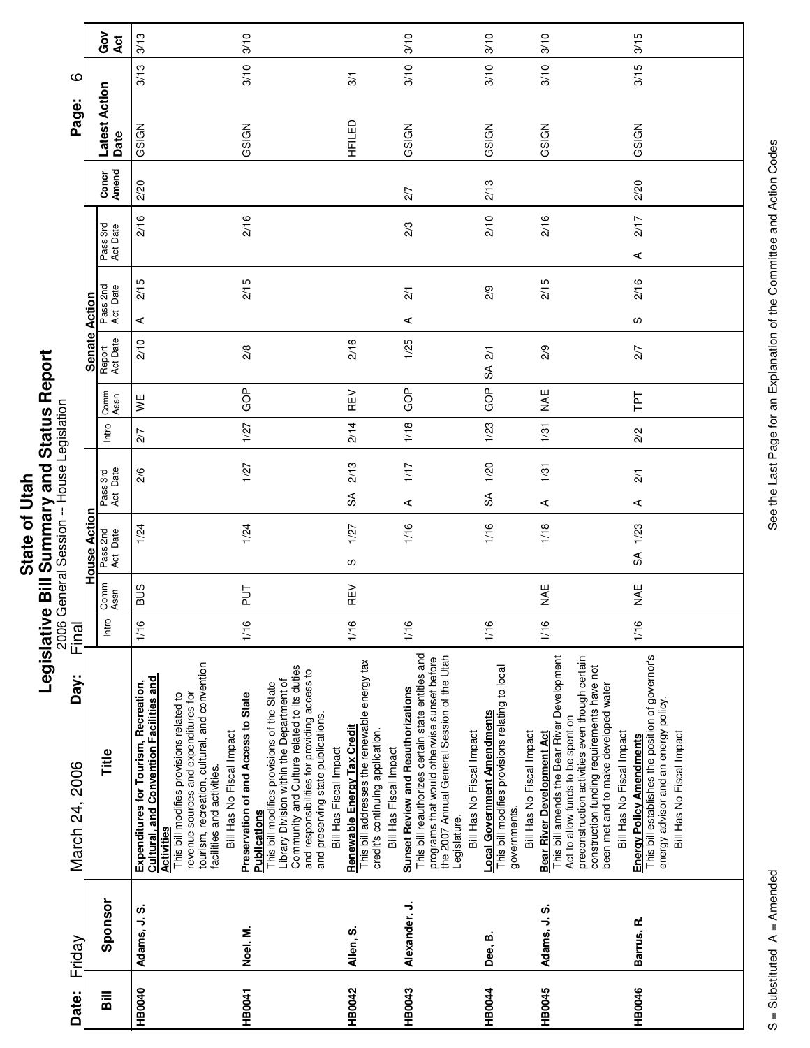# State of Utah
## Legislative Bill Summary and Status Report
2006 General Session -- House Legislation

Date: Friday March 24, 2006 Day: Final

| Bill | Sponsor | Title | House Action Intro | House Action Comm Assn | House Action Pass 2nd Act Date | House Action Pass 3rd Act Date | Senate Action Intro | Senate Action Comm Assn | Senate Action Report Act Date | Senate Action Pass 2nd Act Date | Senate Action Pass 3rd Act Date | Concr Amend | Latest Action Date | | Gov Act |
|---|---|---|---|---|---|---|---|---|---|---|---|---|---|---|---|
| HB0040 | Adams, J. S. | **Expenditures for Tourism, Recreation, Cultural, and Convention Facilities and Activities** This bill modifies provisions related to revenue sources and expenditures for tourism, recreation, cultural, and convention facilities and activities. Bill Has No Fiscal Impact | 1/16 | BUS | 1/24 | 2/6 | 2/7 | WE | 2/10 | A 2/15 | 2/16 | 2/20 | GSIGN | 3/13 | 3/13 |
| HB0041 | Noel, M. | **Preservation of and Access to State Publications** This bill modifies provisions of the State Library Division within the Department of Community and Culture related to its duties and responsibilities for providing access to and preserving state publications. Bill Has Fiscal Impact | 1/16 | PUT | 1/24 | 1/27 | 1/27 | GOP | 2/8 | 2/15 | 2/16 | | GSIGN | 3/10 | 3/10 |
| HB0042 | Allen, S. | **Renewable Energy Tax Credit** This bill addresses the renewable energy tax credit's continuing application. Bill Has Fiscal Impact | 1/16 | REV | S 1/27 | SA 2/13 | 2/14 | REV | 2/16 | | | | HFILED | 3/1 | |
| HB0043 | Alexander, J. | **Sunset Review and Reauthorizations** This bill reauthorizes certain state entities and programs that would otherwise sunset before the 2007 Annual General Session of the Utah Legislature. Bill Has No Fiscal Impact | 1/16 | | 1/16 | A 1/17 | 1/18 | GOP | 1/25 | A 2/1 | 2/3 | 2/7 | GSIGN | 3/10 | 3/10 |
| HB0044 | Dee, B. | **Local Government Amendments** This bill modifies provisions relating to local governments. Bill Has No Fiscal Impact | 1/16 | | 1/16 | SA 1/20 | 1/23 | GOP | SA 2/1 | 2/9 | 2/10 | 2/13 | GSIGN | 3/10 | 3/10 |
| HB0045 | Adams, J. S. | **Bear River Development Act** This bill amends the Bear River Development Act to allow funds to be spent on preconstruction activities even though certain construction funding requirements have not been met and to make developed water Bill Has No Fiscal Impact | 1/16 | NAE | 1/18 | A 1/31 | 1/31 | NAE | 2/9 | 2/15 | 2/16 | | GSIGN | 3/10 | 3/10 |
| HB0046 | Barrus, R. | **Energy Policy Amendments** This bill establishes the position of governor's energy advisor and an energy policy. Bill Has No Fiscal Impact | 1/16 | NAE | SA 1/23 | A 2/1 | 2/2 | TPT | 2/7 | S 2/16 | A 2/17 | 2/20 | GSIGN | 3/15 | 3/15 |

S = Substituted A = Amended

See the Last Page for an Explanation of the Committee and Action Codes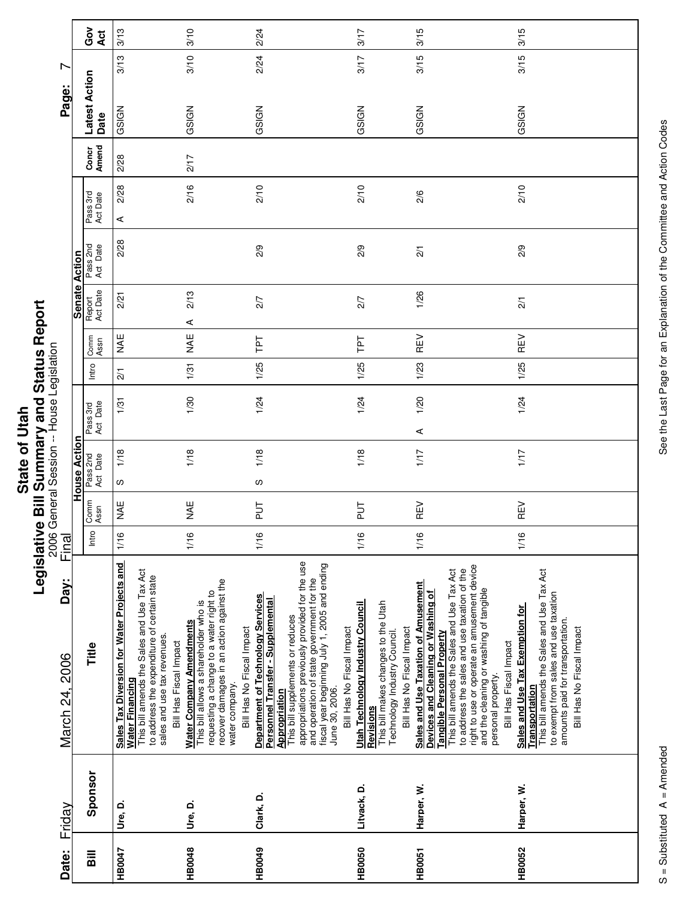# State of Utah

## Legislative Bill Summary and Status Report

2006 General Session -- House Legislation

Date: Friday March 24, 2006 Day: Final

| Bill | Sponsor | Title | House Action | | | | | Senate Action | | | | | | Concr Amend | Latest Action Date | | Gov Act |
|---|---|---|---|---|---|---|---|---|---|---|---|---|---|---|---|---|---|
| | | | Intro | Comm Assn | Pass 2nd Act Date | | Pass 3rd Act Date | Intro | Comm Assn | Report Act Date | Pass 2nd Act Date | Pass 3rd Act Date | | | | | |
| HB0047 | Ure, D. | **Sales Tax Diversion for Water Projects and Water Financing** This bill amends the Sales and Use Tax Act to address the expenditure of certain state sales and use tax revenues. Bill Has Fiscal Impact | 1/16 | NAE | S | 1/18 | 1/31 | 2/1 | NAE | 2/21 | 2/28 | A | 2/28 | 2/28 | GSIGN | 3/13 | 3/13 |
| HB0048 | Ure, D. | **Water Company Amendments** This bill allows a shareholder who is requesting a change to a water right to recover damages in an action against the water company. Bill Has No Fiscal Impact | 1/16 | NAE | | 1/18 | 1/30 | 1/31 | NAE | A 2/13 | | | 2/16 | 2/17 | GSIGN | 3/10 | 3/10 |
| HB0049 | Clark, D. | **Department of Technology Services Personnel Transfer - Supplemental Appropriation** This bill supplements or reduces appropriations previously provided for the use and operation of state government for the fiscal year beginning July 1, 2005 and ending June 30, 2006. Bill Has No Fiscal Impact | 1/16 | PUT | S | 1/18 | 1/24 | 1/25 | TPT | 2/7 | 2/9 | | 2/10 | | GSIGN | 2/24 | 2/24 |
| HB0050 | Litvack, D. | **Utah Technology Industry Council Revisions** This bill makes changes to the Utah Technology Industry Council. Bill Has No Fiscal Impact | 1/16 | PUT | | 1/18 | 1/24 | 1/25 | TPT | 2/7 | 2/9 | | 2/10 | | GSIGN | 3/17 | 3/17 |
| HB0051 | Harper, W. | **Sales and Use Taxation of Amusement Devices and Cleaning or Washing of Tangible Personal Property** This bill amends the Sales and Use Tax Act to address the sales and use taxation of the right to use or operate an amusement device and the cleaning or washing of tangible personal property. Bill Has Fiscal Impact | 1/16 | REV | | 1/17 | A 1/20 | 1/23 | REV | 1/26 | 2/1 | | 2/6 | | GSIGN | 3/15 | 3/15 |
| HB0052 | Harper, W. | **Sales and Use Tax Exemption for Transportation** This bill amends the Sales and Use Tax Act to exempt from sales and use taxation amounts paid for transportation. Bill Has No Fiscal Impact | 1/16 | REV | | 1/17 | 1/24 | 1/25 | REV | 2/1 | 2/9 | | 2/10 | | GSIGN | 3/15 | 3/15 |

S = Substituted A = Amended

See the Last Page for an Explanation of the Committee and Action Codes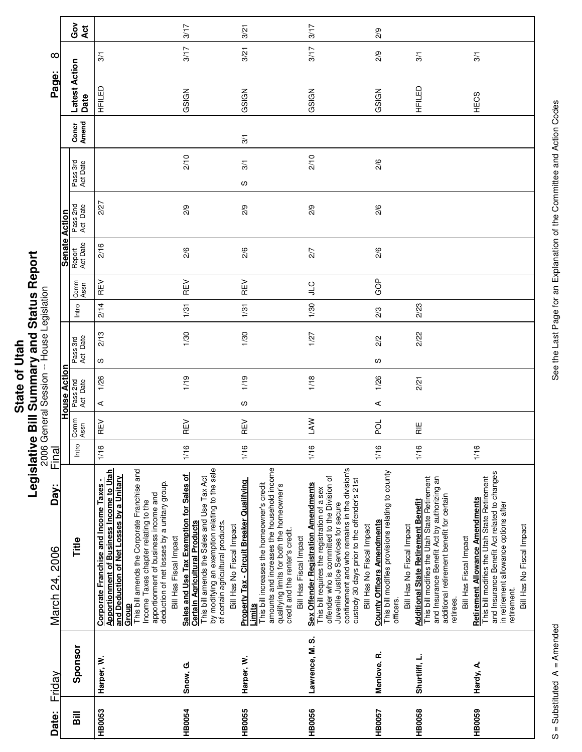# State of Utah

## Legislative Bill Summary and Status Report

2006 General Session -- House Legislation

Final

**Date:** Friday March 24, 2006 **Day:**

| Bill | Sponsor | Title | House Action Intro | House Action Comm Assn | House Action Pass 2nd Act Date | House Action Pass 3rd Act Date | Senate Action Intro | Senate Action Comm Assn | Senate Action Report Act Date | Senate Action Pass 2nd Act Date | Senate Action Pass 3rd Act Date | Concr Amend | Latest Action Date | | Gov Act |
|---|---|---|---|---|---|---|---|---|---|---|---|---|---|---|---|
| HB0053 | Harper, W. | **Corporate Franchise and Income Taxes - Apportionment of Business Income to Utah and Deduction of Net Losses by a Unitary Group** This bill amends the Corporate Franchise and Income Taxes chapter relating to the apportionment of business income and deduction of net losses by a unitary group. Bill Has Fiscal Impact | 1/16 | REV | A 1/26 | S 2/13 | 2/14 | REV | 2/16 | 2/27 | | | HFILED | 3/1 | |
| HB0054 | Snow, G. | **Sales and Use Tax Exemption for Sales of Certain Agricultural Products** This bill amends the Sales and Use Tax Act by modifying an exemption relating to the sale of certain agricultural products. Bill Has No Fiscal Impact | 1/16 | REV | 1/19 | 1/30 | 1/31 | REV | 2/6 | 2/9 | 2/10 | | GSIGN | 3/17 | 3/17 |
| HB0055 | Harper, W. | **Property Tax - Circuit Breaker Qualifying Limits** This bill increases the homeowner's credit amounts and increases the household income qualifying limits for both the homeowner's credit and the renter's credit. Bill Has Fiscal Impact | 1/16 | REV | S 1/19 | 1/30 | 1/31 | REV | 2/6 | 2/9 | S 3/1 | 3/1 | GSIGN | 3/21 | 3/21 |
| HB0056 | Lawrence, M. S. | **Sex Offender Registration Amendments** This bill requires the registration of a sex offender who is committed to the Division of Juvenile Justice Services for secure confinement and who remains in the division's custody 30 days prior to the offender's 21st Bill Has No Fiscal Impact | 1/16 | LAW | 1/18 | 1/27 | 1/30 | JLC | 2/7 | 2/9 | 2/10 | | GSIGN | 3/17 | 3/17 |
| HB0057 | Menlove, R. | **County Officers Amendments** This bill modifies provisions relating to county officers. Bill Has No Fiscal Impact | 1/16 | POL | A 1/26 | S 2/2 | 2/3 | GOP | 2/6 | 2/6 | 2/6 | | GSIGN | 2/9 | 2/9 |
| HB0058 | Shurtliff, L. | **Additional State Retirement Benefit** This bill modifies the Utah State Retirement and Insurance Benefit Act by authorizing an additional retirement benefit for certain retirees. Bill Has Fiscal Impact | 1/16 | RIE | 2/21 | 2/22 | 2/23 | | | | | | HFILED | 3/1 | |
| HB0059 | Hardy, A. | **Retirement Allowance Amendments** This bill modifies the Utah State Retirement and Insurance Benefit Act related to changes in retirement allowance options after retirement. Bill Has No Fiscal Impact | 1/16 | | | | | | | | | | HECS | 3/1 | |

S = Substituted A = Amended

See the Last Page for an Explanation of the Committee and Action Codes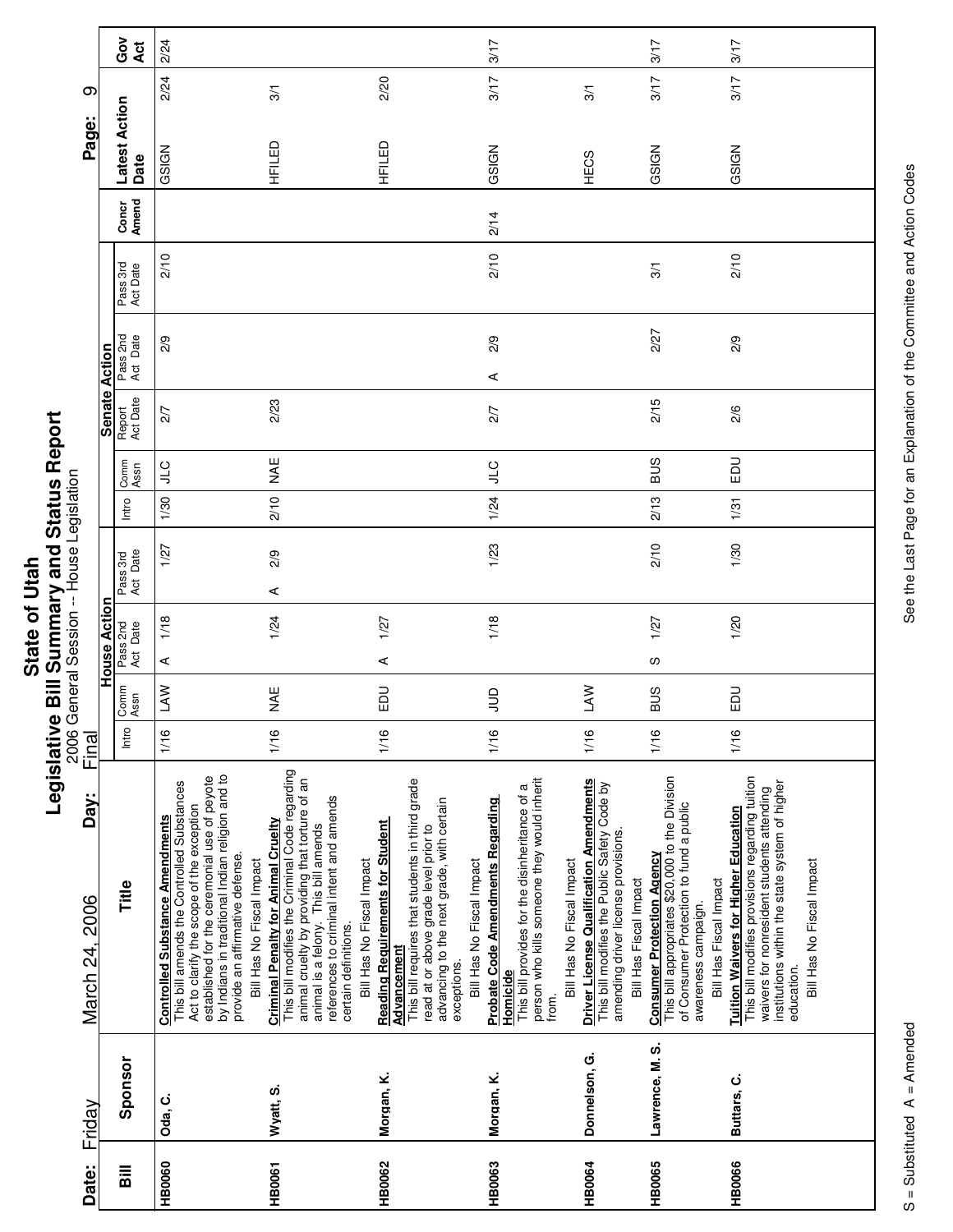# State of Utah
## Legislative Bill Summary and Status Report
2006 General Session -- House Legislation

Date: Friday March 24, 2006 Day: Final

| Bill | Sponsor | Title | House Action | | | | | | Senate Action | | | | | | | Concr Amend | Latest Action | Date | Gov Act |
|---|---|---|---|---|---|---|---|---|---|---|---|---|---|---|---|---|---|---|---|
| | | | Intro | Comm Assn | Pass 2nd Act | Date | Pass 3rd Act | Date | Intro | Comm Assn | Report Act Date | Pass 2nd Act | Date | Pass 3rd Act | Date | | | | |
| HB0060 | Oda, C. | **Controlled Substance Amendments** This bill amends the Controlled Substances Act to clarify the scope of the exception established for the ceremonial use of peyote by Indians in traditional Indian religion and to provide an affirmative defense. Bill Has No Fiscal Impact | 1/16 | LAW | A | 1/18 | | 1/27 | 1/30 | JLC | 2/7 | | 2/9 | | 2/10 | | GSIGN | 2/24 | 2/24 |
| HB0061 | Wyatt, S. | **Criminal Penalty for Animal Cruelty** This bill modifies the Criminal Code regarding animal cruelty by providing that torture of an animal is a felony. This bill amends references to criminal intent and amends certain definitions. Bill Has No Fiscal Impact | 1/16 | NAE | | 1/24 | A | 2/9 | 2/10 | NAE | 2/23 | | | | | | HFILED | 3/1 | |
| HB0062 | Morgan, K. | **Reading Requirements for Student Advancement** This bill requires that students in third grade read at or above grade level prior to advancing to the next grade, with certain exceptions. Bill Has No Fiscal Impact | 1/16 | EDU | A | 1/27 | | | | | | | | | | | HFILED | 2/20 | |
| HB0063 | Morgan, K. | **Probate Code Amendments Regarding Homicide** This bill provides for the disinheritance of a person who kills someone they would inherit from. Bill Has No Fiscal Impact | 1/16 | JUD | | 1/18 | | 1/23 | 1/24 | JLC | 2/7 | A | 2/9 | | 2/10 | 2/14 | GSIGN | 3/17 | 3/17 |
| HB0064 | Donnelson, G. | **Driver License Qualification Amendments** This bill modifies the Public Safety Code by amending driver license provisions. Bill Has Fiscal Impact | 1/16 | LAW | | | | | | | | | | | | | HECS | 3/1 | |
| HB0065 | Lawrence, M. S. | **Consumer Protection Agency** This bill appropriates $20,000 to the Division of Consumer Protection to fund a public awareness campaign. Bill Has Fiscal Impact | 1/16 | BUS | S | 1/27 | | 2/10 | 2/13 | BUS | 2/15 | | 2/27 | | 3/1 | | GSIGN | 3/17 | 3/17 |
| HB0066 | Buttars, C. | **Tuition Waivers for Higher Education** This bill modifies provisions regarding tuition waivers for nonresident students attending institutions within the state system of higher education. Bill Has No Fiscal Impact | 1/16 | EDU | | 1/20 | | 1/30 | 1/31 | EDU | 2/6 | | 2/9 | | 2/10 | | GSIGN | 3/17 | 3/17 |

S = Substituted A = Amended

See the Last Page for an Explanation of the Committee and Action Codes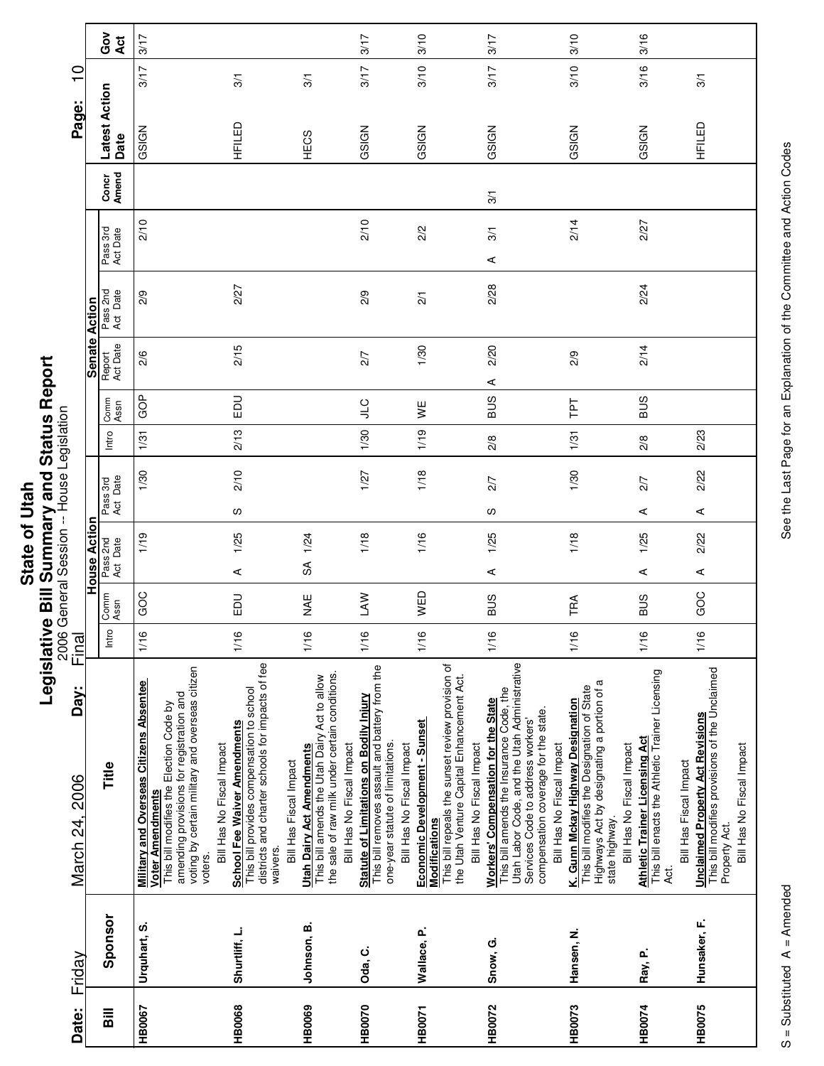# State of Utah
## Legislative Bill Summary and Status Report
2006 General Session -- House Legislation

Date: Friday March 24, 2006 Day: Final

| Bill | Sponsor | Title | House Action | | | | Senate Action | | | | | Concr Amend | Latest Action Date | | Gov Act |
|---|---|---|---|---|---|---|---|---|---|---|---|---|---|---|---|
| | | | Intro | Comm Assn | Pass 2nd Act Date | Pass 3rd Act Date | Intro | Comm Assn | Report Act Date | Pass 2nd Act Date | Pass 3rd Act Date | | | | |
| HB0067 | Urquhart, S. | **Military and Overseas Citizens Absentee Voter Amendments** This bill modifies the Election Code by amending provisions for registration and voting by certain military and overseas citizen voters. Bill Has No Fiscal Impact | 1/16 | GOC | 1/19 | 1/30 | 1/31 | GOP | 2/6 | 2/9 | 2/10 | | GSIGN | 3/17 | 3/17 |
| HB0068 | Shurtliff, L. | **School Fee Waiver Amendments** This bill provides compensation to school districts and charter schools for impacts of fee waivers. Bill Has Fiscal Impact | 1/16 | EDU | A 1/25 | S 2/10 | 2/13 | EDU | 2/15 | 2/27 | | | HFILED | 3/1 | |
| HB0069 | Johnson, B. | **Utah Dairy Act Amendments** This bill amends the Utah Dairy Act to allow the sale of raw milk under certain conditions. Bill Has No Fiscal Impact | 1/16 | NAE | SA 1/24 | | | | | | | | HECS | 3/1 | |
| HB0070 | Oda, C. | **Statute of Limitations on Bodily Injury** This bill removes assault and battery from the one-year statute of limitations. Bill Has No Fiscal Impact | 1/16 | LAW | 1/18 | 1/27 | 1/30 | JLC | 2/7 | 2/9 | 2/10 | | GSIGN | 3/17 | 3/17 |
| HB0071 | Wallace, P. | **Economic Development - Sunset Modifications** This bill repeals the sunset review provision of the Utah Venture Capital Enhancement Act. Bill Has No Fiscal Impact | 1/16 | WED | 1/16 | 1/18 | 1/19 | WE | 1/30 | 2/1 | 2/2 | | GSIGN | 3/10 | 3/10 |
| HB0072 | Snow, G. | **Workers' Compensation for the State** This bill amends the Insurance Code, the Utah Labor Code, and the Utah Administrative Services Code to address workers' compensation coverage for the state. Bill Has No Fiscal Impact | 1/16 | BUS | A 1/25 | S 2/7 | 2/8 | BUS | A 2/20 | 2/28 | A 3/1 | 3/1 | GSIGN | 3/17 | 3/17 |
| HB0073 | Hansen, N. | **K. Gunn Mckay Highway Designation** This bill modifies the Designation of State Highways Act by designating a portion of a state highway. Bill Has No Fiscal Impact | 1/16 | TRA | 1/18 | 1/30 | 1/31 | TPT | 2/9 | | 2/14 | | GSIGN | 3/10 | 3/10 |
| HB0074 | Ray, P. | **Athletic Trainer Licensing Act** This bill enacts the Athletic Trainer Licensing Act. Bill Has Fiscal Impact | 1/16 | BUS | A 1/25 | A 2/7 | 2/8 | BUS | 2/14 | 2/24 | 2/27 | | GSIGN | 3/16 | 3/16 |
| HB0075 | Hunsaker, F. | **Unclaimed Property Act Revisions** This bill modifies provisions of the Unclaimed Property Act. Bill Has No Fiscal Impact | 1/16 | GOC | A 2/22 | A 2/22 | 2/23 | | | | | | HFILED | 3/1 | |

S = Substituted A = Amended

See the Last Page for an Explanation of the Committee and Action Codes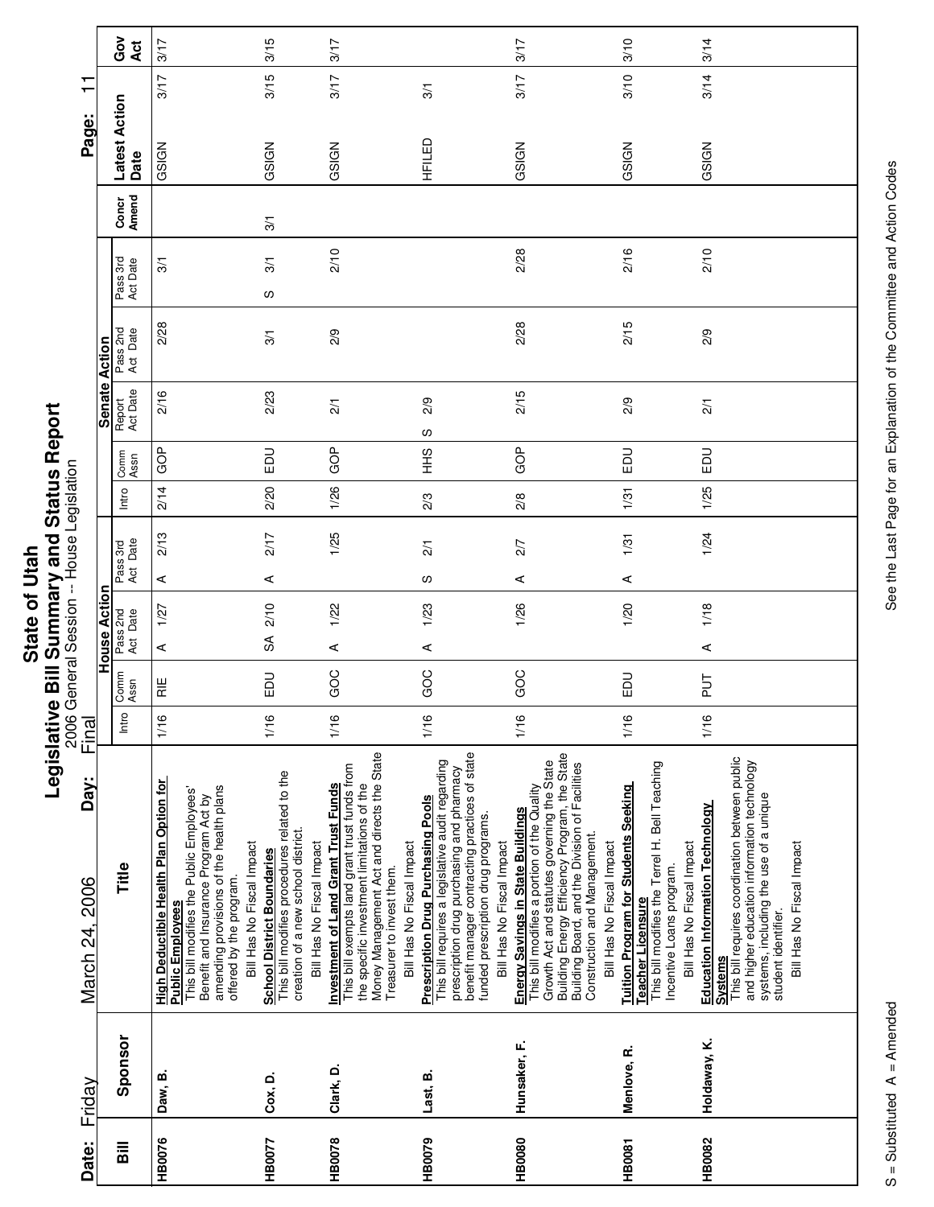# State of Utah
## Legislative Bill Summary and Status Report
2006 General Session -- House Legislation

Date: Friday March 24, 2006 Day: Final

| Bill | Sponsor | Title | House Action Intro | Comm Assn | Pass 2nd Act Date | Pass 3rd Act Date | Senate Action Intro | Comm Assn | Report Act Date | Pass 2nd Act Date | Pass 3rd Act Date | Concr Amend | Latest Action Date | | Gov Act |
|---|---|---|---|---|---|---|---|---|---|---|---|---|---|---|---|
| HB0076 | Daw, B. | **High Deductible Health Plan Option for Public Employees** This bill modifies the Public Employees' Benefit and Insurance Program Act by amending provisions of the health plans offered by the program. Bill Has No Fiscal Impact | 1/16 | RIE | A 1/27 | A 2/13 | 2/14 | GOP | 2/16 | 2/28 | 3/1 | | GSIGN | 3/17 | 3/17 |
| HB0077 | Cox, D. | **School District Boundaries** This bill modifies procedures related to the creation of a new school district. Bill Has No Fiscal Impact | 1/16 | EDU | SA 2/10 | A 2/17 | 2/20 | EDU | 2/23 | 3/1 | S 3/1 | 3/1 | GSIGN | 3/15 | 3/15 |
| HB0078 | Clark, D. | **Investment of Land Grant Trust Funds** This bill exempts land grant trust funds from the specific investment limitations of the Money Management Act and directs the State Treasurer to invest them. Bill Has No Fiscal Impact | 1/16 | GOC | A 1/22 | 1/25 | 1/26 | GOP | 2/1 | 2/9 | 2/10 | | GSIGN | 3/17 | 3/17 |
| HB0079 | Last, B. | **Prescription Drug Purchasing Pools** This bill requires a legislative audit regarding prescription drug purchasing and pharmacy benefit manager contracting practices of state funded prescription drug programs. Bill Has No Fiscal Impact | 1/16 | GOC | A 1/23 | S 2/1 | 2/3 | HHS | S 2/9 | | | | HFILED | 3/1 | |
| HB0080 | Hunsaker, F. | **Energy Savings in State Buildings** This bill modifies a portion of the Quality Growth Act and statutes governing the State Building Energy Efficiency Program, the State Building Board, and the Division of Facilities Construction and Management. Bill Has No Fiscal Impact | 1/16 | GOC | 1/26 | A 2/7 | 2/8 | GOP | 2/15 | 2/28 | 2/28 | | GSIGN | 3/17 | 3/17 |
| HB0081 | Menlove, R. | **Tuition Program for Students Seeking Teacher Licensure** This bill modifies the Terrel H. Bell Teaching Incentive Loans program. Bill Has No Fiscal Impact | 1/16 | EDU | 1/20 | A 1/31 | 1/31 | EDU | 2/9 | 2/15 | 2/16 | | GSIGN | 3/10 | 3/10 |
| HB0082 | Holdaway, K. | **Education Information Technology Systems** This bill requires coordination between public and higher education information technology systems, including the use of a unique student identifier. Bill Has No Fiscal Impact | 1/16 | PUT | A 1/18 | 1/24 | 1/25 | EDU | 2/1 | 2/9 | 2/10 | | GSIGN | 3/14 | 3/14 |

S = Substituted A = Amended

See the Last Page for an Explanation of the Committee and Action Codes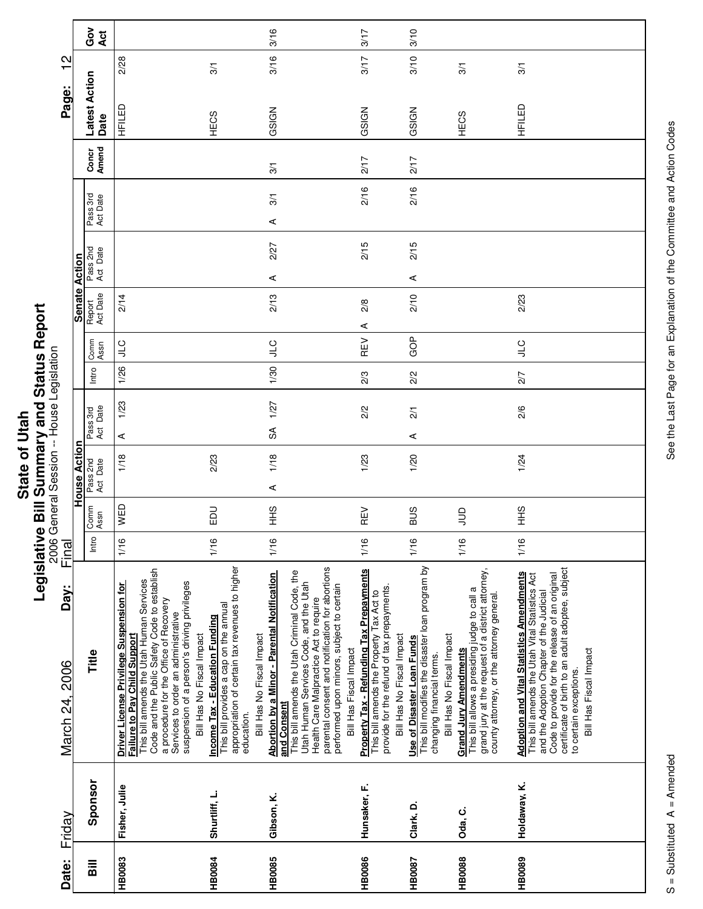# State of Utah
## Legislative Bill Summary and Status Report
2006 General Session -- House Legislation

Date: Friday March 24, 2006 Day: Final

| Bill | Sponsor | Title | House Action | | | | Senate Action | | | | | Concr Amend | Latest Action Date | | Gov Act |
|---|---|---|---|---|---|---|---|---|---|---|---|---|---|---|---|
| | | | Intro | Comm Assn | Pass 2nd Act Date | Pass 3rd Act Date | Intro | Comm Assn | Report Act Date | Pass 2nd Act Date | Pass 3rd Act Date | | | | |
| HB0083 | Fisher, Julie | **Driver License Privilege Suspension for Failure to Pay Child Support** This bill amends the Utah Human Services Code and the Public Safety Code to establish a procedure for the Office of Recovery Services to order an administrative suspension of a person's driving privileges. Bill Has No Fiscal Impact | 1/16 | WED | 1/18 | A 1/23 | 1/26 | JLC | 2/14 | | | | HFILED | 2/28 | |
| HB0084 | Shurtliff, L. | **Income Tax - Education Funding** This bill provides a cap on the annual appropriation of certain tax revenues to higher education. Bill Has No Fiscal Impact | 1/16 | EDU | 2/23 | | | | | | | | HECS | 3/1 | |
| HB0085 | Gibson, K. | **Abortion by a Minor - Parental Notification and Consent** This bill amends the Utah Criminal Code, the Utah Human Services Code, and the Utah Health Care Malpractice Act to require parental consent and notification for abortions performed upon minors, subject to certain Bill Has Fiscal Impact | 1/16 | HHS | A 1/18 | SA 1/27 | 1/30 | JLC | 2/13 | A 2/27 | A 3/1 | 3/1 | GSIGN | 3/16 | 3/16 |
| HB0086 | Hunsaker, F. | **Property Tax - Refunding Tax Prepayments** This bill amends the Property Tax Act to provide for the refund of tax prepayments. Bill Has No Fiscal Impact | 1/16 | REV | 1/23 | 2/2 | 2/3 | REV | A 2/8 | 2/15 | 2/16 | 2/17 | GSIGN | 3/17 | 3/17 |
| HB0087 | Clark, D. | **Use of Disaster Loan Funds** This bill modifies the disaster loan program by changing financial terms. Bill Has No Fiscal Impact | 1/16 | BUS | 1/20 | A 2/1 | 2/2 | GOP | 2/10 | A 2/15 | 2/16 | 2/17 | GSIGN | 3/10 | 3/10 |
| HB0088 | Oda, C. | **Grand Jury Amendments** This bill allows a presiding judge to call a grand jury at the request of a district attorney, county attorney, or the attorney general. | 1/16 | JUD | | | | | | | | | HECS | 3/1 | |
| HB0089 | Holdaway, K. | **Adoption and Vital Statistics Amendments** This bill amends the Utah Vital Statistics Act and the Adoption Chapter of the Judicial Code to provide for the release of an original certificate of birth to an adult adoptee, subject to certain exceptions. Bill Has Fiscal Impact | 1/16 | HHS | 1/24 | 2/6 | 2/7 | JLC | 2/23 | | | | HFILED | 3/1 | |

S = Substituted A = Amended

See the Last Page for an Explanation of the Committee and Action Codes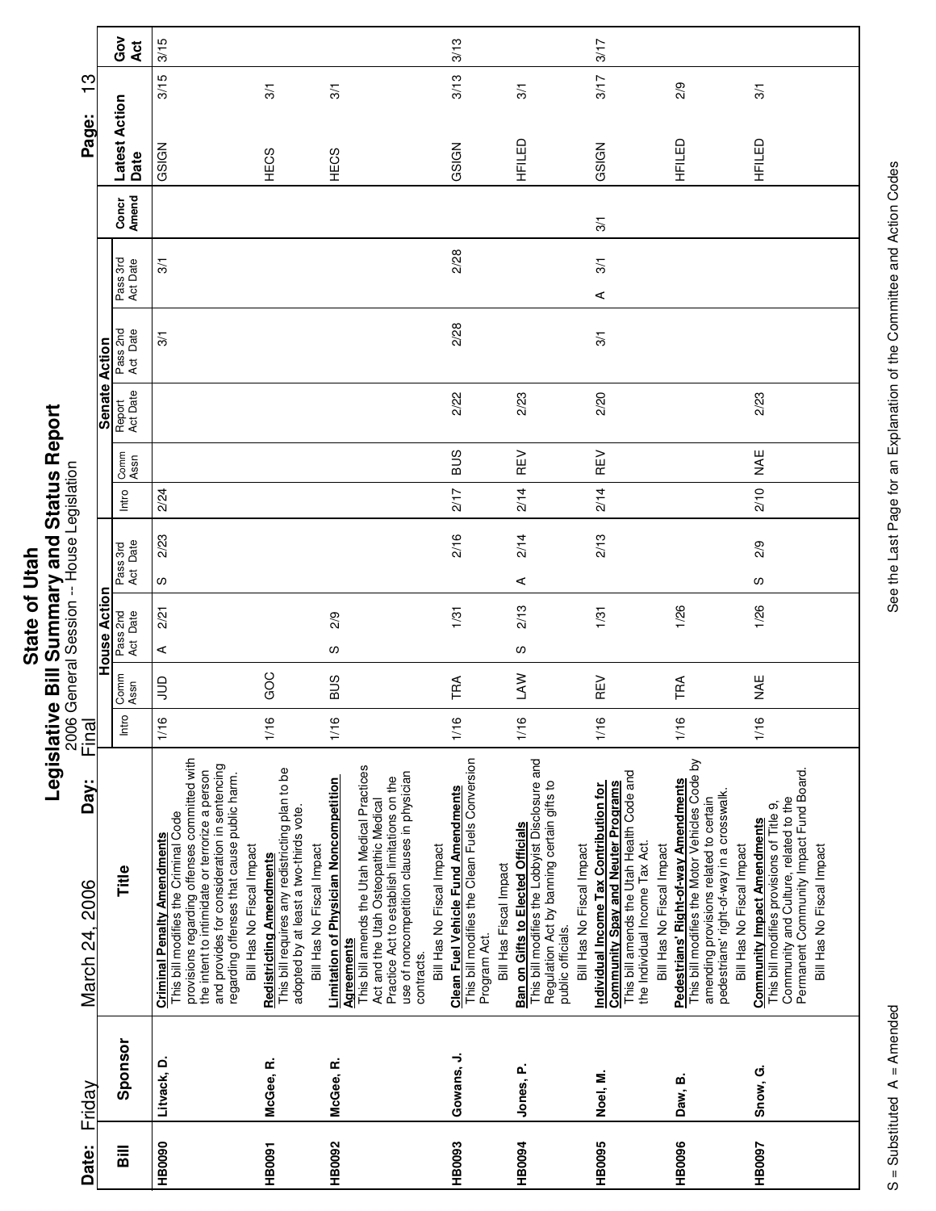# State of Utah

## Legislative Bill Summary and Status Report

2006 General Session -- House Legislation

Date: Friday March 24, 2006 Day: Final

| Bill | Sponsor | Title | House Action Intro | House Comm Assn | House Pass 2nd Act Date | House Pass 3rd Act Date | Senate Intro | Senate Comm Assn | Senate Report Act Date | Senate Pass 2nd Act Date | Senate Pass 3rd Act Date | Concr Amend | Latest Action Date | Gov Act |
|---|---|---|---|---|---|---|---|---|---|---|---|---|---|---|
| HB0090 | Litvack, D. | **Criminal Penalty Amendments** This bill modifies the Criminal Code provisions regarding offenses committed with the intent to intimidate or terrorize a person and provides for consideration in sentencing regarding offenses that cause public harm. Bill Has No Fiscal Impact | 1/16 | JUD | A 2/21 | S 2/23 | 2/24 | | | 3/1 | 3/1 | | GSIGN 3/15 | 3/15 |
| HB0091 | McGee, R. | **Redistricting Amendments** This bill requires any redistricting plan to be adopted by at least a two-thirds vote. Bill Has No Fiscal Impact | 1/16 | GOC | | | | | | | | | HECS 3/1 | |
| HB0092 | McGee, R. | **Limitation of Physician Noncompetition Agreements** This bill amends the Utah Medical Practices Act and the Utah Osteopathic Medical Practice Act to establish limitations on the use of noncompetition clauses in physician contracts. Bill Has No Fiscal Impact | 1/16 | BUS | S 2/9 | | | | | | | | HECS 3/1 | |
| HB0093 | Gowans, J. | **Clean Fuel Vehicle Fund Amendments** This bill modifies the Clean Fuels Conversion Program Act. Bill Has Fiscal Impact | 1/16 | TRA | 1/31 | 2/16 | 2/17 | BUS | 2/22 | 2/28 | 2/28 | | GSIGN 3/13 | 3/13 |
| HB0094 | Jones, P. | **Ban on Gifts to Elected Officials** This bill modifies the Lobbyist Disclosure and Regulation Act by banning certain gifts to public officials. Bill Has No Fiscal Impact | 1/16 | LAW | S 2/13 | A 2/14 | 2/14 | REV | 2/23 | | | | HFILED 3/1 | |
| HB0095 | Noel, M. | **Individual Income Tax Contribution for Community Spay and Neuter Programs** This bill amends the Utah Health Code and the Individual Income Tax Act. Bill Has No Fiscal Impact | 1/16 | REV | 1/31 | 2/13 | 2/14 | REV | 2/20 | 3/1 | A 3/1 | 3/1 | GSIGN 3/17 | 3/17 |
| HB0096 | Daw, B. | **Pedestrians' Right-of-way Amendments** This bill modifies the Motor Vehicles Code by amending provisions related to certain pedestrians' right-of-way in a crosswalk. Bill Has Fiscal Impact | 1/16 | TRA | 1/26 | | | | | | | | HFILED 2/9 | |
| HB0097 | Snow, G. | **Community Impact Amendments** This bill modifies provisions of Title 9, Community and Culture, related to the Permanent Community Impact Fund Board. Bill Has No Fiscal Impact | 1/16 | NAE | 1/26 | S 2/9 | 2/10 | NAE | 2/23 | | | | HFILED 3/1 | |

S = Substituted A = Amended

See the Last Page for an Explanation of the Committee and Action Codes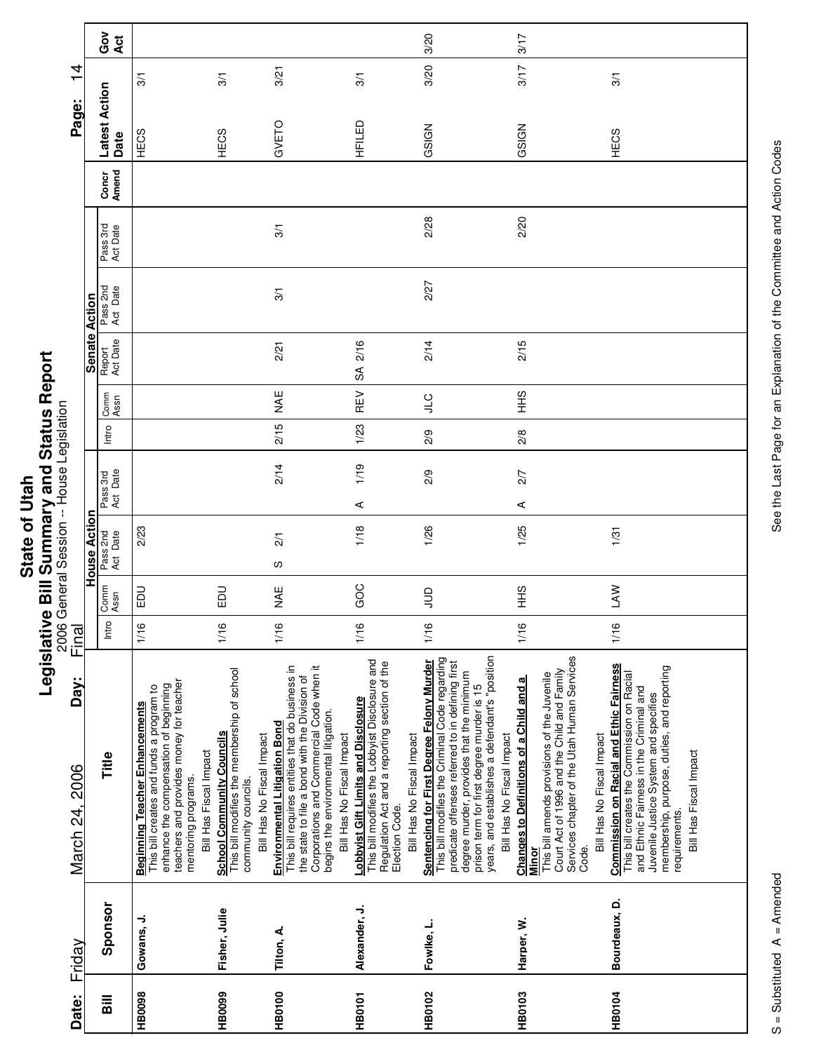# State of Utah
## Legislative Bill Summary and Status Report
2006 General Session -- House Legislation

**Date:** Friday March 24, 2006 **Day:** Final

| Bill | Sponsor | Title | House Action | | | | Senate Action | | | | | Concr Amend | Latest Action Date | | Gov Act |
|---|---|---|---|---|---|---|---|---|---|---|---|---|---|---|---|
| | | | Intro | Comm Assn | Pass 2nd Act Date | Pass 3rd Act Date | Intro | Comm Assn | Report Act Date | Pass 2nd Act Date | Pass 3rd Act Date | | | | |
| HB0098 | Gowans, J. | **Beginning Teacher Enhancements** This bill creates and funds a program to enhance the compensation of beginning teachers and provides money for teacher mentoring programs. Bill Has Fiscal Impact | 1/16 | EDU | 2/23 | | | | | | | | HECS | 3/1 | |
| HB0099 | Fisher, Julie | **School Community Councils** This bill modifies the membership of school community councils. Bill Has No Fiscal Impact | 1/16 | EDU | | | | | | | | | HECS | 3/1 | |
| HB0100 | Tilton, A. | **Environmental Litigation Bond** This bill requires entities that do business in the state to file a bond with the Division of Corporations and Commercial Code when it begins the environmental litigation. Bill Has No Fiscal Impact | 1/16 | NAE | S 2/1 | 2/14 | 2/15 | NAE | 2/21 | 3/1 | 3/1 | | GVETO | 3/21 | |
| HB0101 | Alexander, J. | **Lobbyist Gift Limits and Disclosure** This bill modifies the Lobbyist Disclosure and Regulation Act and a reporting section of the Election Code. Bill Has No Fiscal Impact | 1/16 | GOC | 1/18 | A 1/19 | 1/23 | REV | SA 2/16 | | | | HFILED | 3/1 | |
| HB0102 | Fowlke, L. | **Sentencing for First Degree Felony Murder** This bill modifies the Criminal Code regarding predicate offenses referred to in defining first degree murder, provides that the minimum prison term for first degree murder is 15 years, and establishes a defendant's "position Bill Has No Fiscal Impact | 1/16 | JUD | 1/26 | 2/9 | 2/9 | JLC | 2/14 | 2/27 | 2/28 | | GSIGN | 3/20 | 3/20 |
| HB0103 | Harper, W. | **Changes to Definitions of a Child and a Minor** This bill amends provisions of the Juvenile Court Act of 1996 and the Child and Family Services chapter of the Utah Human Services Code. Bill Has No Fiscal Impact | 1/16 | HHS | 1/25 | A 2/7 | 2/8 | HHS | 2/15 | | 2/20 | | GSIGN | 3/17 | 3/17 |
| HB0104 | Bourdeaux, D. | **Commission on Racial and Ethic Fairness** This bill creates the Commission on Racial and Ethic Fairness in the Criminal and Juvenile Justice System and specifies membership, purpose, duties, and reporting requirements. Bill Has Fiscal Impact | 1/16 | LAW | 1/31 | | | | | | | | HECS | 3/1 | |

S = Substituted A = Amended

See the Last Page for an Explanation of the Committee and Action Codes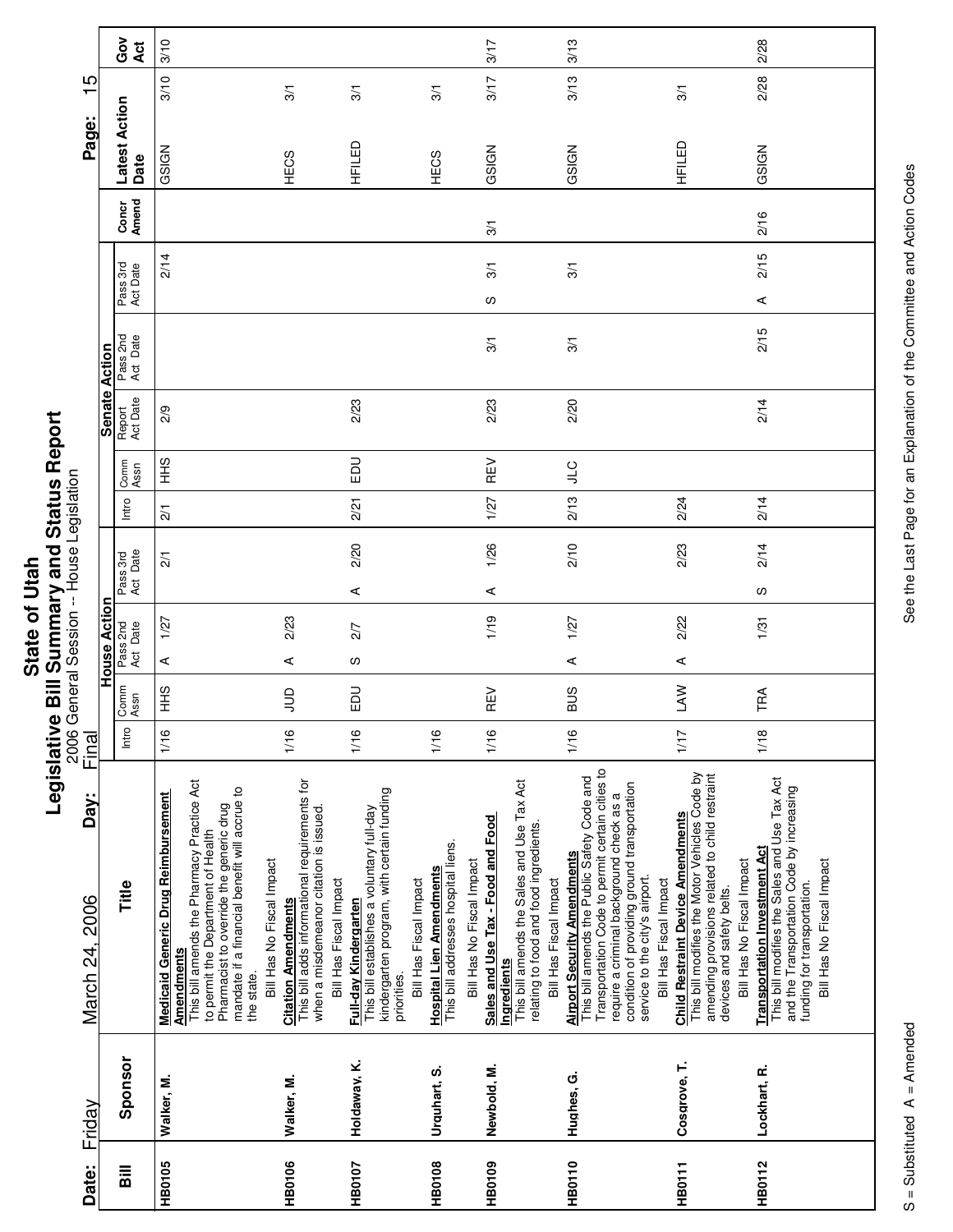# State of Utah

## Legislative Bill Summary and Status Report

2006 General Session -- House Legislation

Date: March 24, 2006 Day: Friday Final

| Bill | Sponsor | Title | House Action | | | | | | Senate Action | | | | | | | Concr Amend | Latest Action Date | | Gov Act |
|---|---|---|---|---|---|---|---|---|---|---|---|---|---|---|---|---|---|---|---|
| | | | Intro | Comm Assn | Pass 2nd Act Date | | Pass 3rd Act Date | | Intro | Comm Assn | Report Act Date | Pass 2nd Act Date | Pass 3rd Act Date | | | | | | |
| HB0105 | Walker, M. | **Medicaid Generic Drug Reimbursement Amendments** This bill amends the Pharmacy Practice Act to permit the Department of Health Pharmacist to override the generic drug mandate if a financial benefit will accrue to the state. Bill Has No Fiscal Impact | 1/16 | HHS | A | 1/27 | | 2/1 | 2/1 | HHS | 2/9 | | | 2/14 | | | GSIGN | 3/10 | 3/10 |
| HB0106 | Walker, M. | **Citation Amendments** This bill adds informational requirements for when a misdemeanor citation is issued. Bill Has Fiscal Impact | 1/16 | JUD | A | 2/23 | | | | | | | | | | | HECS | 3/1 | |
| HB0107 | Holdaway, K. | **Full-day Kindergarten** This bill establishes a voluntary full-day kindergarten program, with certain funding priorities. Bill Has Fiscal Impact | 1/16 | EDU | S | 2/7 | A | 2/20 | 2/21 | EDU | 2/23 | | | | | | HFILED | 3/1 | |
| HB0108 | Urquhart, S. | **Hospital Lien Amendments** This bill addresses hospital liens. Bill Has No Fiscal Impact | 1/16 | | | | | | | | | | | | | | HECS | 3/1 | |
| HB0109 | Newbold, M. | **Sales and Use Tax - Food and Food Ingredients** This bill amends the Sales and Use Tax Act relating to food and food ingredients. Bill Has Fiscal Impact | 1/16 | REV | | 1/19 | A | 1/26 | 1/27 | REV | 2/23 | 3/1 | S | 3/1 | 3/1 | | GSIGN | 3/17 | 3/17 |
| HB0110 | Hughes, G. | **Airport Security Amendments** This bill amends the Public Safety Code and Transportation Code to permit certain cities to require a criminal background check as a condition of providing ground transportation service to the city's airport. Bill Has Fiscal Impact | 1/16 | BUS | A | 1/27 | | 2/10 | 2/13 | JLC | 2/20 | 3/1 | | 3/1 | | | GSIGN | 3/13 | 3/13 |
| HB0111 | Cosgrove, T. | **Child Restraint Device Amendments** This bill modifies the Motor Vehicles Code by amending provisions related to child restraint devices and safety belts. Bill Has No Fiscal Impact | 1/17 | LAW | A | 2/22 | | 2/23 | 2/24 | | | | | | | | HFILED | 3/1 | |
| HB0112 | Lockhart, R. | **Transportation Investment Act** This bill modifies the Sales and Use Tax Act and the Transportation Code by increasing funding for transportation. Bill Has No Fiscal Impact | 1/18 | TRA | | 1/31 | S | 2/14 | 2/14 | | 2/14 | 2/15 | A | 2/15 | 2/16 | | GSIGN | 2/28 | 2/28 |

S = Substituted A = Amended

See the Last Page for an Explanation of the Committee and Action Codes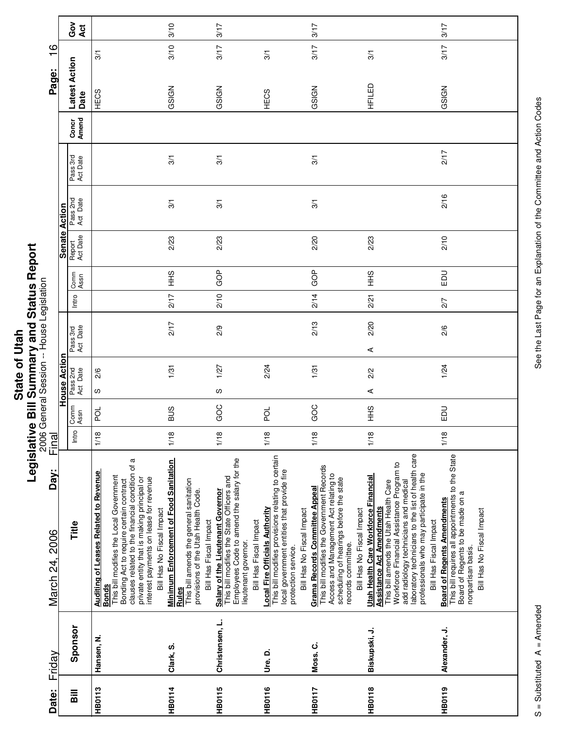# State of Utah
## Legislative Bill Summary and Status Report
2006 General Session -- House Legislation

Date: Friday March 24, 2006 Day: Final

| Bill | Sponsor | Title | House Action Intro | House Action Comm Assn | House Action Pass 2nd Act Date | House Action Pass 3rd Act Date | Senate Action Intro | Senate Action Comm Assn | Senate Action Report Act Date | Senate Action Pass 2nd Act Date | Senate Action Pass 3rd Act Date | Concr Amend | Latest Action | Date | Gov Act |
|---|---|---|---|---|---|---|---|---|---|---|---|---|---|---|---|
| HB0113 | Hansen, N. | **Auditing of Leases Related to Revenue Bonds** This bill modifies the Local Government Bonding Act to require certain contract clauses related to the financial condition of a private entity that is making principal or interest payments on lease for revenue Bill Has No Fiscal Impact | 1/18 | POL | S 2/6 | | | | | | | | HECS | 3/1 | |
| HB0114 | Clark, S. | **Minimum Enforcement of Food Sanitation Rules** This bill amends the general sanitation provisions of the Utah Health Code. Bill Has Fiscal Impact | 1/18 | BUS | 1/31 | 2/17 | 2/17 | HHS | 2/23 | 3/1 | 3/1 | | GSIGN | 3/10 | 3/10 |
| HB0115 | Christensen, L. | **Salary of the Lieutenant Governor** This bill modifies the State Officers and Employees Code to amend the salary for the lieutenant governor. Bill Has Fiscal Impact | 1/18 | GOC | S 1/27 | 2/9 | 2/10 | GOP | 2/23 | 3/1 | 3/1 | | GSIGN | 3/17 | 3/17 |
| HB0116 | Ure, D. | **Local Fire Officials Authority** This bill modifies provisions relating to certain local government entities that provide fire protection service. Bill Has No Fiscal Impact | 1/18 | POL | 2/24 | | | | | | | | HECS | 3/1 | |
| HB0117 | Moss, C. | **Grama Records Committee Appeal** This bill modifies the Government Records Access and Management Act relating to scheduling of hearings before the state records committee. Bill Has No Fiscal Impact | 1/18 | GOC | 1/31 | 2/13 | 2/14 | GOP | 2/20 | 3/1 | 3/1 | | GSIGN | 3/17 | 3/17 |
| HB0118 | Biskupski, J. | **Utah Health Care Workforce Financial Assistance Act Amendments** This bill amends the Utah Health Care Workforce Financial Assistance Program to add radiology technicians and medical laboratory technicians to the list of health care professionals who may participate in the Bill Has Fiscal Impact | 1/18 | HHS | A 2/2 | A 2/20 | 2/21 | HHS | 2/23 | | | | HFILED | 3/1 | |
| HB0119 | Alexander, J. | **Board of Regents Amendments** This bill requires all appointments to the State Board of Regents to be made on a nonpartisan basis. Bill Has No Fiscal Impact | 1/18 | EDU | 1/24 | 2/6 | 2/7 | EDU | 2/10 | 2/16 | 2/17 | | GSIGN | 3/17 | 3/17 |

S = Substituted A = Amended

See the Last Page for an Explanation of the Committee and Action Codes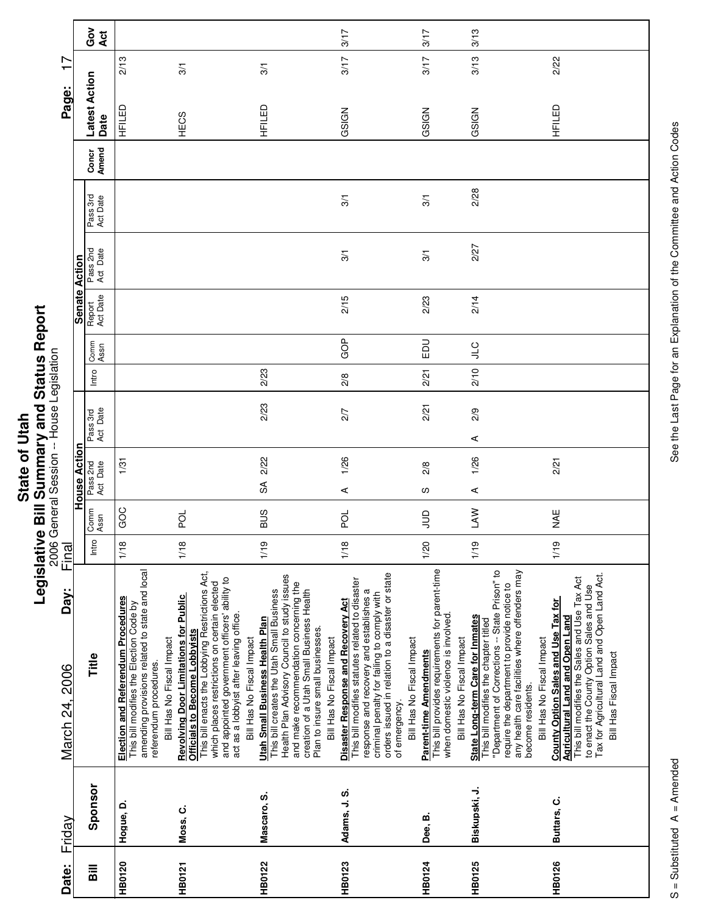# State of Utah
## Legislative Bill Summary and Status Report
2006 General Session -- House Legislation

Date: Friday March 24, 2006 Day: Final

| Bill | Sponsor | Title | House Action Intro | House Action Comm Assn | House Action Pass 2nd Act Date | House Action Pass 3rd Act Date | Senate Action Intro | Senate Action Comm Assn | Senate Action Report Act Date | Senate Action Pass 2nd Act Date | Senate Action Pass 3rd Act Date | Concr Amend | Latest Action Date | Gov Act |
|---|---|---|---|---|---|---|---|---|---|---|---|---|---|---|
| HB0120 | Hogue, D. | **Election and Referendum Procedures** This bill modifies the Election Code by amending provisions related to state and local referendum procedures. Bill Has No Fiscal Impact | 1/18 | GOC | 1/31 | | | | | | | | HFILED 2/13 | |
| HB0121 | Moss, C. | **Revolving Door Limitations for Public Officials to Become Lobbyists** This bill enacts the Lobbying Restrictions Act, which places restrictions on certain elected and appointed government officers' ability to act as a lobbyist after leaving office. Bill Has No Fiscal Impact | 1/18 | POL | | | | | | | | | HECS 3/1 | |
| HB0122 | Mascaro, S. | **Utah Small Business Health Plan** This bill creates the Utah Small Business Health Plan Advisory Council to study issues and make recommendation concerning the creation of a Utah Small Business Health Plan to insure small businesses. Bill Has No Fiscal Impact | 1/19 | BUS | SA 2/22 | 2/23 | 2/23 | | | | | | HFILED 3/1 | |
| HB0123 | Adams, J. S. | **Disaster Response and Recovery Act** This bill modifies statutes related to disaster response and recovery and establishes a criminal penalty for failing to comply with orders issued in relation to a disaster or state of emergency. Bill Has No Fiscal Impact | 1/18 | POL | A 1/26 | 2/7 | 2/8 | GOP | 2/15 | 3/1 | 3/1 | | GSIGN 3/17 | 3/17 |
| HB0124 | Dee, B. | **Parent-time Amendments** This bill provides requirements for parent-time when domestic violence is involved. Bill Has No Fiscal Impact | 1/20 | JUD | S 2/8 | 2/21 | 2/21 | EDU | 2/23 | 3/1 | 3/1 | | GSIGN 3/17 | 3/17 |
| HB0125 | Biskupski, J. | **State Long-term Care for Inmates** This bill modifies the chapter titled "Department of Corrections -- State Prison" to require the department to provide notice to any health care facilities where offenders may become residents. Bill Has No Fiscal Impact | 1/19 | LAW | A 1/26 | A 2/9 | 2/10 | JLC | 2/14 | 2/27 | 2/28 | | GSIGN 3/13 | 3/13 |
| HB0126 | Buttars, C. | **County Option Sales and Use Tax for Agricultural Land and Open Land** This bill modifies the Sales and Use Tax Act to enact the County Option Sales and Use Tax for Agricultural Land and Open Land Act. Bill Has Fiscal Impact | 1/19 | NAE | 2/21 | | | | | | | | HFILED 2/22 | |

S = Substituted A = Amended

See the Last Page for an Explanation of the Committee and Action Codes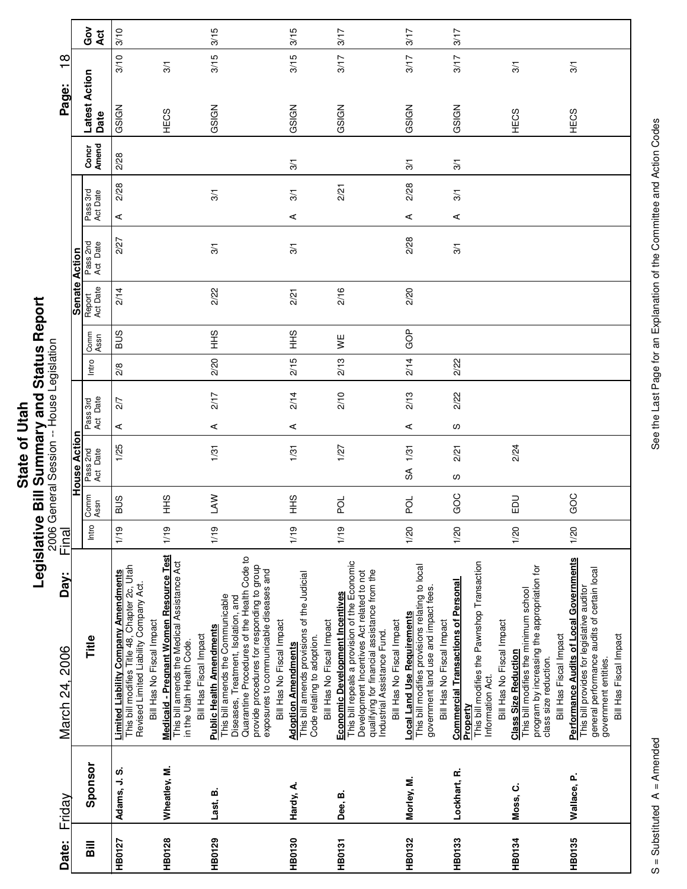# State of Utah
## Legislative Bill Summary and Status Report
2006 General Session -- House Legislation

Final

Date: Friday March 24, 2006 Day:

| Bill | Sponsor | Title | House Action | | | | Senate Action | | | | | Concr Amend | Latest Action Date | | Gov Act |
|---|---|---|---|---|---|---|---|---|---|---|---|---|---|---|---|
| | | | Intro | Comm Assn | Pass 2nd Act Date | Pass 3rd Act Date | Intro | Comm Assn | Report Act Date | Pass 2nd Act Date | Pass 3rd Act Date | | | | |
| HB0127 | Adams, J. S. | **Limited Liability Company Amendments** This bill modifies Title 48, Chapter 2c, Utah Revised Limited Liability Company Act. Bill Has No Fiscal Impact | 1/19 | BUS | 1/25 | A 2/7 | 2/8 | BUS | 2/14 | 2/27 | A 2/28 | 2/28 | GSIGN | 3/10 | 3/10 |
| HB0128 | Wheatley, M. | **Medicaid - Pregnant Women Resource Test** This bill amends the Medical Assistance Act in the Utah Health Code. Bill Has Fiscal Impact | 1/19 | HHS | | | | | | | | | HECS | 3/1 | |
| HB0129 | Last, B. | **Public Health Amendments** This bill amends the Communicable Diseases, Treatment, Isolation, and Quarantine Procedures of the Health Code to provide procedures for responding to group exposures to communicable diseases and Bill Has No Fiscal Impact | 1/19 | LAW | 1/31 | A 2/17 | 2/20 | HHS | 2/22 | 3/1 | 3/1 | | GSIGN | 3/15 | 3/15 |
| HB0130 | Hardy, A. | **Adoption Amendments** This bill amends provisions of the Judicial Code relating to adoption. Bill Has No Fiscal Impact | 1/19 | HHS | 1/31 | A 2/14 | 2/15 | HHS | 2/21 | 3/1 | A 3/1 | 3/1 | GSIGN | 3/15 | 3/15 |
| HB0131 | Dee, B. | **Economic Development Incentives** This bill repeals a provision of the Economic Development Incentives Act related to not qualifying for financial assistance from the Industrial Assistance Fund. Bill Has No Fiscal Impact | 1/19 | POL | 1/27 | 2/10 | 2/13 | WE | 2/16 | | 2/21 | | GSIGN | 3/17 | 3/17 |
| HB0132 | Morley, M. | **Local Land Use Requirements** This bill modifies provisions relating to local government land use and impact fees. Bill Has No Fiscal Impact | 1/20 | POL | SA 1/31 | A 2/13 | 2/14 | GOP | 2/20 | 2/28 | A 2/28 | 3/1 | GSIGN | 3/17 | 3/17 |
| HB0133 | Lockhart, R. | **Commercial Transactions of Personal Property** This bill modifies the Pawnshop Transaction Information Act. Bill Has No Fiscal Impact | 1/20 | GOC | S 2/21 | S 2/22 | 2/22 | | | 3/1 | A 3/1 | 3/1 | GSIGN | 3/17 | 3/17 |
| HB0134 | Moss, C. | **Class Size Reduction** This bill modifies the minimum school program by increasing the appropriation for class size reduction. Bill Has Fiscal Impact | 1/20 | EDU | 2/24 | | | | | | | | HECS | 3/1 | |
| HB0135 | Wallace, P. | **Performance Audits of Local Governments** This bill provides for legislative auditor general performance audits of certain local government entities. Bill Has Fiscal Impact | 1/20 | GOC | | | | | | | | | HECS | 3/1 | |

S = Substituted A = Amended

See the Last Page for an Explanation of the Committee and Action Codes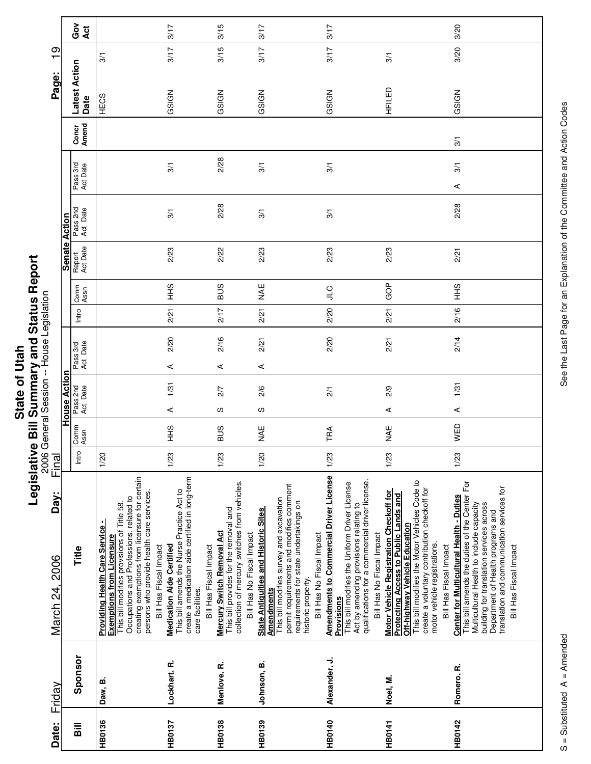# State of Utah
## Legislative Bill Summary and Status Report
2006 General Session -- House Legislation

Date: Friday March 24, 2006 Day: Final

| Bill | Sponsor | Title | House Action Intro | House Comm Assn | House Pass 2nd Act | House Pass 2nd Date | House Pass 3rd Act | House Pass 3rd Date | Senate Intro | Senate Comm Assn | Senate Report Act Date | Senate Pass 2nd Act | Senate Pass 2nd Date | Senate Pass 3rd Act | Senate Pass 3rd Date | Concr Amend | Latest Action | Latest Action Date | Gov Act |
|---|---|---|---|---|---|---|---|---|---|---|---|---|---|---|---|---|---|---|---|
| HB0136 | Daw, B. | **Providing Health Care Service - Exemptions from Licensure** This bill modifies provisions of Title 58, Occupations and Professions, related to creating exemptions from licensure for certain persons who provide health care services. Bill Has Fiscal Impact | 1/20 | | | | | | | | | | | | | | HECS | 3/1 | |
| HB0137 | Lockhart, R. | **Medication Aide Certified** This bill amends the Nurse Practice Act to create a medication aide certified in long-term care facilities. Bill Has Fiscal Impact | 1/23 | HHS | A | 1/31 | A | 2/20 | 2/21 | HHS | 2/23 | | 3/1 | | 3/1 | | GSIGN | 3/17 | 3/17 |
| HB0138 | Menlove, R. | **Mercury Switch Removal Act** This bill provides for the removal and collection of mercury switches from vehicles. Bill Has No Fiscal Impact | 1/23 | BUS | S | 2/7 | A | 2/16 | 2/17 | BUS | 2/22 | | 2/28 | | 2/28 | | GSIGN | 3/15 | 3/15 |
| HB0139 | Johnson, B. | **State Antiquities and Historic Sites Amendments** This bill modifies survey and excavation permit requirements and modifies comment requirements for state undertakings on historic property. Bill Has No Fiscal Impact | 1/20 | NAE | S | 2/6 | A | 2/21 | 2/21 | NAE | 2/23 | | 3/1 | | 3/1 | | GSIGN | 3/17 | 3/17 |
| HB0140 | Alexander, J. | **Amendments to Commercial Driver License Provisions** This bill modifies the Uniform Driver License Act by amending provisions relating to qualifications for a commercial driver license. Bill Has No Fiscal Impact | 1/23 | TRA | | 2/1 | | 2/20 | 2/20 | JLC | 2/23 | | 3/1 | | 3/1 | | GSIGN | 3/17 | 3/17 |
| HB0141 | Noel, M. | **Motor Vehicle Registration Checkoff for Protecting Access to Public Lands and Off-highway Vehicle Education** This bill modifies the Motor Vehicles Code to create a voluntary contribution checkoff for motor vehicle registrations. Bill Has Fiscal Impact | 1/23 | NAE | A | 2/9 | | 2/21 | 2/21 | GOP | 2/23 | | | | | | HFILED | 3/1 | |
| HB0142 | Romero, R. | **Center for Multicultural Health - Duties** This bill amends the duties of the Center For Multicultural Health to include capacity building for translation services across Department of Health programs and translation and communication services for Bill Has Fiscal Impact | 1/23 | WED | A | 1/31 | | 2/14 | 2/16 | HHS | 2/21 | | 2/28 | A | 3/1 | 3/1 | GSIGN | 3/20 | 3/20 |

S = Substituted A = Amended

See the Last Page for an Explanation of the Committee and Action Codes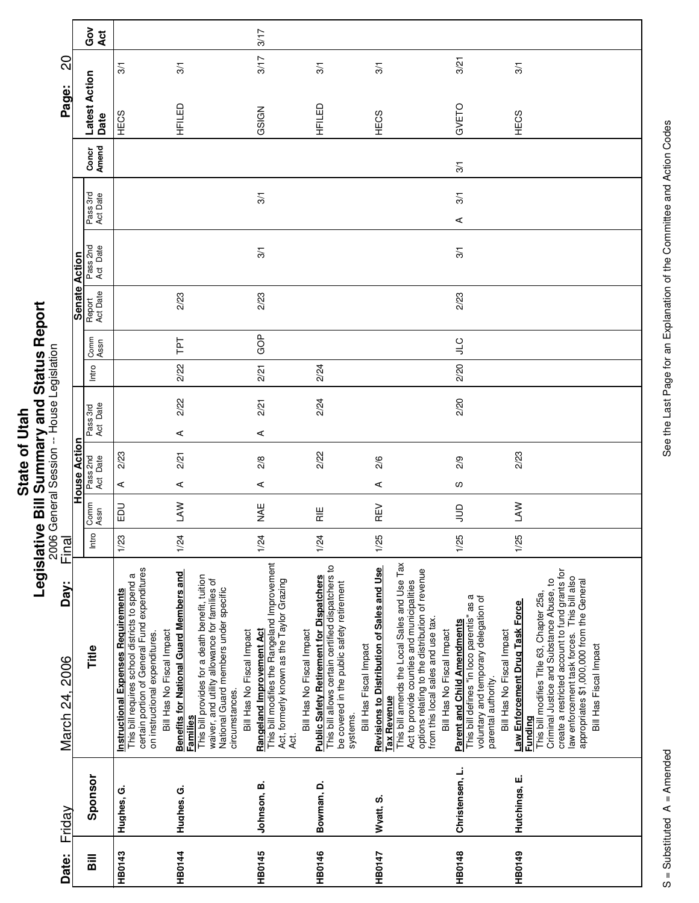# State of Utah

## Legislative Bill Summary and Status Report

2006 General Session -- House Legislation

Date: Friday March 24, 2006 Day: Final

| Bill | Sponsor | Title | House Action | | | | Senate Action | | | | | Concr Amend | Latest Action Date | | Gov Act |
|---|---|---|---|---|---|---|---|---|---|---|---|---|---|---|---|
| | | | Intro | Comm Assn | Pass 2nd Act Date | Pass 3rd Act Date | Intro | Comm Assn | Report Act Date | Pass 2nd Act Date | Pass 3rd Act Date | | | | |
| HB0143 | Hughes, G. | **Instructional Expenses Requirements** This bill requires school districts to spend a certain portion of General Fund expenditures on instructional expenditures. Bill Has No Fiscal Impact | 1/23 | EDU | A 2/23 | | | | | | | | HECS | 3/1 | |
| HB0144 | Hughes, G. | **Benefits for National Guard Members and Families** This bill provides for a death benefit, tuition waiver, and utility allowance for families of National Guard members under specific circumstances. Bill Has No Fiscal Impact | 1/24 | LAW | A 2/21 | A 2/22 | 2/22 | TPT | 2/23 | | | | HFILED | 3/1 | |
| HB0145 | Johnson, B. | **Rangeland Improvement Act** This bill modifies the Rangeland Improvement Act, formerly known as the Taylor Grazing Act. Bill Has No Fiscal Impact | 1/24 | NAE | A 2/8 | A 2/21 | 2/21 | GOP | 2/23 | 3/1 | 3/1 | | GSIGN | 3/17 | 3/17 |
| HB0146 | Bowman, D. | **Public Safety Retirement for Dispatchers** This bill allows certain certified dispatchers to be covered in the public safety retirement systems. Bill Has Fiscal Impact | 1/24 | RIE | 2/22 | 2/24 | 2/24 | | | | | | HFILED | 3/1 | |
| HB0147 | Wyatt, S. | **Revisions to Distribution of Sales and Use Tax Revenue** This bill amends the Local Sales and Use Tax Act to provide counties and municipalities options relating to the distribution of revenue from this local sales and use tax. Bill Has No Fiscal Impact | 1/25 | REV | A 2/6 | | | | | | | | HECS | 3/1 | |
| HB0148 | Christensen, L. | **Parent and Child Amendments** This bill defines "in loco parentis" as a voluntary and temporary delegation of parental authority. Bill Has No Fiscal Impact | 1/25 | JUD | S 2/9 | 2/20 | 2/20 | JLC | 2/23 | 3/1 | A 3/1 | 3/1 | GVETO | 3/21 | |
| HB0149 | Hutchings, E. | **Law Enforcement Drug Task Force Funding** This bill modifies Title 63, Chapter 25a, Criminal Justice and Substance Abuse, to create a restricted account to fund grants for law enforcement task forces. This bill also appropriates $1,000,000 from the General Bill Has Fiscal Impact | 1/25 | LAW | 2/23 | | | | | | | | HECS | 3/1 | |

S = Substituted A = Amended

See the Last Page for an Explanation of the Committee and Action Codes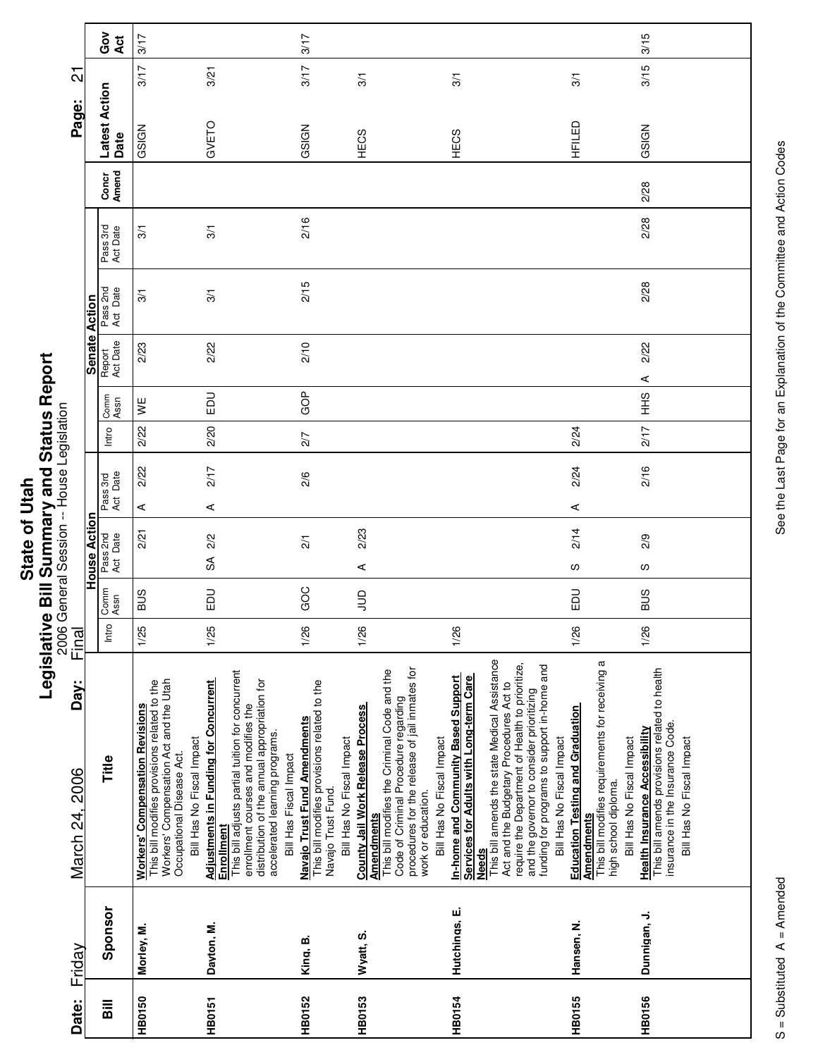# State of Utah
## Legislative Bill Summary and Status Report
2006 General Session -- House Legislation

Date: Friday March 24, 2006 Day: Final

| Bill | Sponsor | Title | House Action Intro | House Action Comm Assn | House Action Pass 2nd Act | House Action Pass 2nd Date | House Action Pass 3rd Act | House Action Pass 3rd Date | Senate Action Intro | Senate Action Comm Assn | Senate Action Report Act | Senate Action Report Date | Senate Action Pass 2nd Act | Senate Action Pass 2nd Date | Senate Action Pass 3rd Act | Senate Action Pass 3rd Date | Concr Amend | Latest Action | Latest Action Date | Gov Act |
|---|---|---|---|---|---|---|---|---|---|---|---|---|---|---|---|---|---|---|---|---|
| HB0150 | Morley, M. | **Workers' Compensation Revisions** This bill modifies provisions related to the Workers' Compensation Act and the Utah Occupational Disease Act. Bill Has No Fiscal Impact | 1/25 | BUS | | 2/21 | A | 2/22 | 2/22 | WE | | 2/23 | | 3/1 | | 3/1 | | GSIGN | 3/17 | 3/17 |
| HB0151 | Dayton, M. | **Adjustments in Funding for Concurrent Enrollment** This bill adjusts partial tuition for concurrent enrollment courses and modifies the distribution of the annual appropriation for accelerated learning programs. Bill Has Fiscal Impact | 1/25 | EDU | SA | 2/2 | A | 2/17 | 2/20 | EDU | | 2/22 | | 3/1 | | 3/1 | | GVETO | 3/21 | |
| HB0152 | King, B. | **Navajo Trust Fund Amendments** This bill modifies provisions related to the Navajo Trust Fund. Bill Has No Fiscal Impact | 1/26 | GOC | | 2/1 | | 2/6 | 2/7 | GOP | | 2/10 | | 2/15 | | 2/16 | | GSIGN | 3/17 | 3/17 |
| HB0153 | Wyatt, S. | **County Jail Work Release Process Amendments** This bill modifies the Criminal Code and the Code of Criminal Procedure regarding procedures for the release of jail inmates for work or education. Bill Has No Fiscal Impact | 1/26 | JUD | A | 2/23 | | | | | | | | | | | | HECS | 3/1 | |
| HB0154 | Hutchings, E. | **In-home and Community Based Support Services for Adults with Long-term Care Needs** This bill amends the state Medical Assistance Act and the Budgetary Procedures Act to require the Department of Health to prioritize, and the governor to consider prioritizing funding for programs to support in-home and Bill Has No Fiscal Impact | 1/26 | | | | | | | | | | | | | | | HECS | 3/1 | |
| HB0155 | Hansen, N. | **Education Testing and Graduation Amendments** This bill modifies requirements for receiving a high school diploma. Bill Has No Fiscal Impact | 1/26 | EDU | S | 2/14 | A | 2/24 | 2/24 | | | | | | | | | HFILED | 3/1 | |
| HB0156 | Dunnigan, J. | **Health Insurance Accessibility** This bill amends provisions related to health insurance in the Insurance Code. Bill Has No Fiscal Impact | 1/26 | BUS | S | 2/9 | | 2/16 | 2/17 | HHS | A | 2/22 | | 2/28 | | 2/28 | 2/28 | GSIGN | 3/15 | 3/15 |

S = Substituted A = Amended

See the Last Page for an Explanation of the Committee and Action Codes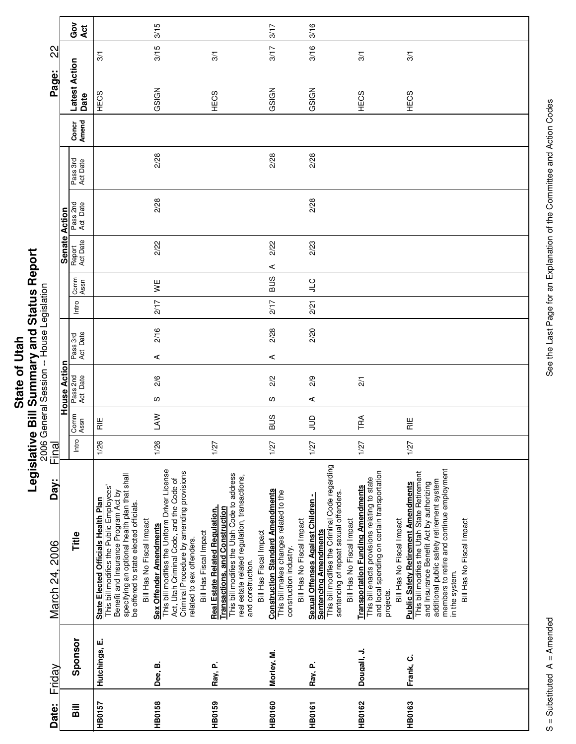# State of Utah

## Legislative Bill Summary and Status Report

2006 General Session -- House Legislation

Date: Friday March 24, 2006 Day: Final

| Bill | Sponsor | Title | House Action Intro | House Action Comm Assn | House Action Pass 2nd Act Date | House Action Pass 3rd Act Date | Senate Action Intro | Senate Action Comm Assn | Senate Action Report Act Date | Senate Action Pass 2nd Act Date | Senate Action Pass 3rd Act Date | Concr Amend | Latest Action Date | Gov Act |
|---|---|---|---|---|---|---|---|---|---|---|---|---|---|---|
| HB0157 | Hutchings, E. | **State Elected Officials Health Plan** This bill modifies the Public Employees' Benefit and Insurance Program Act by specifying an optional health plan that shall be offered to state elected officials. Bill Has No Fiscal Impact | 1/26 | RIE | | | | | | | | | HECS 3/1 | |
| HB0158 | Dee, B. | **Sex Offender Amendments** This bill modifies the Uniform Driver License Act, Utah Criminal Code, and the Code of Criminal Procedure by amending provisions related to sex offenders. Bill Has Fiscal Impact | 1/26 | LAW | S 2/6 | A 2/16 | 2/17 | WE | 2/22 | 2/28 | 2/28 | | GSIGN 3/15 | 3/15 |
| HB0159 | Ray, P. | **Real Estate Related Regulation, Transactions, and Construction** This bill modifies the Utah Code to address real estate related regulation, transactions, and construction. Bill Has Fiscal Impact | 1/27 | | | | | | | | | | HECS 3/1 | |
| HB0160 | Morley, M. | **Construction Standard Amendments** This bill makes changes related to the construction industry. Bill Has No Fiscal Impact | 1/27 | BUS | S 2/2 | A 2/28 | 2/17 | BUS | A 2/22 | | 2/28 | | GSIGN 3/17 | 3/17 |
| HB0161 | Ray, P. | **Sexual Offenses Against Children - Sentencing Amendments** This bill modifies the Criminal Code regarding sentencing of repeat sexual offenders. Bill Has No Fiscal Impact | 1/27 | JUD | A 2/9 | 2/20 | 2/21 | JLC | 2/23 | 2/28 | 2/28 | | GSIGN 3/16 | 3/16 |
| HB0162 | Dougall, J. | **Transportation Funding Amendments** This bill enacts provisions relating to state and local spending on certain transportation projects. Bill Has No Fiscal Impact | 1/27 | TRA | 2/1 | | | | | | | | HECS 3/1 | |
| HB0163 | Frank, C. | **Public Safety Retirement Amendments** This bill modifies the Utah State Retirement and Insurance Benefit Act by authorizing additional public safety retirement system members to retire and continue employment in the system. Bill Has No Fiscal Impact | 1/27 | RIE | | | | | | | | | HECS 3/1 | |

S = Substituted A = Amended

See the Last Page for an Explanation of the Committee and Action Codes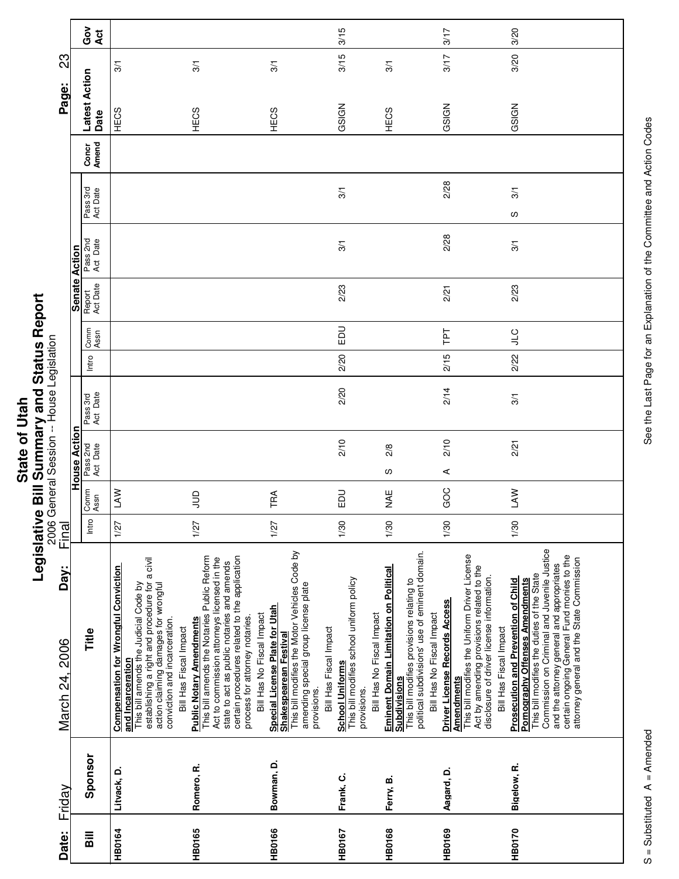# State of Utah
## Legislative Bill Summary and Status Report
2006 General Session -- House Legislation

Date: Friday March 24, 2006 Day: Final

| Bill | Sponsor | Title | House Action Intro | House Action Comm Assn | House Action Pass 2nd Act Date | House Action Pass 3rd Act Date | Senate Action Intro | Senate Action Comm Assn | Senate Action Report Act Date | Senate Action Pass 2nd Act Date | Senate Action Pass 3rd Act Date | Concr Amend | Latest Action Date | Gov Act |
|---|---|---|---|---|---|---|---|---|---|---|---|---|---|---|
| HB0164 | Litvack, D. | **Compensation for Wrongful Conviction and Incarceration** This bill amends the Judicial Code by establishing a right and procedure for a civil action claiming damages for wrongful conviction and incarceration. Bill Has Fiscal Impact | 1/27 | LAW | | | | | | | | | HECS 3/1 | |
| HB0165 | Romero, R. | **Public Notary Amendments** This bill amends the Notaries Public Reform Act to commission attorneys licensed in the state to act as public notaries and amends certain procedures related to the application process for attorney notaries. Bill Has No Fiscal Impact | 1/27 | JUD | | | | | | | | | HECS 3/1 | |
| HB0166 | Bowman, D. | **Special License Plate for Utah Shakespearean Festival** This bill modifies the Motor Vehicles Code by amending special group license plate provisions. Bill Has Fiscal Impact | 1/27 | TRA | | | | | | | | | HECS 3/1 | |
| HB0167 | Frank, C. | **School Uniforms** This bill modifies school uniform policy provisions. Bill Has No Fiscal Impact | 1/30 | EDU | 2/10 | 2/20 | 2/20 | EDU | 2/23 | 3/1 | 3/1 | | GSIGN 3/15 | 3/15 |
| HB0168 | Ferry, B. | **Eminent Domain Limitation on Political Subdivisions** This bill modifies provisions relating to political subdivisions' use of eminent domain. Bill Has No Fiscal Impact | 1/30 | NAE | S 2/8 | | | | | | | | HECS 3/1 | |
| HB0169 | Aagard, D. | **Driver License Records Access Amendments** This bill modifies the Uniform Driver License Act by amending provisions related to the disclosure of driver license information. Bill Has Fiscal Impact | 1/30 | GOC | A 2/10 | 2/14 | 2/15 | TPT | 2/21 | 2/28 | 2/28 | | GSIGN 3/17 | 3/17 |
| HB0170 | Bigelow, R. | **Prosecution and Prevention of Child Pornography Offenses Amendments** This bill modifies the duties of the State Commission on Criminal and Juvenile Justice and the attorney general and appropriates certain ongoing General Fund monies to the attorney general and the State Commission | 1/30 | LAW | 2/21 | 3/1 | 2/22 | JLC | 2/23 | 3/1 | S 3/1 | | GSIGN 3/20 | 3/20 |

S = Substituted A = Amended

See the Last Page for an Explanation of the Committee and Action Codes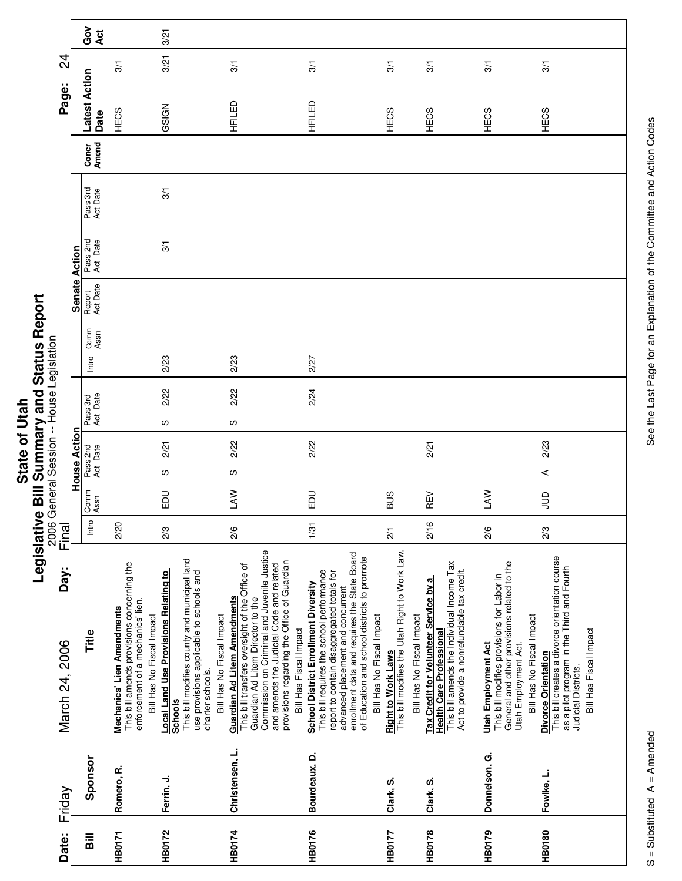# State of Utah

## Legislative Bill Summary and Status Report

2006 General Session -- House Legislation

Final

**Date:** Friday March 24, 2006 **Day:**

| Bill | Sponsor | Title | House Action Intro | House Action Comm Assn | House Action Pass 2nd Act Date | House Action Pass 3rd Act Date | Senate Action Intro | Senate Action Comm Assn | Senate Action Report Act Date | Senate Action Pass 2nd Act Date | Senate Action Pass 3rd Act Date | Concr Amend | Latest Action Date | Gov Act |
|---|---|---|---|---|---|---|---|---|---|---|---|---|---|---|
| HB0171 | Romero, R. | **Mechanics' Lien Amendments** This bill amends provisions concerning the enforcement of a mechanics' lien. Bill Has No Fiscal Impact | 2/20 | | | | | | | | | | HECS 3/1 | |
| HB0172 | Ferrin, J. | **Local Land Use Provisions Relating to Schools** This bill modifies county and municipal land use provisions applicable to schools and charter schools. Bill Has No Fiscal Impact | 2/3 | EDU | S 2/21 | S 2/22 | 2/23 | | | 3/1 | 3/1 | | GSIGN 3/21 | 3/21 |
| HB0174 | Christensen, L. | **Guardian Ad Litem Amendments** This bill transfers oversight of the Office of Guardian Ad Litem Director to the Commission on Criminal and Juvenile Justice and amends the Judicial Code and related provisions regarding the Office of Guardian Bill Has Fiscal Impact | 2/6 | LAW | S 2/22 | S 2/22 | 2/23 | | | | | | HFILED 3/1 | |
| HB0176 | Bourdeaux, D. | **School District Enrollment Diversity** This bill requires the school performance report to contain disaggregated totals for advanced placement and concurrent enrollment data and requires the State Board of Education and school districts to promote Bill Has No Fiscal Impact | 1/31 | EDU | 2/22 | 2/24 | 2/27 | | | | | | HFILED 3/1 | |
| HB0177 | Clark, S. | **Right to Work Laws** This bill modifies the Utah Right to Work Law. Bill Has No Fiscal Impact | 2/1 | BUS | | | | | | | | | HECS 3/1 | |
| HB0178 | Clark, S. | **Tax Credit for Volunteer Service by a Health Care Professional** This bill amends the Individual Income Tax Act to provide a nonrefundable tax credit. | 2/16 | REV | 2/21 | | | | | | | | HECS 3/1 | |
| HB0179 | Donnelson, G. | **Utah Employment Act** This bill modifies provisions for Labor in General and other provisions related to the Utah Employment Act. Bill Has No Fiscal Impact | 2/6 | LAW | | | | | | | | | HECS 3/1 | |
| HB0180 | Fowlke, L. | **Divorce Orientation** This bill creates a divorce orientation course as a pilot program in the Third and Fourth Judicial Districts. Bill Has Fiscal Impact | 2/3 | JUD | A 2/23 | | | | | | | | HECS 3/1 | |

S = Substituted A = Amended

See the Last Page for an Explanation of the Committee and Action Codes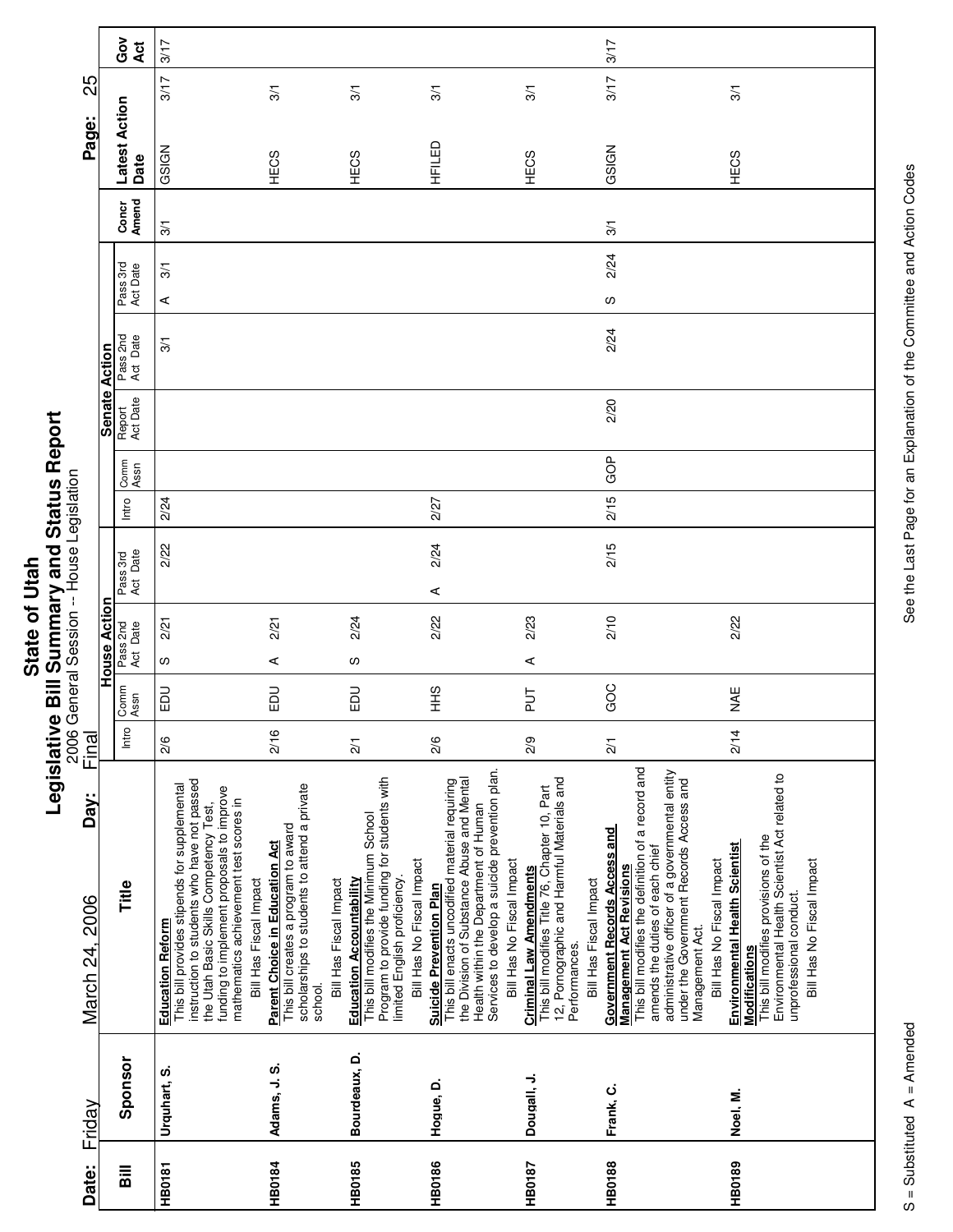# State of Utah

## Legislative Bill Summary and Status Report

2006 General Session -- House Legislation

Date: Friday March 24, 2006 Day: Final

| Bill | Sponsor | Title | House Action | | | | | Senate Action | | | | | | | Latest Action Date | | Gov Act |
|---|---|---|---|---|---|---|---|---|---|---|---|---|---|---|---|---|---|
| | | | Intro | Comm Assn | Pass 2nd Act Date | | Pass 3rd Act Date | | Intro | Comm Assn | Report Act Date | Pass 2nd Act Date | Pass 3rd Act Date | Concr Amend | | | |
| HB0181 | Urquhart, S. | **Education Reform** This bill provides stipends for supplemental instruction to students who have not passed the Utah Basic Skills Competency Test, funding to implement proposals to improve mathematics achievement test scores in Bill Has Fiscal Impact | 2/6 | EDU | S | 2/21 | | 2/22 | 2/24 | | | 3/1 | A 3/1 | 3/1 | GSIGN | 3/17 | 3/17 |
| HB0184 | Adams, J. S. | **Parent Choice in Education Act** This bill creates a program to award scholarships to students to attend a private school. Bill Has Fiscal Impact | 2/16 | EDU | A | 2/21 | | | | | | | | | HECS | 3/1 | |
| HB0185 | Bourdeaux, D. | **Education Accountability** This bill modifies the Minimum School Program to provide funding for students with limited English proficiency. Bill Has No Fiscal Impact | 2/1 | EDU | S | 2/24 | | | | | | | | | HECS | 3/1 | |
| HB0186 | Hogue, D. | **Suicide Prevention Plan** This bill enacts uncodified material requiring the Division of Substance Abuse and Mental Health within the Department of Human Services to develop a suicide prevention plan. Bill Has No Fiscal Impact | 2/6 | HHS | | 2/22 | A | 2/24 | 2/27 | | | | | | HFILED | 3/1 | |
| HB0187 | Dougall, J. | **Criminal Law Amendments** This bill modifies Title 76, Chapter 10, Part 12, Pornographic and Harmful Materials and Performances. Bill Has Fiscal Impact | 2/9 | PUT | A | 2/23 | | | | | | | | | HECS | 3/1 | |
| HB0188 | Frank, C. | **Government Records Access and Management Act Revisions** This bill modifies the definition of a record and amends the duties of each chief administrative officer of a governmental entity under the Government Records Access and Management Act. Bill Has No Fiscal Impact | 2/1 | GOC | | 2/10 | | 2/15 | 2/15 | GOP | 2/20 | 2/24 | S 2/24 | 3/1 | GSIGN | 3/17 | 3/17 |
| HB0189 | Noel, M. | **Environmental Health Scientist Modifications** This bill modifies provisions of the Environmental Health Scientist Act related to unprofessional conduct. Bill Has No Fiscal Impact | 2/14 | NAE | | 2/22 | | | | | | | | | HECS | 3/1 | |

S = Substituted A = Amended

See the Last Page for an Explanation of the Committee and Action Codes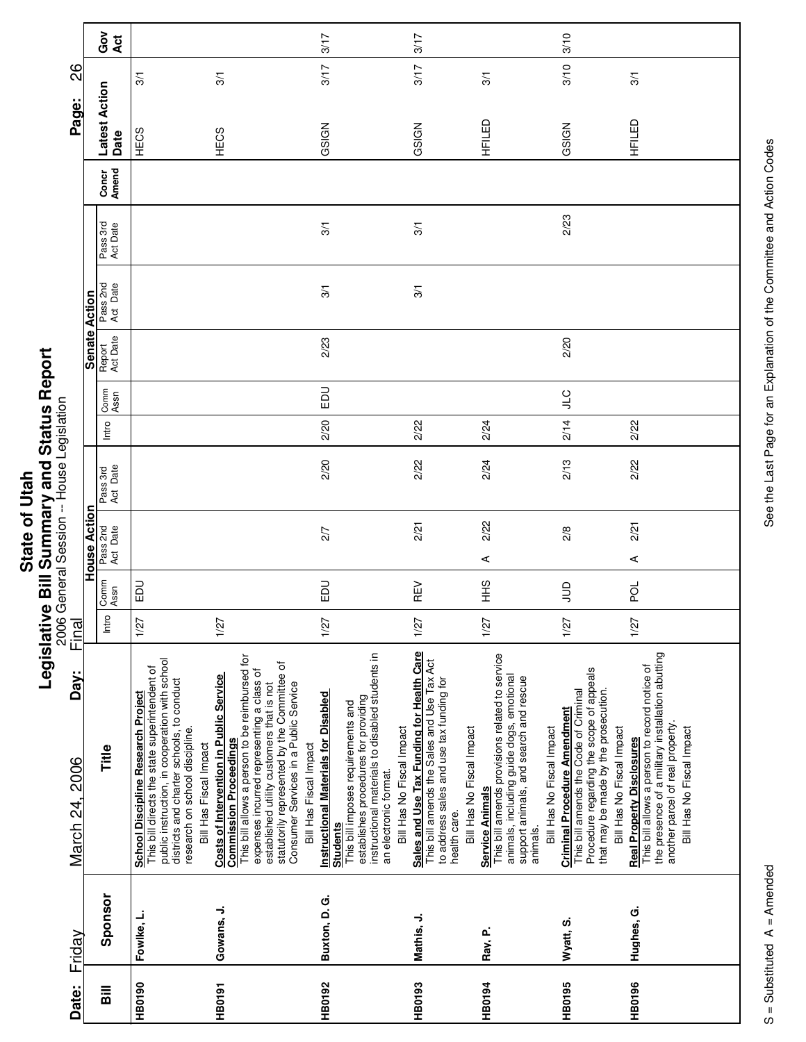# State of Utah

## Legislative Bill Summary and Status Report

2006 General Session -- House Legislation

Date: Friday March 24, 2006 Day: Final

| Bill | Sponsor | Title | House Action Intro | House Action Comm Assn | House Action Pass 2nd Act Date | House Action Pass 3rd Act Date | Senate Action Intro | Senate Action Comm Assn | Senate Action Report Act Date | Senate Action Pass 2nd Act Date | Senate Action Pass 3rd Act Date | Concr Amend | Latest Action Date | Gov Act |
|---|---|---|---|---|---|---|---|---|---|---|---|---|---|---|
| HB0190 | Fowlke, L. | **School Discipline Research Project** This bill directs the state superintendent of public instruction, in cooperation with school districts and charter schools, to conduct research on school discipline. Bill Has Fiscal Impact | 1/27 | EDU | | | | | | | | | HECS 3/1 | |
| HB0191 | Gowans, J. | **Costs of Intervention in Public Service Commission Proceedings** This bill allows a person to be reimbursed for expenses incurred representing a class of established utility customers that is not statutorily represented by the Committee of Consumer Services in a Public Service Bill Has Fiscal Impact | 1/27 | | | | | | | | | | HECS 3/1 | |
| HB0192 | Buxton, D. G. | **Instructional Materials for Disabled Students** This bill imposes requirements and establishes procedures for providing instructional materials to disabled students in an electronic format. Bill Has No Fiscal Impact | 1/27 | EDU | 2/7 | 2/20 | 2/20 | EDU | 2/23 | 3/1 | 3/1 | | GSIGN 3/17 | 3/17 |
| HB0193 | Mathis, J. | **Sales and Use Tax Funding for Health Care** This bill amends the Sales and Use Tax Act to address sales and use tax funding for health care. Bill Has No Fiscal Impact | 1/27 | REV | 2/21 | 2/22 | 2/22 | | | 3/1 | 3/1 | | GSIGN 3/17 | 3/17 |
| HB0194 | Ray, P. | **Service Animals** This bill amends provisions related to service animals, including guide dogs, emotional support animals, and search and rescue animals. Bill Has No Fiscal Impact | 1/27 | HHS | A 2/22 | 2/24 | 2/24 | | | | | | HFILED 3/1 | |
| HB0195 | Wyatt, S. | **Criminal Procedure Amendment** This bill amends the Code of Criminal Procedure regarding the scope of appeals that may be made by the prosecution. Bill Has Fiscal Impact | 1/27 | JUD | 2/8 | 2/13 | 2/14 | JLC | 2/20 | | 2/23 | | GSIGN 3/10 | 3/10 |
| HB0196 | Hughes, G. | **Real Property Disclosures** This bill allows a person to record notice of the presence of a military installation abutting another parcel of real property. Bill Has No Fiscal Impact | 1/27 | POL | A 2/21 | 2/22 | 2/22 | | | | | | HFILED 3/1 | |

S = Substituted A = Amended

See the Last Page for an Explanation of the Committee and Action Codes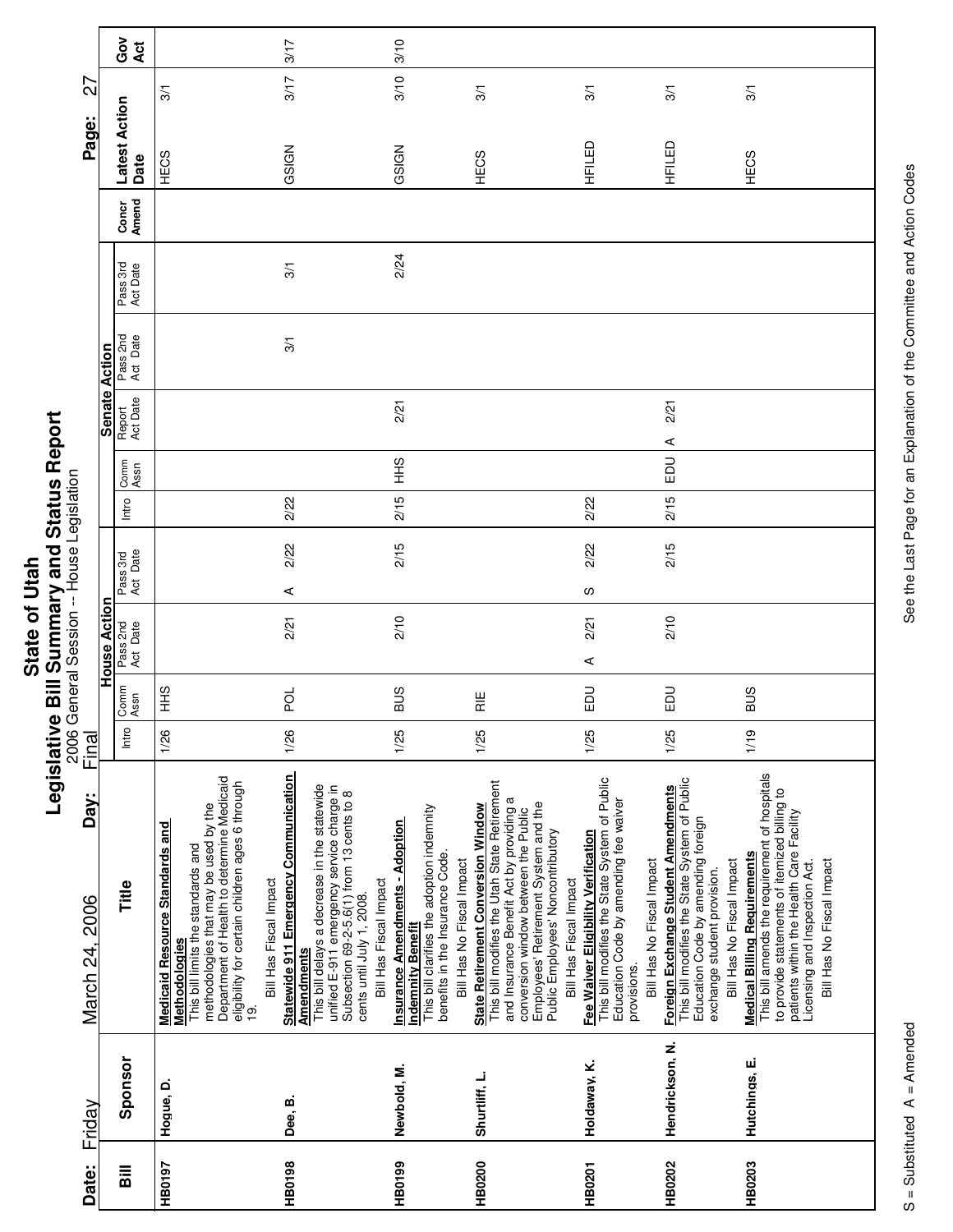# State of Utah

## Legislative Bill Summary and Status Report

2006 General Session -- House Legislation

Date: Friday March 24, 2006 Day: Final

| Bill | Sponsor | Title | House Action Intro | House Action Comm Assn | House Action Pass 2nd Act Date | House Action Pass 3rd Act Date | Senate Action Intro | Senate Action Comm Assn | Senate Action Report Act Date | Senate Action Pass 2nd Act Date | Senate Action Pass 3rd Act Date | Concr Amend | Latest Action Date | Gov Act |
|---|---|---|---|---|---|---|---|---|---|---|---|---|---|---|
| HB0197 | Hogue, D. | **Medicaid Resource Standards and Methodologies** This bill limits the standards and methodologies that may be used by the Department of Health to determine Medicaid eligibility for certain children ages 6 through 19. Bill Has Fiscal Impact | 1/26 | HHS | | | | | | | | | HECS 3/1 | |
| HB0198 | Dee, B. | **Statewide 911 Emergency Communication Amendments** This bill delays a decrease in the statewide unified E-911 emergency service charge in Subsection 69-2-5.6(1) from 13 cents to 8 cents until July 1, 2008. Bill Has Fiscal Impact | 1/26 | POL | 2/21 | A 2/22 | 2/22 | | | 3/1 | 3/1 | | GSIGN 3/17 | 3/17 |
| HB0199 | Newbold, M. | **Insurance Amendments - Adoption Indemnity Benefit** This bill clarifies the adoption indemnity benefits in the Insurance Code. Bill Has No Fiscal Impact | 1/25 | BUS | 2/10 | 2/15 | 2/15 | HHS | 2/21 | | 2/24 | | GSIGN 3/10 | 3/10 |
| HB0200 | Shurtliff, L. | **State Retirement Conversion Window** This bill modifies the Utah State Retirement and Insurance Benefit Act by providing a conversion window between the Public Employees' Retirement System and the Public Employees' Noncontributory Bill Has Fiscal Impact | 1/25 | RIE | | | | | | | | | HECS 3/1 | |
| HB0201 | Holdaway, K. | **Fee Waiver Eligibility Verification** This bill modifies the State System of Public Education Code by amending fee waiver provisions. Bill Has No Fiscal Impact | 1/25 | EDU | A 2/21 | S 2/22 | 2/22 | | | | | | HFILED 3/1 | |
| HB0202 | Hendrickson, N. | **Foreign Exchange Student Amendments** This bill modifies the State System of Public Education Code by amending foreign exchange student provision. Bill Has Fiscal Impact | 1/25 | EDU | 2/10 | 2/15 | 2/15 | EDU | A 2/21 | | | | HFILED 3/1 | |
| HB0203 | Hutchings, E. | **Medical Billing Requirements** This bill amends the requirement of hospitals to provide statements of itemized billing to patients within the Health Care Facility Licensing and Inspection Act. Bill Has No Fiscal Impact | 1/19 | BUS | | | | | | | | | HECS 3/1 | |

S = Substituted A = Amended

See the Last Page for an Explanation of the Committee and Action Codes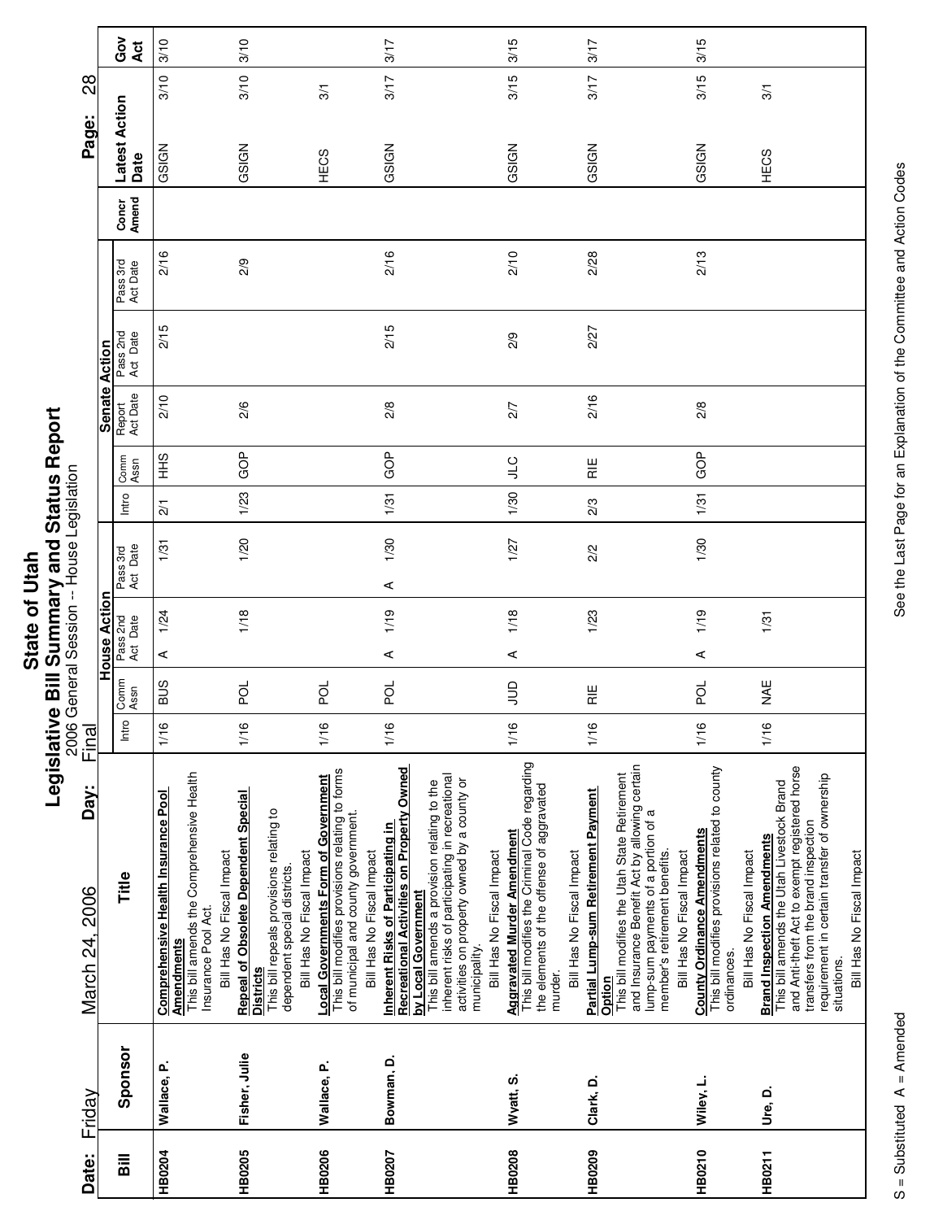# State of Utah
## Legislative Bill Summary and Status Report
### 2006 General Session -- House Legislation

Date: Friday March 24, 2006 Day: Final

| Bill | Sponsor | Title | House Action Intro | House Comm Assn | House Pass 2nd Act Date | House Pass 3rd Act Date | Senate Intro | Senate Comm Assn | Senate Report Act Date | Senate Pass 2nd Act Date | Senate Pass 3rd Act Date | Concr Amend | Latest Action Date | Gov Act |
|---|---|---|---|---|---|---|---|---|---|---|---|---|---|---|
| HB0204 | Wallace, P. | **Comprehensive Health Insurance Pool Amendments** This bill amends the Comprehensive Health Insurance Pool Act. Bill Has No Fiscal Impact | 1/16 | BUS | A 1/24 | 1/31 | 2/1 | HHS | 2/10 | 2/15 | 2/16 | | GSIGN 3/10 | 3/10 |
| HB0205 | Fisher, Julie | **Repeal of Obsolete Dependent Special Districts** This bill repeals provisions relating to dependent special districts. Bill Has No Fiscal Impact | 1/16 | POL | 1/18 | 1/20 | 1/23 | GOP | 2/6 | | 2/9 | | GSIGN 3/10 | 3/10 |
| HB0206 | Wallace, P. | **Local Governments Form of Government** This bill modifies provisions relating to forms of municipal and county government. Bill Has No Fiscal Impact | 1/16 | POL | | | | | | | | | HECS 3/1 | |
| HB0207 | Bowman, D. | **Inherent Risks of Participating in Recreational Activities on Property Owned by Local Government** This bill amends a provision relating to the inherent risks of participating in recreational activities on property owned by a county or municipality. Bill Has No Fiscal Impact | 1/16 | POL | A 1/19 | A 1/30 | 1/31 | GOP | 2/8 | 2/15 | 2/16 | | GSIGN 3/17 | 3/17 |
| HB0208 | Wyatt, S. | **Aggravated Murder Amendment** This bill modifies the Criminal Code regarding the elements of the offense of aggravated murder. Bill Has No Fiscal Impact | 1/16 | JUD | A 1/18 | 1/27 | 1/30 | JLC | 2/7 | 2/9 | 2/10 | | GSIGN 3/15 | 3/15 |
| HB0209 | Clark, D. | **Partial Lump-sum Retirement Payment Option** This bill modifies the Utah State Retirement and Insurance Benefit Act by allowing certain lump-sum payments of a portion of a member's retirement benefits. Bill Has No Fiscal Impact | 1/16 | RIE | 1/23 | 2/2 | 2/3 | RIE | 2/16 | 2/27 | 2/28 | | GSIGN 3/17 | 3/17 |
| HB0210 | Wiley, L. | **County Ordinance Amendments** This bill modifies provisions related to county ordinances. Bill Has No Fiscal Impact | 1/16 | POL | A 1/19 | 1/30 | 1/31 | GOP | 2/8 | | 2/13 | | GSIGN 3/15 | 3/15 |
| HB0211 | Ure, D. | **Brand Inspection Amendments** This bill amends the Utah Livestock Brand and Anti-theft Act to exempt registered horse transfers from the brand inspection requirement in certain transfer of ownership situations. Bill Has No Fiscal Impact | 1/16 | NAE | 1/31 | | | | | | | | HECS 3/1 | |

S = Substituted A = Amended

See the Last Page for an Explanation of the Committee and Action Codes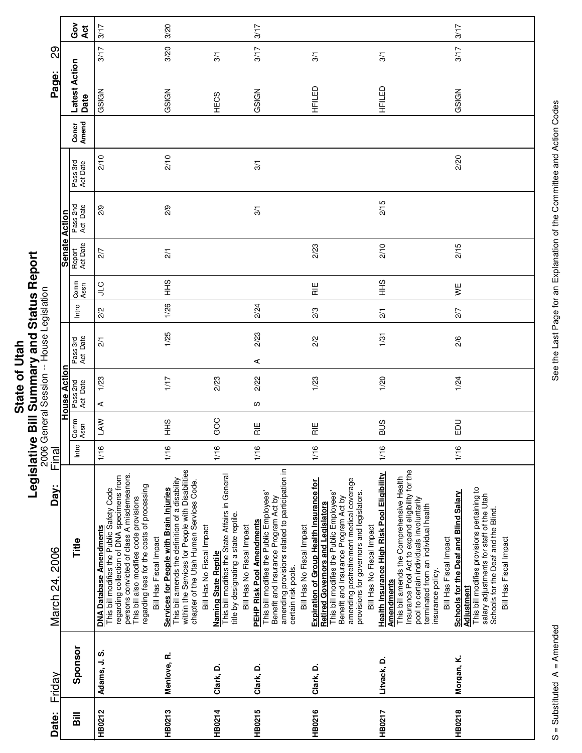# State of Utah
## Legislative Bill Summary and Status Report
2006 General Session -- House Legislation

Date: Friday March 24, 2006 Day: Final

| Bill | Sponsor | Title | House Action Intro | House Action Comm Assn | House Action Pass 2nd Act Date | House Action Pass 3rd Act Date | Senate Action Intro | Senate Action Comm Assn | Senate Action Report Act Date | Senate Action Pass 2nd Act Date | Senate Action Pass 3rd Act Date | Concr Amend | Latest Action | Date | Gov Act |
|---|---|---|---|---|---|---|---|---|---|---|---|---|---|---|---|
| HB0212 | Adams, J. S. | **DNA Database Amendments** This bill modifies the Public Safety Code regarding collection of DNA specimens from persons convicted of class A misdemeanors. This bill also modifies code provisions regarding fees for the costs of processing. Bill Has Fiscal Impact | 1/16 | LAW | A 1/23 | 2/1 | 2/2 | JLC | 2/7 | 2/9 | 2/10 | | GSIGN | 3/17 | 3/17 |
| HB0213 | Menlove, R. | **Services for People with Brain Injuries** This bill amends the definition of a disability within the Services for People with Disabilities chapter of the Utah Human Services Code. Bill Has No Fiscal Impact | 1/16 | HHS | 1/17 | 1/25 | 1/26 | HHS | 2/1 | 2/9 | 2/10 | | GSIGN | 3/20 | 3/20 |
| HB0214 | Clark, D. | **Naming State Reptile** This bill modifies the State Affairs in General title by designating a state reptile. Bill Has No Fiscal Impact | 1/16 | GOC | 2/23 | | | | | | | | HECS | 3/1 | |
| HB0215 | Clark, D. | **PEHP Risk Pool Amendments** This bill modifies the Public Employees' Benefit and Insurance Program Act by amending provisions related to participation in certain risk pools. Bill Has No Fiscal Impact | 1/16 | RIE | S 2/22 | A 2/23 | 2/24 | | | 3/1 | 3/1 | | GSIGN | 3/17 | 3/17 |
| HB0216 | Clark, D. | **Expiration of Group Health Insurance for Retired Governors and Legislators** This bill modifies the Public Employees' Benefit and Insurance Program Act by amending postretirement medical coverage provisions for governors and legislators. Bill Has No Fiscal Impact | 1/16 | RIE | 1/23 | 2/2 | 2/3 | RIE | 2/23 | | | | HFILED | 3/1 | |
| HB0217 | Litvack, D. | **Health Insurance High Risk Pool Eligibility Amendments** This bill amends the Comprehensive Health Insurance Pool Act to expand eligibility for the pool to certain individuals involuntarily terminated from an individual health insurance policy. Bill Has Fiscal Impact | 1/16 | BUS | 1/20 | 1/31 | 2/1 | HHS | 2/10 | 2/15 | | | HFILED | 3/1 | |
| HB0218 | Morgan, K. | **Schools for the Deaf and Blind Salary Adjustment** This bill modifies provisions pertaining to salary adjustments for staff of the Utah Schools for the Deaf and the Blind. Bill Has Fiscal Impact | 1/16 | EDU | 1/24 | 2/6 | 2/7 | WE | 2/15 | | 2/20 | | GSIGN | 3/17 | 3/17 |

S = Substituted A = Amended

See the Last Page for an Explanation of the Committee and Action Codes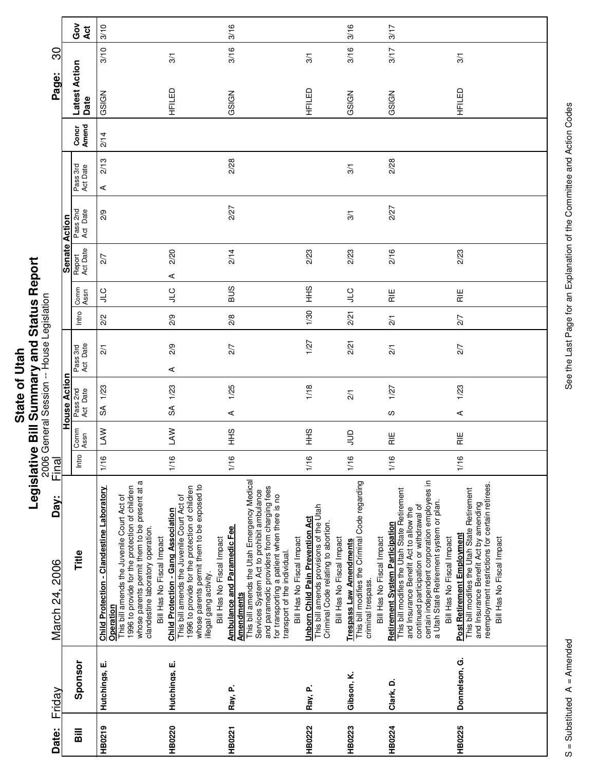# State of Utah
## Legislative Bill Summary and Status Report
2006 General Session -- House Legislation

Date: Friday March 24, 2006 Day: Final

| Bill | Sponsor | Title | House Action Intro | House Action Comm Assn | House Action Pass 2nd Act Date | House Action Pass 3rd Act Date | Senate Action Intro | Senate Action Comm Assn | Senate Action Report Act Date | Senate Action Pass 2nd Act Date | Senate Action Pass 3rd Act Date | Concr Amend | Latest Action Date | | Gov Act |
|---|---|---|---|---|---|---|---|---|---|---|---|---|---|---|---|
| HB0219 | Hutchings, E. | **Child Protection - Clandestine Laboratory Operation** This bill amends the Juvenile Court Act of 1996 to provide for the protection of children whose parents permit them to be present at a clandestine laboratory operation. Bill Has No Fiscal Impact | 1/16 | LAW | SA 1/23 | 2/1 | 2/2 | JLC | 2/7 | 2/9 | A 2/13 | 2/14 | GSIGN | 3/10 | 3/10 |
| HB0220 | Hutchings, E. | **Child Protection - Gang Association** This bill amends the Juvenile Court Act of 1996 to provide for the protection of children whose parents permit them to be exposed to illegal gang activity. Bill Has No Fiscal Impact | 1/16 | LAW | SA 1/23 | A 2/9 | 2/9 | JLC | A 2/20 | | | | HFILED | 3/1 | |
| HB0221 | Ray, P. | **Ambulance and Paramedic Fee Amendments** This bill amends the Utah Emergency Medical Services System Act to prohibit ambulance and paramedic providers from charging fees for transporting a patient when there is no transport of the individual. Bill Has No Fiscal Impact | 1/16 | HHS | A 1/25 | 2/7 | 2/8 | BUS | 2/14 | 2/27 | 2/28 | | GSIGN | 3/16 | 3/16 |
| HB0222 | Ray, P. | **Unborn Child Pain Prevention Act** This bill amends provisions of the Utah Criminal Code relating to abortion. Bill Has No Fiscal Impact | 1/16 | HHS | 1/18 | 1/27 | 1/30 | HHS | 2/23 | | | | HFILED | 3/1 | |
| HB0223 | Gibson, K. | **Trespass Law Amendments** This bill modifies the Criminal Code regarding criminal trespass. Bill Has No Fiscal Impact | 1/16 | JUD | 2/1 | 2/21 | 2/21 | JLC | 2/23 | 3/1 | 3/1 | | GSIGN | 3/16 | 3/16 |
| HB0224 | Clark, D. | **Retirement System Participation** This bill modifies the Utah State Retirement and Insurance Benefit Act to allow the continued participation or withdrawal of certain independent corporation employees in a Utah State Retirement system or plan. Bill Has No Fiscal Impact | 1/16 | RIE | S 1/27 | 2/1 | 2/1 | RIE | 2/16 | 2/27 | 2/28 | | GSIGN | 3/17 | 3/17 |
| HB0225 | Donnelson, G. | **Post Retirement Employment** This bill modifies the Utah State Retirement and Insurance Benefit Act by amending reemployment restrictions for certain retirees. Bill Has No Fiscal Impact | 1/16 | RIE | A 1/23 | 2/7 | 2/7 | RIE | 2/23 | | | | HFILED | 3/1 | |

S = Substituted A = Amended

See the Last Page for an Explanation of the Committee and Action Codes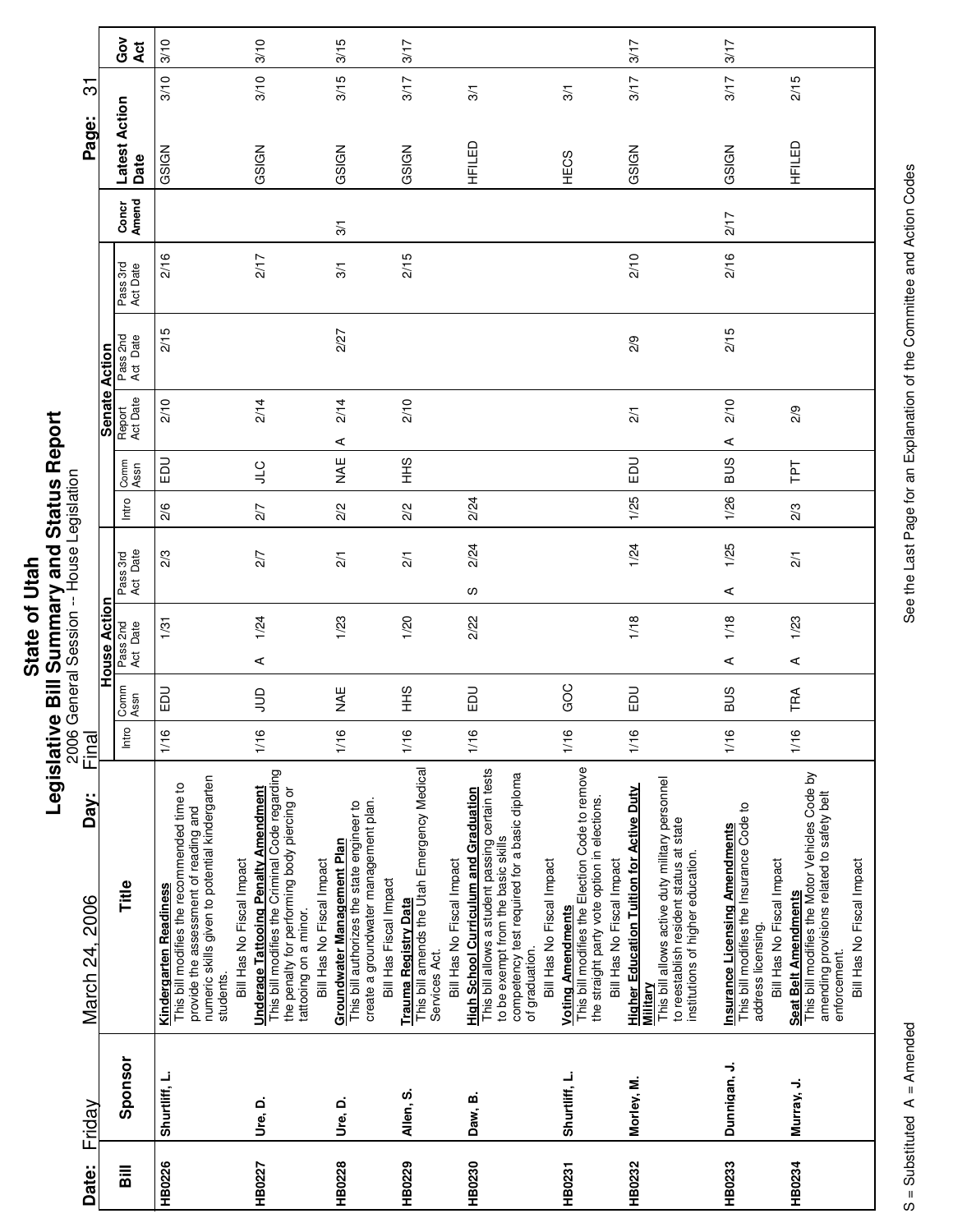# State of Utah
## Legislative Bill Summary and Status Report
2006 General Session -- House Legislation

**Date:** Friday March 24, 2006 **Day:** Final

| Bill | Sponsor | Title | House Action Intro | House Comm Assn | House Pass 2nd Act Date | House Pass 3rd Act Date | Senate Intro | Senate Comm Assn | Senate Report Act Date | Senate Pass 2nd Act Date | Senate Pass 3rd Act Date | Concr Amend | Latest Action Date | | Gov Act |
|---|---|---|---|---|---|---|---|---|---|---|---|---|---|---|---|
| HB0226 | Shurtliff, L. | **Kindergarten Readiness** This bill modifies the recommended time to provide the assessment of reading and numeric skills given to potential kindergarten students. Bill Has No Fiscal Impact | 1/16 | EDU | 1/31 | 2/3 | 2/6 | EDU | 2/10 | 2/15 | 2/16 | | GSIGN | 3/10 | 3/10 |
| HB0227 | Ure, D. | **Underage Tattooing Penalty Amendment** This bill modifies the Criminal Code regarding the penalty for performing body piercing or tattooing on a minor. Bill Has No Fiscal Impact | 1/16 | JUD | A 1/24 | 2/7 | 2/7 | JLC | 2/14 | | 2/17 | | GSIGN | 3/10 | 3/10 |
| HB0228 | Ure, D. | **Groundwater Management Plan** This bill authorizes the state engineer to create a groundwater management plan. Bill Has Fiscal Impact | 1/16 | NAE | 1/23 | 2/1 | 2/2 | NAE | A 2/14 | 2/27 | 3/1 | 3/1 | GSIGN | 3/15 | 3/15 |
| HB0229 | Allen, S. | **Trauma Registry Data** This bill amends the Utah Emergency Medical Services Act. Bill Has No Fiscal Impact | 1/16 | HHS | 1/20 | 2/1 | 2/2 | HHS | 2/10 | | 2/15 | | GSIGN | 3/17 | 3/17 |
| HB0230 | Daw, B. | **High School Curriculum and Graduation** This bill allows a student passing certain tests to be exempt from the basic skills competency test required for a basic diploma of graduation. Bill Has No Fiscal Impact | 1/16 | EDU | 2/22 | S 2/24 | 2/24 | | | | | | HFILED | 3/1 | |
| HB0231 | Shurtliff, L. | **Voting Amendments** This bill modifies the Election Code to remove the straight party vote option in elections. Bill Has No Fiscal Impact | 1/16 | GOC | | | | | | | | | HECS | 3/1 | |
| HB0232 | Morley, M. | **Higher Education Tuition for Active Duty Military** This bill allows active duty military personnel to reestablish resident status at state institutions of higher education. | 1/16 | EDU | 1/18 | 1/24 | 1/25 | EDU | 2/1 | 2/9 | 2/10 | | GSIGN | 3/17 | 3/17 |
| HB0233 | Dunnigan, J. | **Insurance Licensing Amendments** This bill modifies the Insurance Code to address licensing. Bill Has No Fiscal Impact | 1/16 | BUS | A 1/18 | A 1/25 | 1/26 | BUS | A 2/10 | 2/15 | 2/16 | 2/17 | GSIGN | 3/17 | 3/17 |
| HB0234 | Murray, J. | **Seat Belt Amendments** This bill modifies the Motor Vehicles Code by amending provisions related to safety belt enforcement. Bill Has No Fiscal Impact | 1/16 | TRA | A 1/23 | 2/1 | 2/3 | TPT | 2/9 | | | | HFILED | 2/15 | |

S = Substituted A = Amended

See the Last Page for an Explanation of the Committee and Action Codes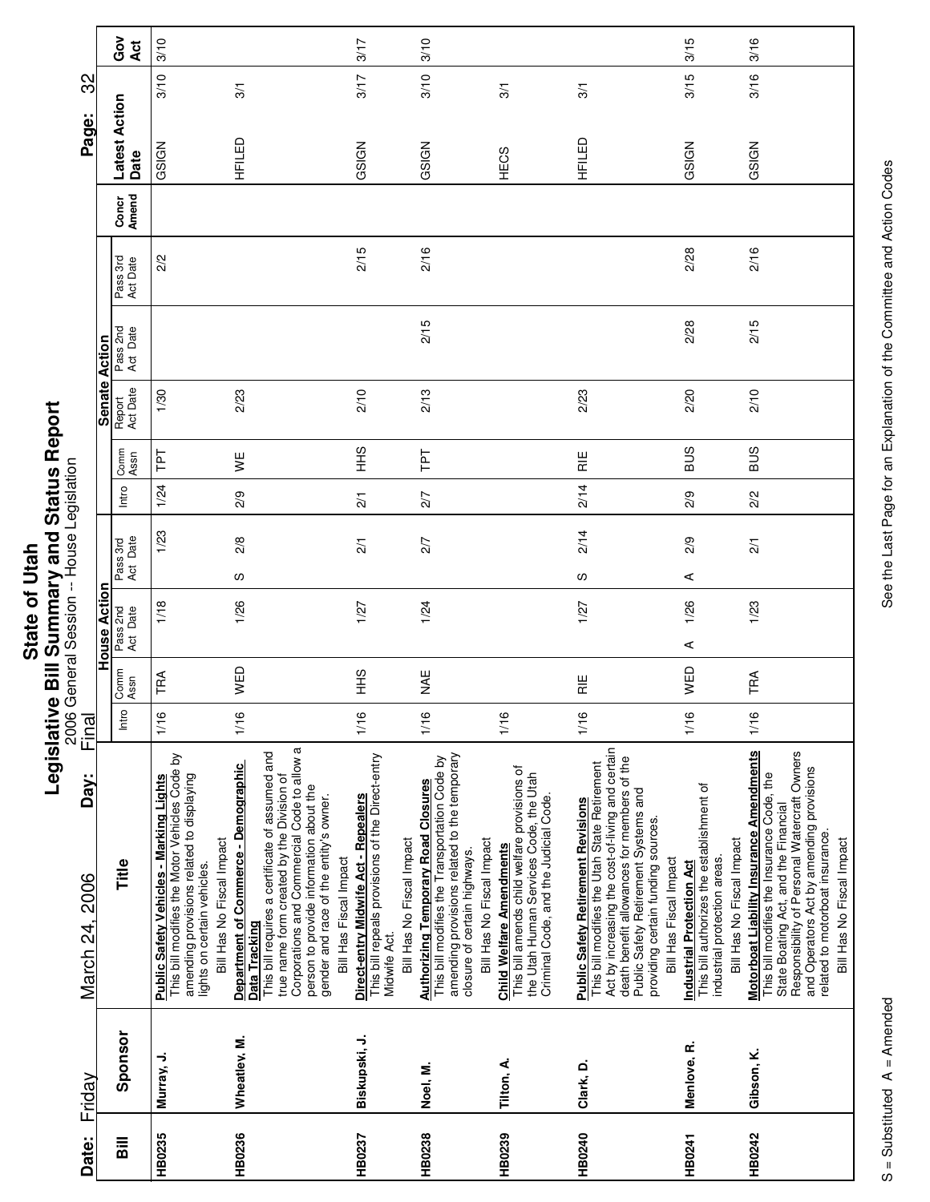# State of Utah
## Legislative Bill Summary and Status Report
### 2006 General Session -- House Legislation

Date: Friday March 24, 2006 Day: Final

| Bill | Sponsor | Title | House Action | | | | | | Senate Action | | | | | | | Concr Amend | Latest Action Date | | Gov Act |
|---|---|---|---|---|---|---|---|---|---|---|---|---|---|---|---|---|---|---|---|
| | | | Intro | Comm Assn | Pass 2nd Act | Date | Pass 3rd Act | Date | Intro | Comm Assn | Report Act Date | Pass 2nd Act Date | Pass 3rd Act Date | | | | | | |
| HB0235 | Murray, J. | **Public Safety Vehicles - Marking Lights** This bill modifies the Motor Vehicles Code by amending provisions related to displaying lights on certain vehicles. Bill Has No Fiscal Impact | 1/16 | TRA | | 1/18 | | 1/23 | 1/24 | TPT | 1/30 | | 2/2 | | | | GSIGN | 3/10 | 3/10 |
| HB0236 | Wheatley, M. | **Department of Commerce - Demographic Data Tracking** This bill requires a certificate of assumed and true name form created by the Division of Corporations and Commercial Code to allow a person to provide information about the gender and race of the entity's owner. Bill Has Fiscal Impact | 1/16 | WED | | 1/26 | S | 2/8 | 2/9 | WE | 2/23 | | | | | | HFILED | 3/1 | |
| HB0237 | Biskupski, J. | **Direct-entry Midwife Act - Repealers** This bill repeals provisions of the Direct-entry Midwife Act. Bill Has No Fiscal Impact | 1/16 | HHS | | 1/27 | | 2/1 | 2/1 | HHS | 2/10 | | 2/15 | | | | GSIGN | 3/17 | 3/17 |
| HB0238 | Noel, M. | **Authorizing Temporary Road Closures** This bill modifies the Transportation Code by amending provisions related to the temporary closure of certain highways. Bill Has No Fiscal Impact | 1/16 | NAE | | 1/24 | | 2/7 | 2/7 | TPT | 2/13 | 2/15 | 2/16 | | | | GSIGN | 3/10 | 3/10 |
| HB0239 | Tilton, A. | **Child Welfare Amendments** This bill amends child welfare provisions of the Utah Human Services Code, the Utah Criminal Code, and the Judicial Code. | 1/16 | | | | | | | | | | | | | | HECS | 3/1 | |
| HB0240 | Clark, D. | **Public Safety Retirement Revisions** This bill modifies the Utah State Retirement Act by increasing the cost-of-living and certain death benefit allowances for members of the Public Safety Retirement Systems and providing certain funding sources. Bill Has Fiscal Impact | 1/16 | RIE | | 1/27 | S | 2/14 | 2/14 | RIE | 2/23 | | | | | | HFILED | 3/1 | |
| HB0241 | Menlove, R. | **Industrial Protection Act** This bill authorizes the establishment of industrial protection areas. Bill Has No Fiscal Impact | 1/16 | WED | A | 1/26 | A | 2/9 | 2/9 | BUS | 2/20 | 2/28 | 2/28 | | | | GSIGN | 3/15 | 3/15 |
| HB0242 | Gibson, K. | **Motorboat Liability Insurance Amendments** This bill modifies the Insurance Code, the State Boating Act, and the Financial Responsibility of Personal Watercraft Owners and Operators Act by amending provisions related to motorboat insurance. Bill Has No Fiscal Impact | 1/16 | TRA | | 1/23 | | 2/1 | 2/2 | BUS | 2/10 | 2/15 | 2/16 | | | | GSIGN | 3/16 | 3/16 |

S = Substituted A = Amended

See the Last Page for an Explanation of the Committee and Action Codes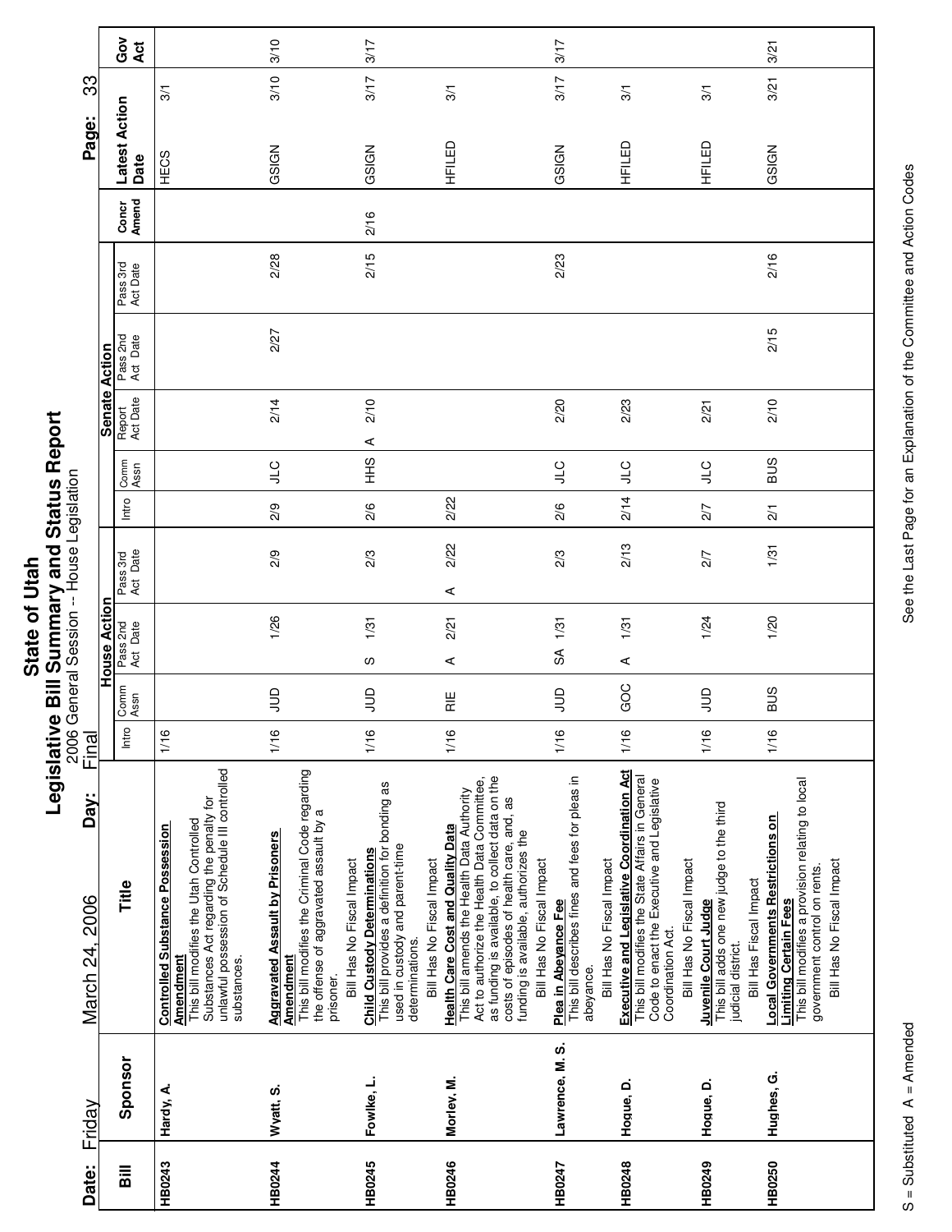# State of Utah
## Legislative Bill Summary and Status Report
2006 General Session -- House Legislation

**Date:** Friday March 24, 2006 **Day:** Final

| Bill | Sponsor | Title | House Action Intro | House Action Comm Assn | House Action Pass 2nd Act Date | House Action Pass 3rd Act Date | Senate Action Intro | Senate Action Comm Assn | Senate Action Report Act Date | Senate Action Pass 2nd Act Date | Senate Action Pass 3rd Act Date | Concr Amend | Latest Action Date | Gov Act |
|---|---|---|---|---|---|---|---|---|---|---|---|---|---|---|
| HB0243 | Hardy, A. | **Controlled Substance Possession Amendment** This bill modifies the Utah Controlled Substances Act regarding the penalty for unlawful possession of Schedule III controlled substances. | 1/16 | | | | | | | | | | HECS 3/1 | |
| HB0244 | Wyatt, S. | **Aggravated Assault by Prisoners Amendment** This bill modifies the Criminal Code regarding the offense of aggravated assault by a prisoner. Bill Has No Fiscal Impact | 1/16 | JUD | 1/26 | 2/9 | 2/9 | JLC | 2/14 | 2/27 | 2/28 | | GSIGN 3/10 | 3/10 |
| HB0245 | Fowlke, L. | **Child Custody Determinations** This bill provides a definition for bonding as used in custody and parent-time determinations. Bill Has No Fiscal Impact | 1/16 | JUD | S 1/31 | 2/3 | 2/6 | HHS | A 2/10 | | 2/15 | 2/16 | GSIGN 3/17 | 3/17 |
| HB0246 | Morley, M. | **Health Care Cost and Quality Data** This bill amends the Health Data Authority Act to authorize the Health Data Committee, as funding is available, to collect data on the costs of episodes of health care, and, as funding is available, authorizes the Bill Has No Fiscal Impact | 1/16 | RIE | A 2/21 | A 2/22 | 2/22 | | | | | | HFILED 3/1 | |
| HB0247 | Lawrence, M. S. | **Plea in Abeyance Fee** This bill describes fines and fees for pleas in abeyance. Bill Has No Fiscal Impact | 1/16 | JUD | SA 1/31 | 2/3 | 2/6 | JLC | 2/20 | | 2/23 | | GSIGN 3/17 | 3/17 |
| HB0248 | Hogue, D. | **Executive and Legislative Coordination Act** This bill modifies the State Affairs in General Code to enact the Executive and Legislative Coordination Act. Bill Has No Fiscal Impact | 1/16 | GOC | A 1/31 | 2/13 | 2/14 | JLC | 2/23 | | | | HFILED 3/1 | |
| HB0249 | Hogue, D. | **Juvenile Court Judge** This bill adds one new judge to the third judicial district. Bill Has Fiscal Impact | 1/16 | JUD | 1/24 | 2/7 | 2/7 | JLC | 2/21 | | | | HFILED 3/1 | |
| HB0250 | Hughes, G. | **Local Governments Restrictions on Limiting Certain Fees** This bill modifies a provision relating to local government control on rents. Bill Has No Fiscal Impact | 1/16 | BUS | 1/20 | 1/31 | 2/1 | BUS | 2/10 | 2/15 | 2/16 | | GSIGN 3/21 | 3/21 |

S = Substituted A = Amended

See the Last Page for an Explanation of the Committee and Action Codes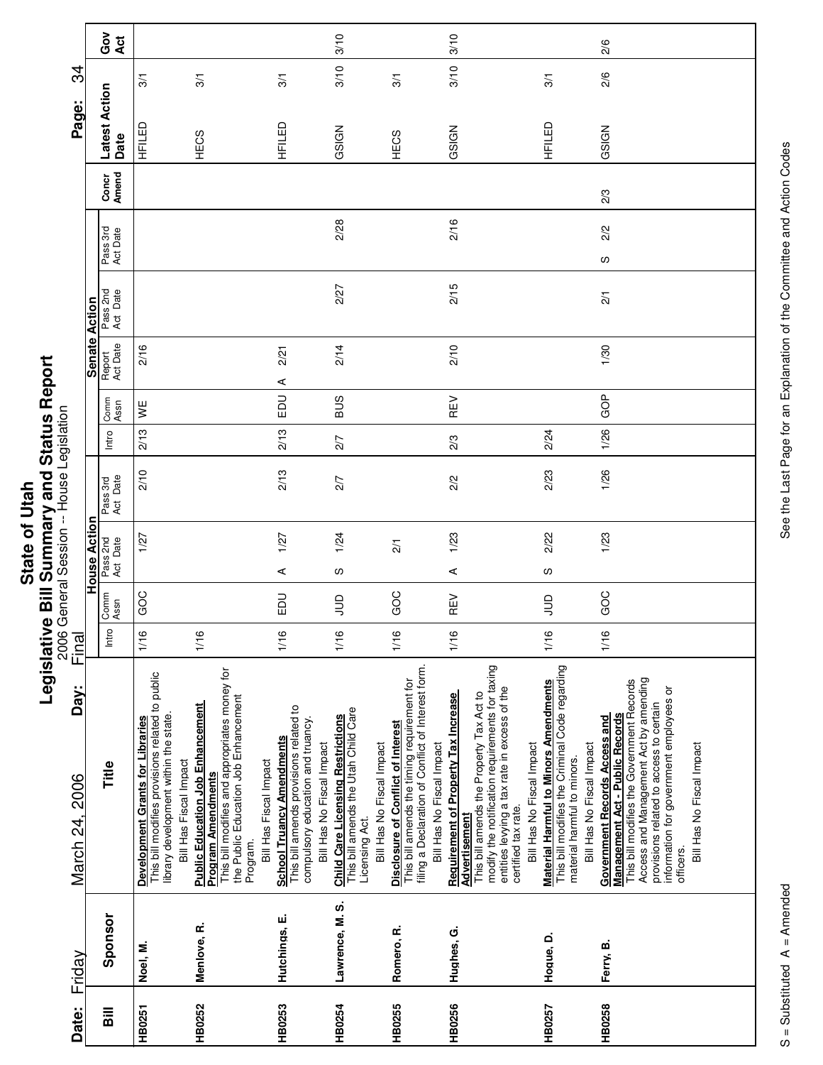# State of Utah

## Legislative Bill Summary and Status Report

2006 General Session -- House Legislation

Date: Friday March 24, 2006 Day: Final

| Bill | Sponsor | Title | House Action Intro | House Action Comm Assn | House Action Pass 2nd Act Date | House Action Pass 3rd Act Date | Senate Action Intro | Senate Action Comm Assn | Senate Action Report Act Date | Senate Action Pass 2nd Act Date | Senate Action Pass 3rd Act Date | Concr Amend | Latest Action Date | Gov Act |
|---|---|---|---|---|---|---|---|---|---|---|---|---|---|---|
| HB0251 | Noel, M. | **Development Grants for Libraries** This bill modifies provisions related to public library development within the state. Bill Has Fiscal Impact | 1/16 | GOC | 1/27 | 2/10 | 2/13 | WE | 2/16 | | | | HFILED 3/1 | |
| HB0252 | Menlove, R. | **Public Education Job Enhancement Program Amendments** This bill modifies and appropriates money for the Public Education Job Enhancement Program. Bill Has Fiscal Impact | 1/16 | | | | | | | | | | HECS 3/1 | |
| HB0253 | Hutchings, E. | **School Truancy Amendments** This bill amends provisions related to compulsory education and truancy. Bill Has No Fiscal Impact | 1/16 | EDU | A 1/27 | 2/13 | 2/13 | EDU | A 2/21 | | | | HFILED 3/1 | |
| HB0254 | Lawrence, M. S. | **Child Care Licensing Restrictions** This bill amends the Utah Child Care Licensing Act. Bill Has No Fiscal Impact | 1/16 | JUD | S 1/24 | 2/7 | 2/7 | BUS | 2/14 | 2/27 | 2/28 | | GSIGN 3/10 | 3/10 |
| HB0255 | Romero, R. | **Disclosure of Conflict of Interest** This bill amends the timing requirement for filing a Declaration of Conflict of Interest form. Bill Has No Fiscal Impact | 1/16 | GOC | 2/1 | | | | | | | | HECS 3/1 | |
| HB0256 | Hughes, G. | **Requirement of Property Tax Increase Advertisement** This bill amends the Property Tax Act to modify the notification requirements for taxing entities levying a tax rate in excess of the certified tax rate. Bill Has No Fiscal Impact | 1/16 | REV | A 1/23 | 2/2 | 2/3 | REV | 2/10 | 2/15 | 2/16 | | GSIGN 3/10 | 3/10 |
| HB0257 | Hogue, D. | **Material Harmful to Minors Amendments** This bill modifies the Criminal Code regarding material harmful to minors. Bill Has No Fiscal Impact | 1/16 | JUD | S 2/22 | 2/23 | 2/24 | | | | | | HFILED 3/1 | |
| HB0258 | Ferry, B. | **Government Records Access and Management Act - Public Records** This bill modifies the Government Records Access and Management Act by amending provisions related to access to certain information for government employees or officers. Bill Has No Fiscal Impact | 1/16 | GOC | 1/23 | 1/26 | 1/26 | GOP | 1/30 | 2/1 | S 2/2 | 2/3 | GSIGN 2/6 | 2/6 |

S = Substituted A = Amended

See the Last Page for an Explanation of the Committee and Action Codes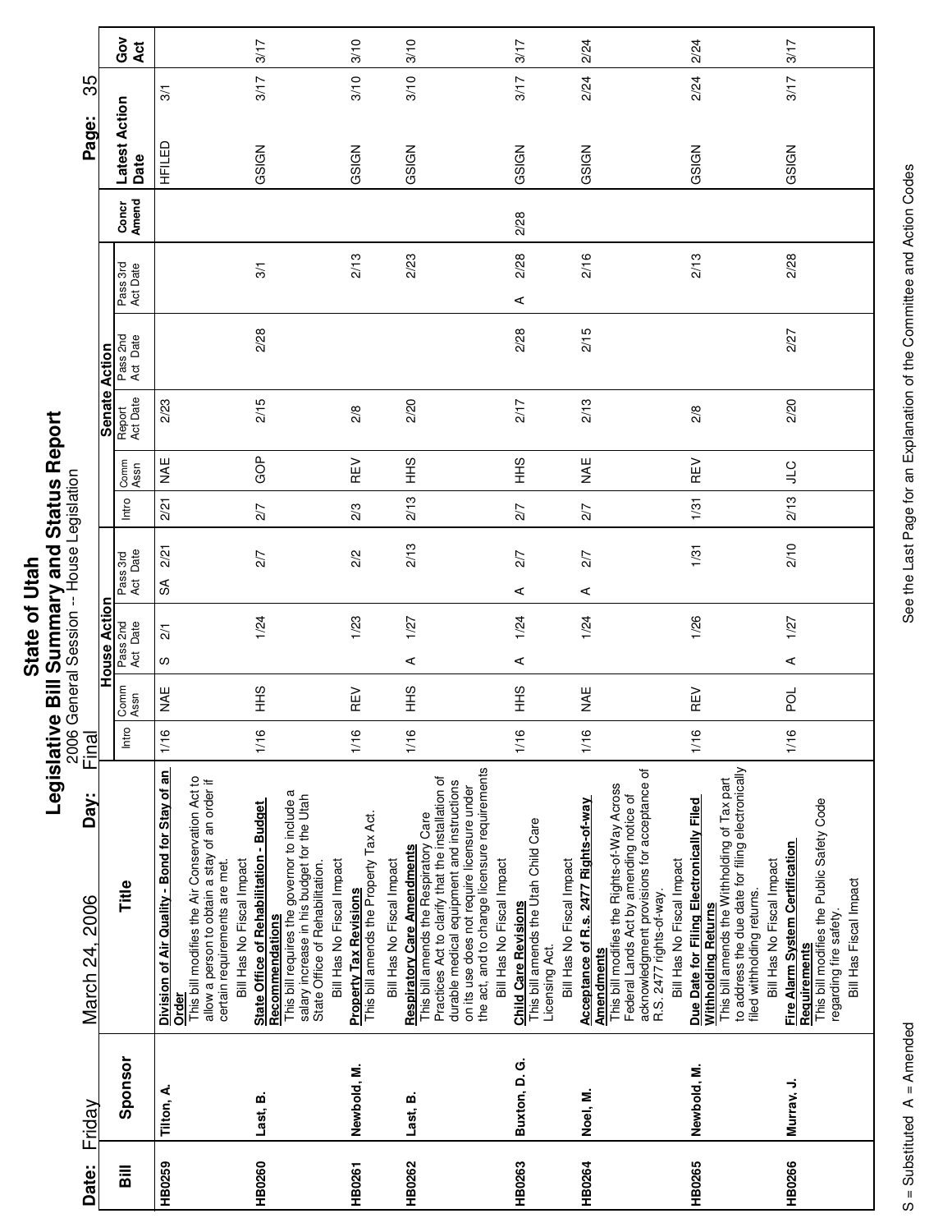# State of Utah
## Legislative Bill Summary and Status Report
2006 General Session -- House Legislation

Date: Friday March 24, 2006 Day: Final

| Bill | Sponsor | Title | House Action Intro | House Action Comm Assn | House Action Pass 2nd Act Date | House Action Pass 3rd Act Date | Senate Action Intro | Senate Action Comm Assn | Senate Action Report Act Date | Senate Action Pass 2nd Act Date | Senate Action Pass 3rd Act Date | Concr Amend | Latest Action Date | Gov Act |
|---|---|---|---|---|---|---|---|---|---|---|---|---|---|---|
| HB0259 | Tilton, A. | **Division of Air Quality - Bond for Stay of an Order** This bill modifies the Air Conservation Act to allow a person to obtain a stay of an order if certain requirements are met. Bill Has No Fiscal Impact | 1/16 | NAE | S 2/1 | SA 2/21 | 2/21 | NAE | 2/23 | | | | HFILED 3/1 | |
| HB0260 | Last, B. | **State Office of Rehabilitation - Budget Recommendations** This bill requires the governor to include a salary increase in his budget for the Utah State Office of Rehabilitation. Bill Has No Fiscal Impact | 1/16 | HHS | 1/24 | 2/7 | 2/7 | GOP | 2/15 | 2/28 | 3/1 | | GSIGN 3/17 | 3/17 |
| HB0261 | Newbold, M. | **Property Tax Revisions** This bill amends the Property Tax Act. Bill Has No Fiscal Impact | 1/16 | REV | 1/23 | 2/2 | 2/3 | REV | 2/8 | | 2/13 | | GSIGN 3/10 | 3/10 |
| HB0262 | Last, B. | **Respiratory Care Amendments** This bill amends the Respiratory Care Practices Act to clarify that the installation of durable medical equipment and instructions on its use does not require licensure under the act, and to change licensure requirements Bill Has No Fiscal Impact | 1/16 | HHS | A 1/27 | 2/13 | 2/13 | HHS | 2/20 | | 2/23 | | GSIGN 3/10 | 3/10 |
| HB0263 | Buxton, D. G. | **Child Care Revisions** This bill amends the Utah Child Care Licensing Act. Bill Has No Fiscal Impact | 1/16 | HHS | A 1/24 | A 2/7 | 2/7 | HHS | 2/17 | 2/28 | A 2/28 | 2/28 | GSIGN 3/17 | 3/17 |
| HB0264 | Noel, M. | **Acceptance of R.s. 2477 Rights-of-way Amendments** This bill modifies the Rights-of-Way Across Federal Lands Act by amending notice of acknowledgment provisions for acceptance of R.S. 2477 rights-of-way. Bill Has No Fiscal Impact | 1/16 | NAE | 1/24 | A 2/7 | 2/7 | NAE | 2/13 | 2/15 | 2/16 | | GSIGN 2/24 | 2/24 |
| HB0265 | Newbold, M. | **Due Date for Filing Electronically Filed Withholding Returns** This bill amends the Withholding of Tax part to address the due date for filing electronically filed withholding returns. Bill Has No Fiscal Impact | 1/16 | REV | 1/26 | 1/31 | 1/31 | REV | 2/8 | | 2/13 | | GSIGN 2/24 | 2/24 |
| HB0266 | Murray, J. | **Fire Alarm System Certification Requirements** This bill modifies the Public Safety Code regarding fire safety. Bill Has Fiscal Impact | 1/16 | POL | A 1/27 | 2/10 | 2/13 | JLC | 2/20 | 2/27 | 2/28 | | GSIGN 3/17 | 3/17 |

S = Substituted A = Amended

See the Last Page for an Explanation of the Committee and Action Codes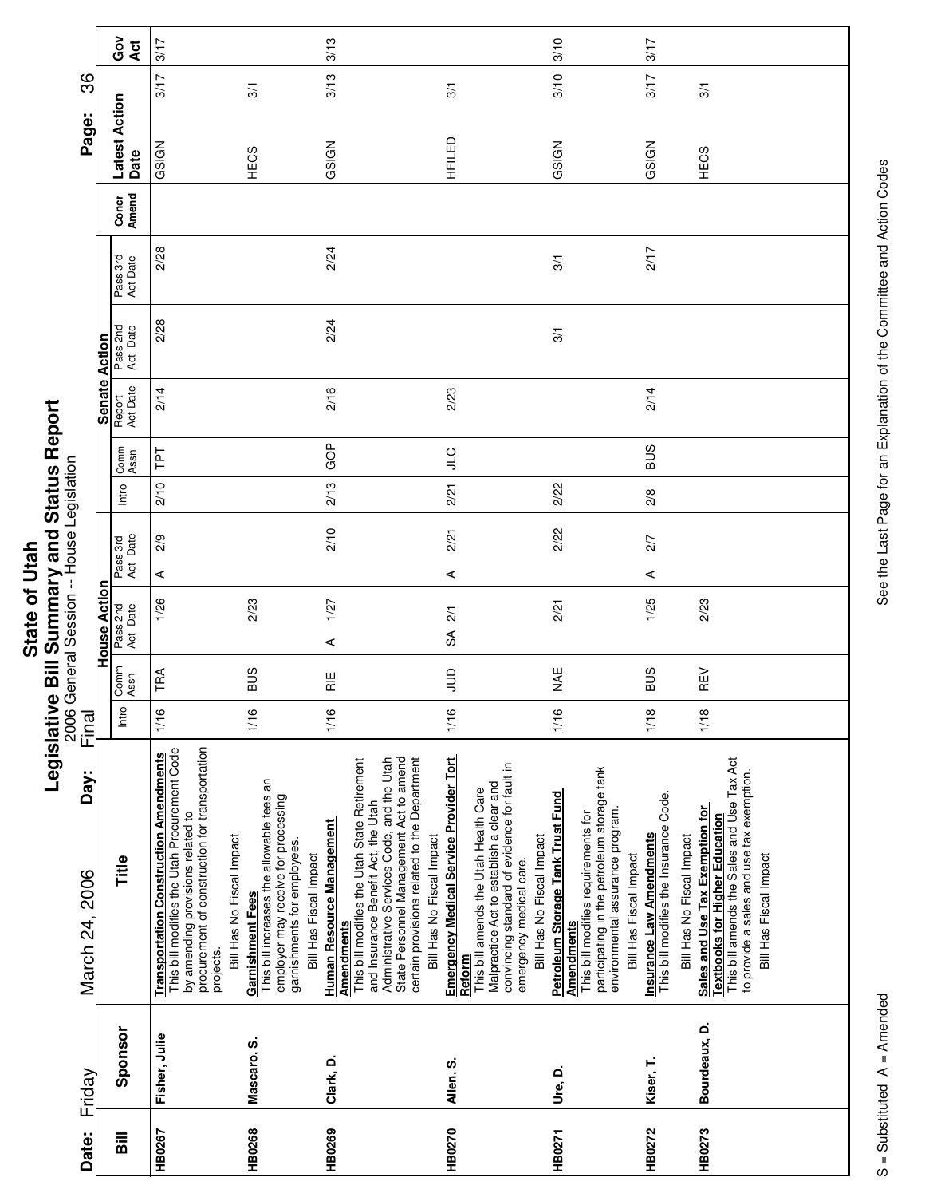# State of Utah
## Legislative Bill Summary and Status Report
2006 General Session -- House Legislation

Date: Friday March 24, 2006 Day: Final

| Bill | Sponsor | Title | House Action | | | | | Senate Action | | | | | | Concr Amend | Latest Action Date | | Gov Act |
|---|---|---|---|---|---|---|---|---|---|---|---|---|---|---|---|---|---|
| | | | Intro | Comm Assn | Pass 2nd Act Date | Pass 3rd Act Date | | Intro | Comm Assn | Report Act Date | Pass 2nd Act Date | Pass 3rd Act Date | | | | | |
| HB0267 | Fisher, Julie | **Transportation Construction Amendments** This bill modifies the Utah Procurement Code by amending provisions related to procurement of construction for transportation projects. Bill Has No Fiscal Impact | 1/16 | TRA | 1/26 | A 2/9 | | 2/10 | TPT | 2/14 | 2/28 | 2/28 | | | GSIGN | 3/17 | 3/17 |
| HB0268 | Mascaro, S. | **Garnishment Fees** This bill increases the allowable fees an employer may receive for processing garnishments for employees. Bill Has Fiscal Impact | 1/16 | BUS | 2/23 | | | | | | | | | | HECS | 3/1 | |
| HB0269 | Clark, D. | **Human Resource Management Amendments** This bill modifies the Utah State Retirement and Insurance Benefit Act, the Utah Administrative Services Code, and the Utah State Personnel Management Act to amend certain provisions related to the Department Bill Has No Fiscal Impact | 1/16 | RIE | A 1/27 | 2/10 | | 2/13 | GOP | 2/16 | 2/24 | 2/24 | | | GSIGN | 3/13 | 3/13 |
| HB0270 | Allen, S. | **Emergency Medical Service Provider Tort Reform** This bill amends the Utah Health Care Malpractice Act to establish a clear and convincing standard of evidence for fault in emergency medical care. Bill Has No Fiscal Impact | 1/16 | JUD | SA 2/1 | A 2/21 | | 2/21 | JLC | 2/23 | | | | | HFILED | 3/1 | |
| HB0271 | Ure, D. | **Petroleum Storage Tank Trust Fund Amendments** This bill modifies requirements for participating in the petroleum storage tank environmental assurance program. Bill Has Fiscal Impact | 1/16 | NAE | 2/21 | 2/22 | | 2/22 | | | 3/1 | 3/1 | | | GSIGN | 3/10 | 3/10 |
| HB0272 | Kiser, T. | **Insurance Law Amendments** This bill modifies the Insurance Code. Bill Has No Fiscal Impact | 1/18 | BUS | 1/25 | A 2/7 | | 2/8 | BUS | 2/14 | | 2/17 | | | GSIGN | 3/17 | 3/17 |
| HB0273 | Bourdeaux, D. | **Sales and Use Tax Exemption for Textbooks for Higher Education** This bill amends the Sales and Use Tax Act to provide a sales and use tax exemption. Bill Has Fiscal Impact | 1/18 | REV | 2/23 | | | | | | | | | | HECS | 3/1 | |

S = Substituted A = Amended

See the Last Page for an Explanation of the Committee and Action Codes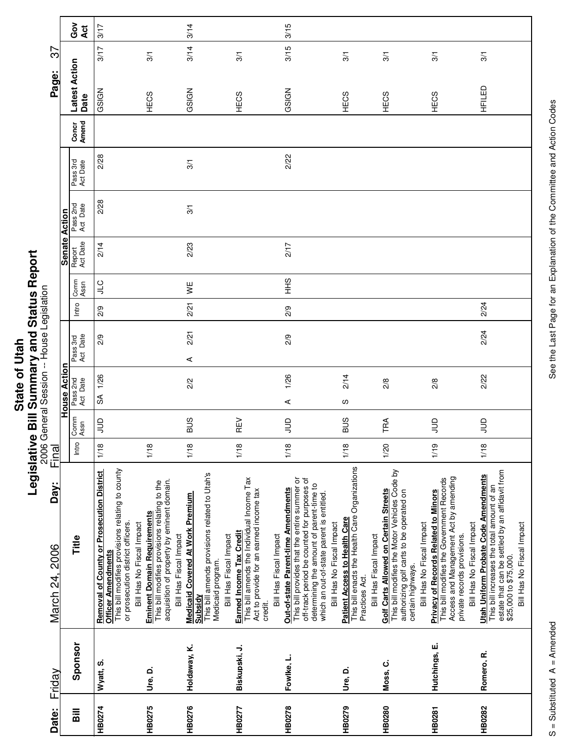# State of Utah
## Legislative Bill Summary and Status Report
2006 General Session -- House Legislation

Date: Friday March 24, 2006 Day: Final

| Bill | Sponsor | Title | House Action Intro | House Action Comm Assn | House Action Pass 2nd Act Date | House Action Pass 3rd Act Date | Senate Action Intro | Senate Action Comm Assn | Senate Action Report Act Date | Senate Action Pass 2nd Act Date | Senate Action Pass 3rd Act Date | Concr Amend | Latest Action Date | | Gov Act |
|---|---|---|---|---|---|---|---|---|---|---|---|---|---|---|---|
| HB0274 | Wyatt, S. | **Removal of County or Prosecution District Officer Amendments** This bill modifies provisions relating to county or prosecution district officers. Bill Has No Fiscal Impact | 1/18 | JUD | SA 1/26 | 2/9 | 2/9 | JLC | 2/14 | 2/28 | 2/28 | | GSIGN | 3/17 | 3/17 |
| HB0275 | Ure, D. | **Eminent Domain Requirements** This bill modifies provisions relating to the acquisition of property by eminent domain. Bill Has Fiscal Impact | 1/18 | | | | | | | | | | HECS | 3/1 | |
| HB0276 | Holdaway, K. | **Medicaid Covered At Work Premium Subsidy** This bill amends provisions related to Utah's Medicaid program. Bill Has Fiscal Impact | 1/18 | BUS | 2/2 | A 2/21 | 2/21 | WE | 2/23 | 3/1 | 3/1 | | GSIGN | 3/14 | 3/14 |
| HB0277 | Biskupski, J. | **Earned Income Tax Credit** This bill amends the Individual Income Tax Act to provide for an earned income tax credit. Bill Has Fiscal Impact | 1/18 | REV | | | | | | | | | HECS | 3/1 | |
| HB0278 | Fowlke, L. | **Out-of-state Parent-time Amendments** This bill provides that the entire summer or off-track period be counted for purposes of determining the amount of parent-time to which an out-of-state parent is entitled. Bill Has No Fiscal Impact | 1/18 | JUD | A 1/26 | 2/9 | 2/9 | HHS | 2/17 | | 2/22 | | GSIGN | 3/15 | 3/15 |
| HB0279 | Ure, D. | **Patient Access to Health Care** This bill enacts the Health Care Organizations Practices Act. Bill Has Fiscal Impact | 1/18 | BUS | S 2/14 | | | | | | | | HECS | 3/1 | |
| HB0280 | Moss, C. | **Golf Carts Allowed on Certain Streets** This bill modifies the Motor Vehicles Code by authorizing golf carts to be operated on certain highways. Bill Has No Fiscal Impact | 1/20 | TRA | 2/8 | | | | | | | | HECS | 3/1 | |
| HB0281 | Hutchings, E. | **Privacy of Records Related to Minors** This bill modifies the Government Records Access and Management Act by amending private records provisions. Bill Has No Fiscal Impact | 1/19 | JUD | 2/8 | | | | | | | | HECS | 3/1 | |
| HB0282 | Romero, R. | **Utah Uniform Probate Code Amendments** This bill increases the total amount of an estate that can be settled by an affidavit from $25,000 to $75,000. Bill Has No Fiscal Impact | 1/18 | JUD | 2/22 | 2/24 | 2/24 | | | | | | HFILED | 3/1 | |

S = Substituted A = Amended

See the Last Page for an Explanation of the Committee and Action Codes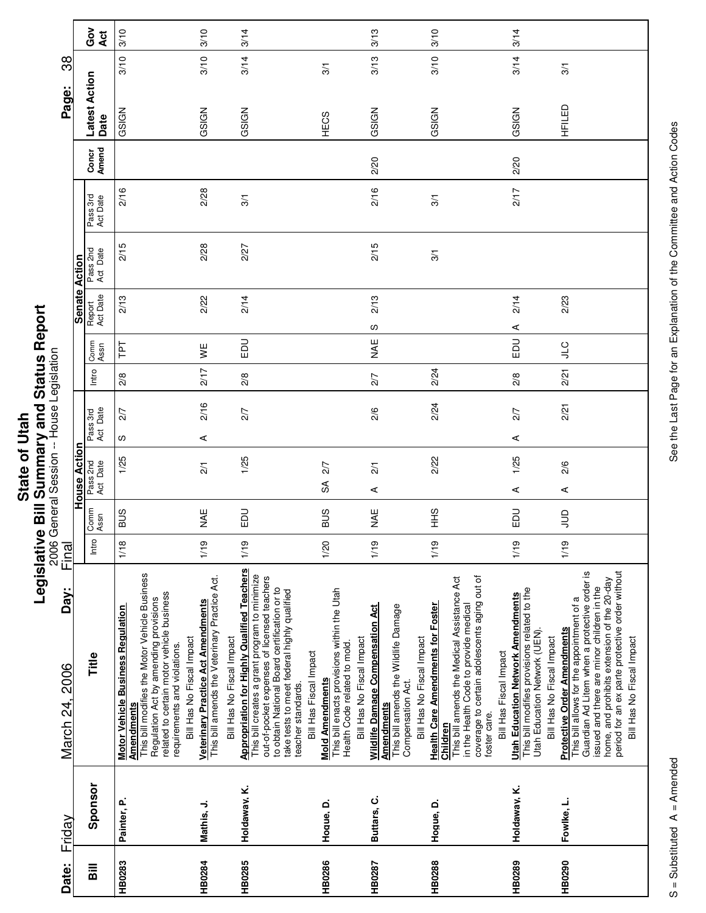# State of Utah
## Legislative Bill Summary and Status Report
2006 General Session -- House Legislation

Date: Friday March 24, 2006 Day: Final

| Bill | Sponsor | Title | House Action | | | | | | Senate Action | | | | | | Concr Amend | Latest Action | Date | Gov Act |
|---|---|---|---|---|---|---|---|---|---|---|---|---|---|---|---|---|---|---|
| | | | Intro | Comm Assn | Pass 2nd Act | Date | Pass 3rd Act | Date | Intro | Comm Assn | Report Act Date | Pass 2nd Act Date | Pass 3rd Act Date | | | | | |
| HB0283 | Painter, P. | **Motor Vehicle Business Regulation Amendments** This bill modifies the Motor Vehicle Business Regulation Act by amending provisions related to certain motor vehicle business requirements and violations. Bill Has No Fiscal Impact | 1/18 | BUS | | 1/25 | S | 2/7 | 2/8 | TPT | 2/13 | 2/15 | 2/16 | | | GSIGN | 3/10 | 3/10 |
| HB0284 | Mathis, J. | **Veterinary Practice Act Amendments** This bill amends the Veterinary Practice Act. Bill Has No Fiscal Impact | 1/19 | NAE | | 2/1 | A | 2/16 | 2/17 | WE | 2/22 | 2/28 | 2/28 | | | GSIGN | 3/10 | 3/10 |
| HB0285 | Holdaway, K. | **Appropriation for Highly Qualified Teachers** This bill creates a grant program to minimize out-of-pocket expenses of licensed teachers to obtain National Board certification or to take tests to meet federal highly qualified teacher standards. Bill Has Fiscal Impact | 1/19 | EDU | | 1/25 | | 2/7 | 2/8 | EDU | 2/14 | 2/27 | 3/1 | | | GSIGN | 3/14 | 3/14 |
| HB0286 | Hogue, D. | **Mold Amendments** This bill enacts provisions within the Utah Health Code related to mold. Bill Has No Fiscal Impact | 1/20 | BUS | SA | 2/7 | | | | | | | | | | HECS | 3/1 | |
| HB0287 | Buttars, C. | **Wildlife Damage Compensation Act Amendments** This bill amends the Wildlife Damage Compensation Act. Bill Has No Fiscal Impact | 1/19 | NAE | A | 2/1 | | 2/6 | 2/7 | NAE | S 2/13 | 2/15 | 2/16 | 2/20 | | GSIGN | 3/13 | 3/13 |
| HB0288 | Hogue, D. | **Health Care Amendments for Foster Children** This bill amends the Medical Assistance Act in the Health Code to provide medical coverage to certain adolescents aging out of foster care. Bill Has Fiscal Impact | 1/19 | HHS | | 2/22 | | 2/24 | 2/24 | | | 3/1 | 3/1 | | | GSIGN | 3/10 | 3/10 |
| HB0289 | Holdaway, K. | **Utah Education Network Amendments** This bill modifies provisions related to the Utah Education Network (UEN). Bill Has No Fiscal Impact | 1/19 | EDU | A | 1/25 | A | 2/7 | 2/8 | EDU | A 2/14 | | 2/17 | 2/20 | | GSIGN | 3/14 | 3/14 |
| HB0290 | Fowlke, L. | **Protective Order Amendments** This bill allows for the appointment of a Guardian Ad Litem when a protective order is issued and there are minor children in the home, and prohibits extension of the 20-day period for an ex parte protective order without Bill Has No Fiscal Impact | 1/19 | JUD | A | 2/6 | | 2/21 | 2/21 | JLC | 2/23 | | | | | HFILED | 3/1 | |

S = Substituted A = Amended

See the Last Page for an Explanation of the Committee and Action Codes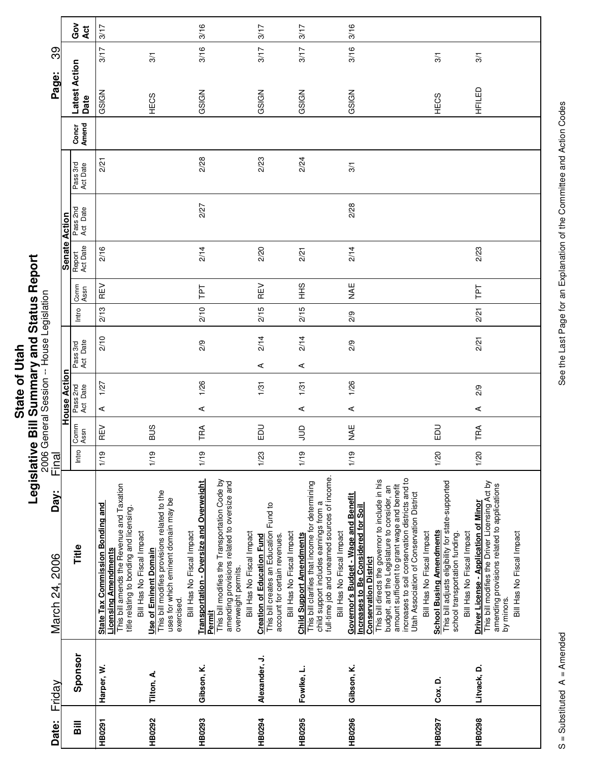# State of Utah
## Legislative Bill Summary and Status Report
2006 General Session -- House Legislation

Date: Friday March 24, 2006 Day: Final

| Bill | Sponsor | Title | House Action | | | | | | Senate Action | | | | | | | | Concr Amend | Latest Action Date | | Gov Act |
|---|---|---|---|---|---|---|---|---|---|---|---|---|---|---|---|---|---|---|---|---|
| | | | Intro | Comm Assn | Pass 2nd Act | Date | Pass 3rd Act | Date | Intro | Comm Assn | Report Act Date | Pass 2nd Act | Date | Pass 3rd Act | Date | | | | | |
| HB0291 | Harper, W. | **State Tax Commission Bonding and Licensing Amendments** This bill amends the Revenue and Taxation title relating to bonding and licensing. Bill Has No Fiscal Impact | 1/19 | REV | A | 1/27 | | 2/10 | 2/13 | REV | 2/16 | | | | 2/21 | | | GSIGN | 3/17 | 3/17 |
| HB0292 | Tilton, A. | **Use of Eminent Domain** This bill modifies provisions related to the uses for which eminent domain may be exercised. Bill Has No Fiscal Impact | 1/19 | BUS | | | | | | | | | | | | | | HECS | 3/1 | |
| HB0293 | Gibson, K. | **Transportation - Oversize and Overweight Permit** This bill modifies the Transportation Code by amending provisions related to oversize and overweight permits. Bill Has No Fiscal Impact | 1/19 | TRA | A | 1/26 | | 2/9 | 2/10 | TPT | 2/14 | | 2/27 | | 2/28 | | | GSIGN | 3/16 | 3/16 |
| HB0294 | Alexander, J. | **Creation of Education Fund** This bill creates an Education Fund to account for certain revenues. Bill Has No Fiscal Impact | 1/23 | EDU | | 1/31 | A | 2/14 | 2/15 | REV | 2/20 | | | | 2/23 | | | GSIGN | 3/17 | 3/17 |
| HB0295 | Fowlke, L. | **Child Support Amendments** This bill clarifies that income for determining child support includes earnings from a full-time job and unearned sources of income. Bill Has No Fiscal Impact | 1/19 | JUD | A | 1/31 | A | 2/14 | 2/15 | HHS | 2/21 | | | | 2/24 | | | GSIGN | 3/17 | 3/17 |
| HB0296 | Gibson, K. | **Governor's Budget - Wage and Benefit Increases to Be Considered for Soil Conservation District** This bill directs the governor to include in his budget, and the Legislature to consider, an amount sufficient to grant wage and benefit increases to soil conservation districts and to Utah Association of Conservation District Bill Has No Fiscal Impact | 1/19 | NAE | A | 1/26 | | 2/9 | 2/9 | NAE | 2/14 | | 2/28 | | 3/1 | | | GSIGN | 3/16 | 3/16 |
| HB0297 | Cox, D. | **School Busing Amendments** This bill adjusts eligibility for state-supported school transportation funding. Bill Has No Fiscal Impact | 1/20 | EDU | | | | | | | | | | | | | | HECS | 3/1 | |
| HB0298 | Litvack, D. | **Driver License - Application of Minor** This bill modifies the Driver Licensing Act by amending provisions related to applications by minors. Bill Has No Fiscal Impact | 1/20 | TRA | A | 2/9 | | 2/21 | 2/21 | TPT | 2/23 | | | | | | | HFILED | 3/1 | |

S = Substituted A = Amended

See the Last Page for an Explanation of the Committee and Action Codes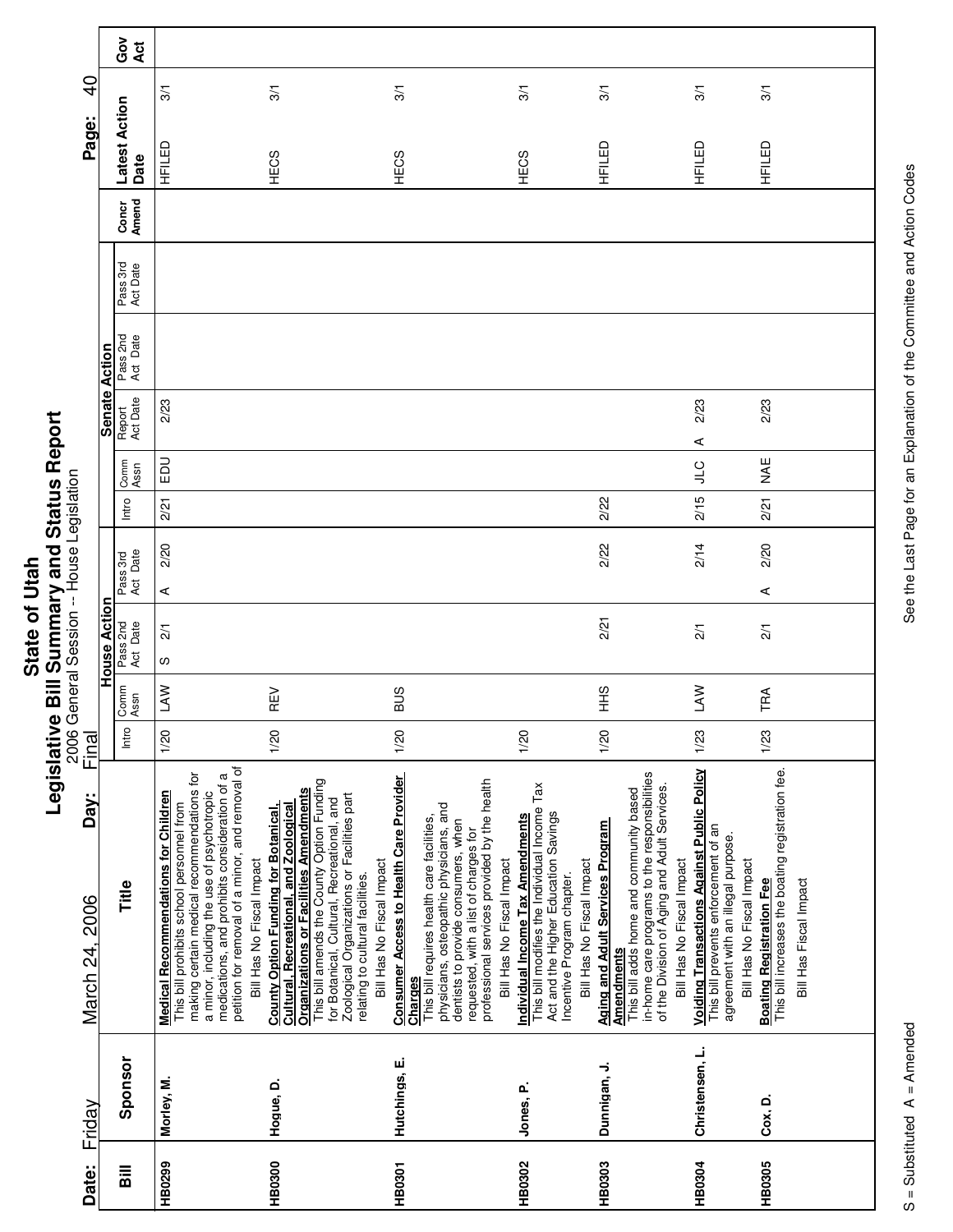# State of Utah
## Legislative Bill Summary and Status Report
2006 General Session -- House Legislation

**Date:** Friday March 24, 2006 **Day:** Final

| Bill | Sponsor | Title | House Action Intro | House Action Comm Assn | House Action Pass 2nd Act Date | House Action Pass 3rd Act Date | Senate Action Intro | Senate Action Comm Assn | Senate Action Report Act Date | Senate Action Pass 2nd Act Date | Senate Action Pass 3rd Act Date | Concr Amend | Latest Action Date | Gov Act |
|---|---|---|---|---|---|---|---|---|---|---|---|---|---|---|
| HB0299 | Morley, M. | **Medical Recommendations for Children** This bill prohibits school personnel from making certain medical recommendations for a minor, including the use of psychotropic medications, and prohibits consideration of a petition for removal of a minor, and removal of Bill Has No Fiscal Impact | 1/20 | LAW | S 2/1 | A 2/20 | 2/21 | EDU | 2/23 | | | | HFILED 3/1 | |
| HB0300 | Hogue, D. | **County Option Funding for Botanical, Cultural, Recreational, and Zoological Organizations or Facilities Amendments** This bill amends the County Option Funding for Botanical, Cultural, Recreational, and Zoological Organizations or Facilities part relating to cultural facilities. Bill Has No Fiscal Impact | 1/20 | REV | | | | | | | | | HECS 3/1 | |
| HB0301 | Hutchings, E. | **Consumer Access to Health Care Provider Charges** This bill requires health care facilities, physicians, osteopathic physicians, and dentists to provide consumers, when requested, with a list of charges for professional services provided by the health Bill Has No Fiscal Impact | 1/20 | BUS | | | | | | | | | HECS 3/1 | |
| HB0302 | Jones, P. | **Individual Income Tax Amendments** This bill modifies the Individual Income Tax Act and the Higher Education Savings Incentive Program chapter. Bill Has No Fiscal Impact | 1/20 | | | | | | | | | | HECS 3/1 | |
| HB0303 | Dunnigan, J. | **Aging and Adult Services Program Amendments** This bill adds home and community based in-home care programs to the responsibilities of the Division of Aging and Adult Services. Bill Has No Fiscal Impact | 1/20 | HHS | 2/21 | 2/22 | 2/22 | | | | | | HFILED 3/1 | |
| HB0304 | Christensen, L. | **Voiding Transactions Against Public Policy** This bill prevents enforcement of an agreement with an illegal purpose. Bill Has No Fiscal Impact | 1/23 | LAW | 2/1 | 2/14 | 2/15 | JLC | A 2/23 | | | | HFILED 3/1 | |
| HB0305 | Cox, D. | **Boating Registration Fee** This bill increases the boating registration fee. Bill Has Fiscal Impact | 1/23 | TRA | 2/1 | A 2/20 | 2/21 | NAE | 2/23 | | | | HFILED 3/1 | |

S = Substituted A = Amended

See the Last Page for an Explanation of the Committee and Action Codes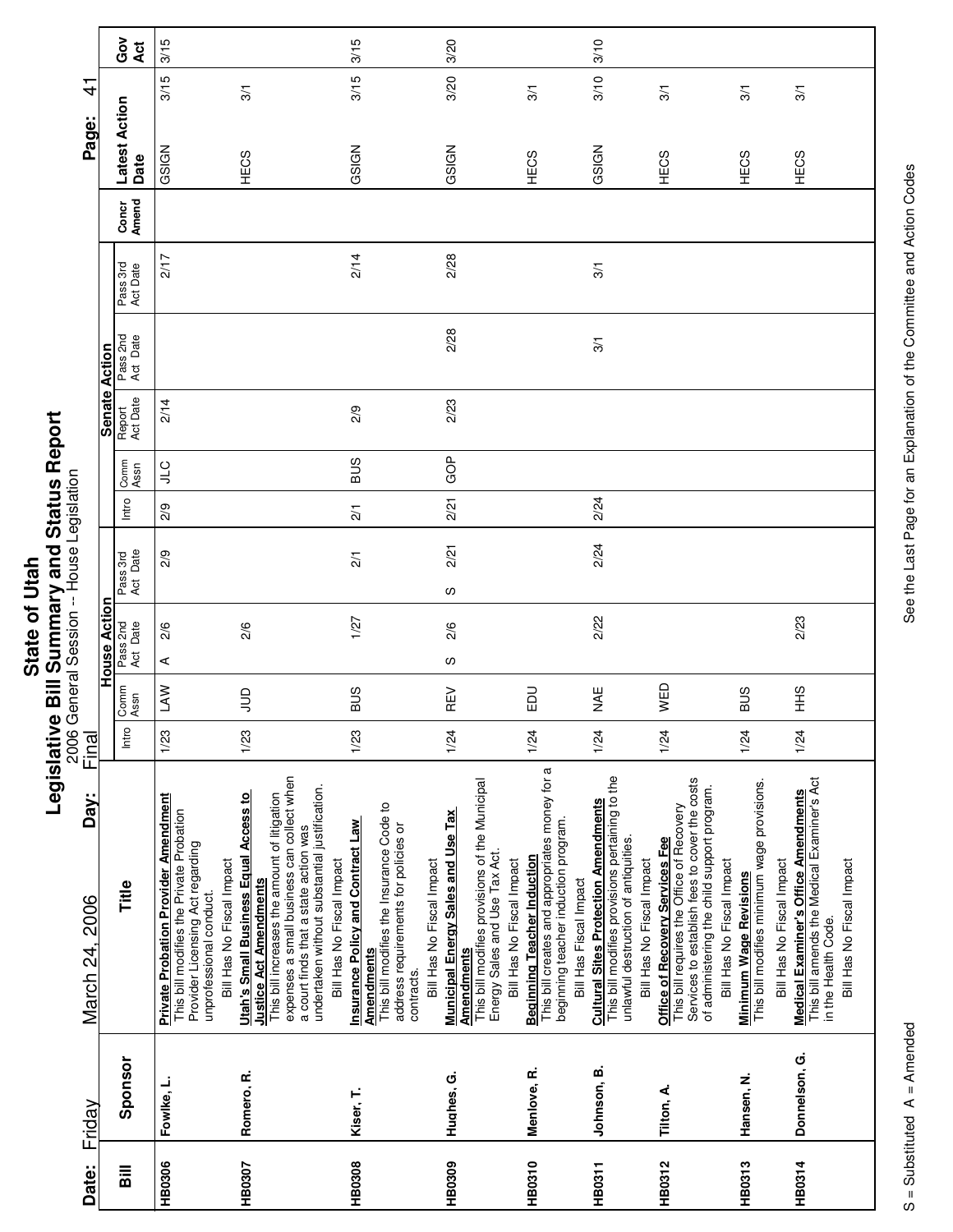# State of Utah
## Legislative Bill Summary and Status Report
### 2006 General Session -- House Legislation

Date: Friday March 24, 2006 Day: Final

| Bill | Sponsor | Title | House Action | | | | Senate Action | | | | | Concr Amend | Latest Action Date | | Gov Act |
|---|---|---|---|---|---|---|---|---|---|---|---|---|---|---|---|
| | | | Intro | Comm Assn | Pass 2nd Act Date | Pass 3rd Act Date | Intro | Comm Assn | Report Act Date | Pass 2nd Act Date | Pass 3rd Act Date | | | | |
| HB0306 | Fowlke, L. | **Private Probation Provider Amendment**<br>This bill modifies the Private Probation Provider Licensing Act regarding unprofessional conduct.<br>Bill Has No Fiscal Impact | 1/23 | LAW | A 2/6 | 2/9 | 2/9 | JLC | 2/14 | | 2/17 | | GSIGN | 3/15 | 3/15 |
| HB0307 | Romero, R. | **Utah's Small Business Equal Access to Justice Act Amendments**<br>This bill increases the amount of litigation expenses a small business can collect when a court finds that a state action was undertaken without substantial justification.<br>Bill Has No Fiscal Impact | 1/23 | JUD | 2/6 | | | | | | | | HECS | 3/1 | |
| HB0308 | Kiser, T. | **Insurance Policy and Contract Law Amendments**<br>This bill modifies the Insurance Code to address requirements for policies or contracts.<br>Bill Has No Fiscal Impact | 1/23 | BUS | 1/27 | 2/1 | 2/1 | BUS | 2/9 | | 2/14 | | GSIGN | 3/15 | 3/15 |
| HB0309 | Hughes, G. | **Municipal Energy Sales and Use Tax Amendments**<br>This bill modifies provisions of the Municipal Energy Sales and Use Tax Act.<br>Bill Has No Fiscal Impact | 1/24 | REV | S 2/6 | S 2/21 | 2/21 | GOP | 2/23 | 2/28 | 2/28 | | GSIGN | 3/20 | 3/20 |
| HB0310 | Menlove, R. | **Beginning Teacher Induction**<br>This bill creates and appropriates money for a beginning teacher induction program.<br>Bill Has Fiscal Impact | 1/24 | EDU | | | | | | | | | HECS | 3/1 | |
| HB0311 | Johnson, B. | **Cultural Sites Protection Amendments**<br>This bill modifies provisions pertaining to the unlawful destruction of antiquities.<br>Bill Has No Fiscal Impact | 1/24 | NAE | 2/22 | 2/24 | 2/24 | | | 3/1 | 3/1 | | GSIGN | 3/10 | 3/10 |
| HB0312 | Tilton, A. | **Office of Recovery Services Fee**<br>This bill requires the Office of Recovery Services to establish fees to cover the costs of administering the child support program.<br>Bill Has No Fiscal Impact | 1/24 | WED | | | | | | | | | HECS | 3/1 | |
| HB0313 | Hansen, N. | **Minimum Wage Revisions**<br>This bill modifies minimum wage provisions.<br>Bill Has No Fiscal Impact | 1/24 | BUS | | | | | | | | | HECS | 3/1 | |
| HB0314 | Donnelson, G. | **Medical Examiner's Office Amendments**<br>This bill amends the Medical Examiner's Act in the Health Code.<br>Bill Has No Fiscal Impact | 1/24 | HHS | 2/23 | | | | | | | | HECS | 3/1 | |

S = Substituted A = Amended

See the Last Page for an Explanation of the Committee and Action Codes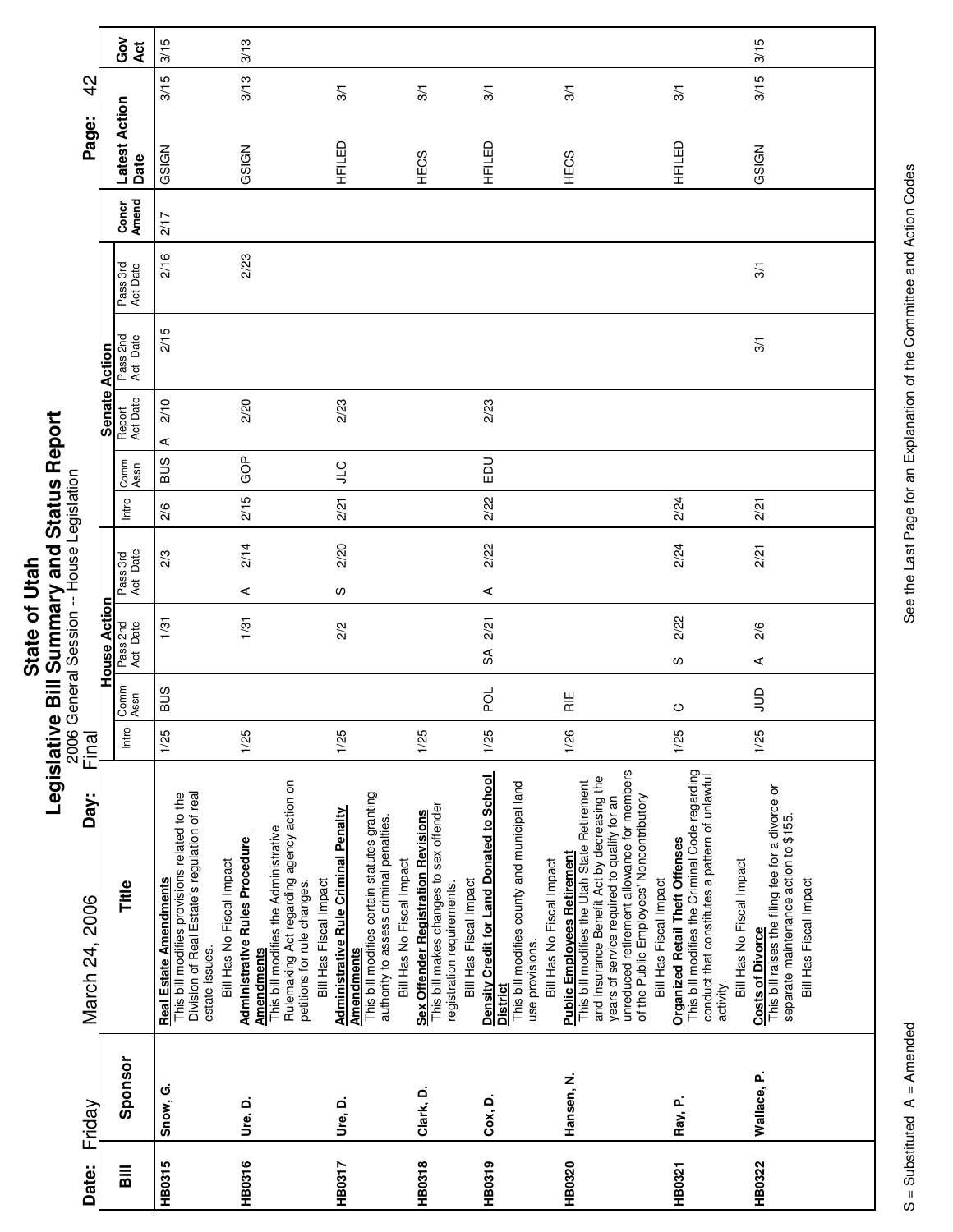# State of Utah
## Legislative Bill Summary and Status Report
2006 General Session -- House Legislation

**Date:** Friday March 24, 2006 **Day:** Final

| Bill | Sponsor | Title | House Action Intro | House Comm Assn | House Pass 2nd Act Date | House Pass 3rd Act Date | Senate Intro | Senate Comm Assn | Senate Report Act Date | Senate Pass 2nd Act Date | Senate Pass 3rd Act Date | Concr Amend | Latest Action | Latest Action Date | Gov Act |
|---|---|---|---|---|---|---|---|---|---|---|---|---|---|---|---|
| HB0315 | Snow, G. | **Real Estate Amendments** This bill modifies provisions related to the Division of Real Estate's regulation of real estate issues. Bill Has No Fiscal Impact | 1/25 | BUS | 1/31 | 2/3 | 2/6 | BUS | A 2/10 | 2/15 | 2/16 | 2/17 | GSIGN | 3/15 | 3/15 |
| HB0316 | Ure. D. | **Administrative Rules Procedure Amendments** This bill modifies the Administrative Rulemaking Act regarding agency action on petitions for rule changes. Bill Has Fiscal Impact | 1/25 | | 1/31 | A 2/14 | 2/15 | GOP | 2/20 | | 2/23 | | GSIGN | 3/13 | 3/13 |
| HB0317 | Ure, D. | **Administrative Rule Criminal Penalty Amendments** This bill modifies certain statutes granting authority to assess criminal penalties. Bill Has No Fiscal Impact | 1/25 | | 2/2 | S 2/20 | 2/21 | JLC | 2/23 | | | | HFILED | 3/1 | |
| HB0318 | Clark, D. | **Sex Offender Registration Revisions** This bill makes changes to sex offender registration requirements. Bill Has Fiscal Impact | 1/25 | | | | | | | | | | HECS | 3/1 | |
| HB0319 | Cox, D. | **Density Credit for Land Donated to School District** This bill modifies county and municipal land use provisions. Bill Has No Fiscal Impact | 1/25 | POL | SA 2/21 | A 2/22 | 2/22 | EDU | 2/23 | | | | HFILED | 3/1 | |
| HB0320 | Hansen, N. | **Public Employees Retirement** This bill modifies the Utah State Retirement and Insurance Benefit Act by decreasing the years of service required to qualify for an unreduced retirement allowance for members of the Public Employees' Noncontributory Bill Has Fiscal Impact | 1/26 | RIE | | | | | | | | | HECS | 3/1 | |
| HB0321 | Ray, P. | **Organized Retail Theft Offenses** This bill modifies the Criminal Code regarding conduct that constitutes a pattern of unlawful activity. Bill Has No Fiscal Impact | 1/25 | C | S 2/22 | 2/24 | 2/24 | | | | | | HFILED | 3/1 | |
| HB0322 | Wallace, P. | **Costs of Divorce** This bill raises the filing fee for a divorce or separate maintenance action to $155. Bill Has Fiscal Impact | 1/25 | JUD | A 2/6 | 2/21 | 2/21 | | | 3/1 | 3/1 | | GSIGN | 3/15 | 3/15 |

S = Substituted A = Amended

See the Last Page for an Explanation of the Committee and Action Codes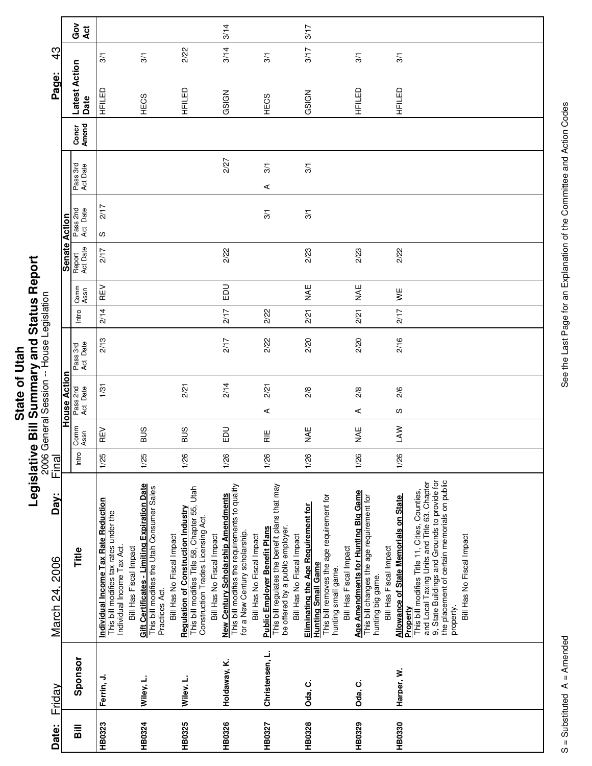# State of Utah

## Legislative Bill Summary and Status Report

2006 General Session -- House Legislation

Date: Friday March 24, 2006 Day: Final

| Bill | Sponsor | Title | House Action | | | | Senate Action | | | | | Concr Amend | Latest Action Date | | Gov Act |
|---|---|---|---|---|---|---|---|---|---|---|---|---|---|---|---|
| | | | Intro | Comm Assn | Pass 2nd Act Date | Pass 3rd Act Date | Intro | Comm Assn | Report Act Date | Pass 2nd Act Date | Pass 3rd Act Date | | | | |
| HB0323 | Ferrin, J. | **Individual Income Tax Rate Reduction** This bill modifies tax rates under the Individual Income Tax Act. Bill Has Fiscal Impact | 1/25 | REV | 1/31 | 2/13 | 2/14 | REV | 2/17 | S 2/17 | | | HFILED | 3/1 | |
| HB0324 | Wiley, L. | **Gift Certificates - Limiting Expiration Date** This bill modifies the Utah Consumer Sales Practices Act. Bill Has No Fiscal Impact | 1/25 | BUS | | | | | | | | | HECS | 3/1 | |
| HB0325 | Wiley, L. | **Regulation of Construction Industry** This bill modifies Title 58, Chapter 55, Utah Construction Trades Licensing Act. Bill Has No Fiscal Impact | 1/26 | BUS | 2/21 | | | | | | | | HFILED | 2/22 | |
| HB0326 | Holdaway, K. | **New Century Scholarship Amendments** This bill modifies the requirements to qualify for a New Century scholarship. Bill Has No Fiscal Impact | 1/26 | EDU | 2/14 | 2/17 | 2/17 | EDU | 2/22 | | 2/27 | | GSIGN | 3/14 | 3/14 |
| HB0327 | Christensen, L. | **Public Employer Benefit Plans** This bill regulates the benefit plans that may be offered by a public employer. Bill Has No Fiscal Impact | 1/26 | RIE | A 2/21 | 2/22 | 2/22 | | | 3/1 | A 3/1 | | HECS | 3/1 | |
| HB0328 | Oda, C. | **Eliminating the Age Requirement for Hunting Small Game** This bill removes the age requirement for hunting small game. Bill Has Fiscal Impact | 1/26 | NAE | 2/8 | 2/20 | 2/21 | NAE | 2/23 | 3/1 | 3/1 | | GSIGN | 3/17 | 3/17 |
| HB0329 | Oda, C. | **Age Amendments for Hunting Big Game** This bill changes the age requirement for hunting big game. Bill Has Fiscal Impact | 1/26 | NAE | A 2/8 | 2/20 | 2/21 | NAE | 2/23 | | | | HFILED | 3/1 | |
| HB0330 | Harper, W. | **Allowance of State Memorials on State Property** This bill modifies Title 11, Cities, Counties, and Local Taxing Units and Title 63, Chapter 9, State Buildings and Grounds to provide for the placement of certain memorials on public property. Bill Has No Fiscal Impact | 1/26 | LAW | S 2/6 | 2/16 | 2/17 | WE | 2/22 | | | | HFILED | 3/1 | |

S = Substituted A = Amended

See the Last Page for an Explanation of the Committee and Action Codes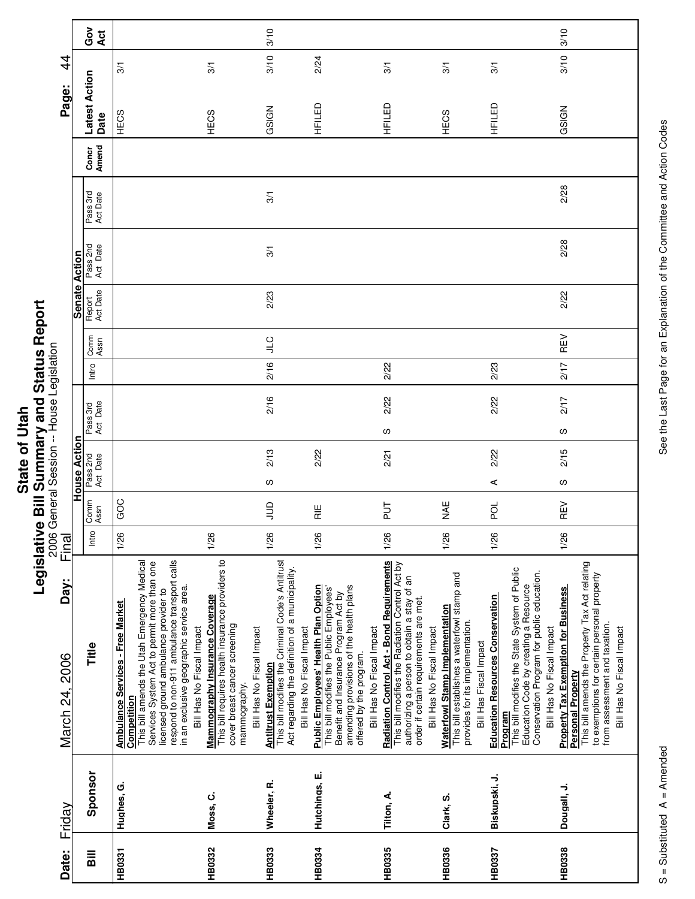# State of Utah

## Legislative Bill Summary and Status Report

2006 General Session -- House Legislation

Date: Friday March 24, 2006 Day: Final

| Bill | Sponsor | Title | House Action | | | | Senate Action | | | | | Concr Amend | Latest Action Date | | Gov Act |
|---|---|---|---|---|---|---|---|---|---|---|---|---|---|---|---|
| | | | Intro | Comm Assn | Pass 2nd Act Date | Pass 3rd Act Date | Intro | Comm Assn | Report Act Date | Pass 2nd Act Date | Pass 3rd Act Date | | | | |
| HB0331 | Hughes, G. | **Ambulance Services - Free Market Competition** This bill amends the Utah Emergency Medical Services System Act to permit more than one licensed ground ambulance provider to respond to non-911 ambulance transport calls in an exclusive geographic service area. Bill Has No Fiscal Impact | 1/26 | GOC | | | | | | | | | HECS | 3/1 | |
| HB0332 | Moss, C. | **Mammography Insurance Coverage** This bill requires health insurance providers to cover breast cancer screening mammography. Bill Has No Fiscal Impact | 1/26 | | | | | | | | | | HECS | 3/1 | |
| HB0333 | Wheeler, R. | **Antitrust Exemption** This bill modifies the Criminal Code's Antitrust Act regarding the definition of a municipality. Bill Has No Fiscal Impact | 1/26 | JUD | S 2/13 | 2/16 | 2/16 | JLC | 2/23 | 3/1 | 3/1 | | GSIGN | 3/10 | 3/10 |
| HB0334 | Hutchings, E. | **Public Employees' Health Plan Option** This bill modifies the Public Employees' Benefit and Insurance Program Act by amending provisions of the health plans offered by the program. Bill Has No Fiscal Impact | 1/26 | RIE | 2/22 | | | | | | | | HFILED | 2/24 | |
| HB0335 | Tilton, A. | **Radiation Control Act - Bond Requirements** This bill modifies the Radiation Control Act by authorizing a person to obtain a stay of an order if certain requirements are met. Bill Has No Fiscal Impact | 1/26 | PUT | 2/21 | S 2/22 | 2/22 | | | | | | HFILED | 3/1 | |
| HB0336 | Clark, S. | **Waterfowl Stamp Implementation** This bill establishes a waterfowl stamp and provides for its implementation. Bill Has Fiscal Impact | 1/26 | NAE | | | | | | | | | HECS | 3/1 | |
| HB0337 | Biskupski, J. | **Education Resources Conservation Program** This bill modifies the State System of Public Education Code by creating a Resource Conservation Program for public education. Bill Has No Fiscal Impact | 1/26 | POL | A 2/22 | 2/22 | 2/23 | | | | | | HFILED | 3/1 | |
| HB0338 | Dougall, J. | **Property Tax Exemption for Business Personal Property** This bill amends the Property Tax Act relating to exemptions for certain personal property from assessment and taxation. Bill Has No Fiscal Impact | 1/26 | REV | S 2/15 | S 2/17 | 2/17 | REV | 2/22 | 2/28 | 2/28 | | GSIGN | 3/10 | 3/10 |

S = Substituted A = Amended

See the Last Page for an Explanation of the Committee and Action Codes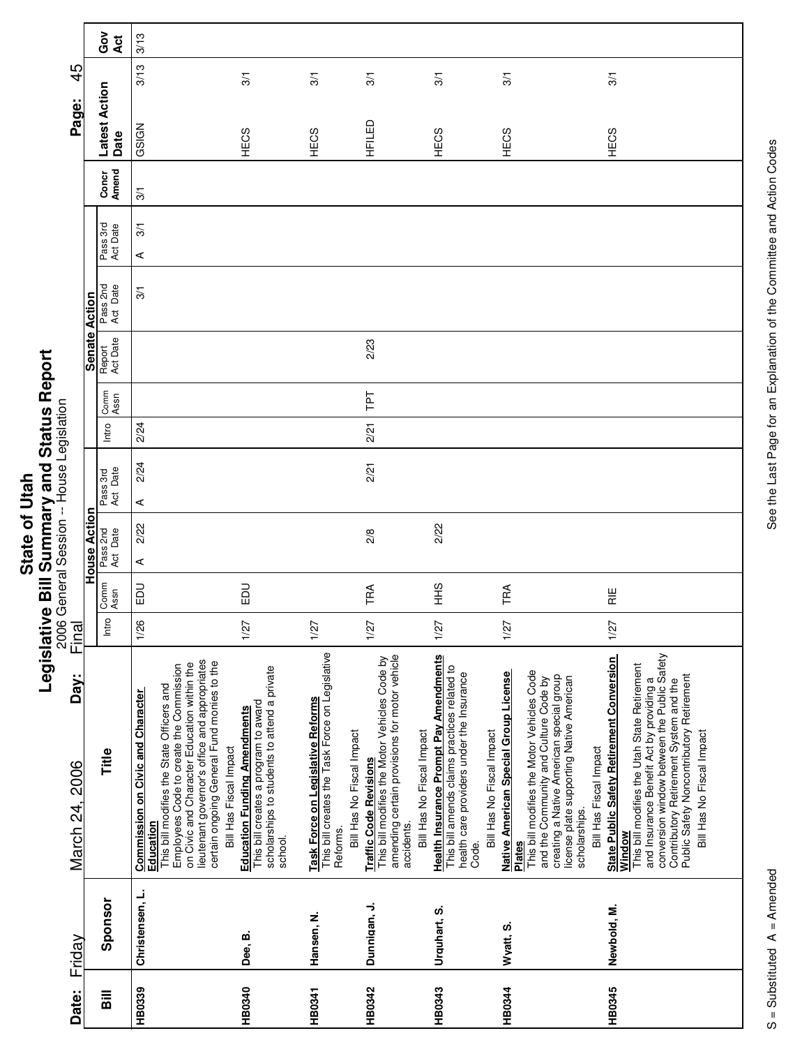# State of Utah

## Legislative Bill Summary and Status Report

2006 General Session -- House Legislation

Final

Date: Friday March 24, 2006 Day:

| Bill | Sponsor | Title | House Action | | | | Senate Action | | | | | Concr Amend | Latest Action Date | | Gov Act |
|---|---|---|---|---|---|---|---|---|---|---|---|---|---|---|---|
| | | | Intro | Comm Assn | Pass 2nd Act Date | Pass 3rd Act Date | Intro | Comm Assn | Report Act Date | Pass 2nd Act Date | Pass 3rd Act Date | | | | |
| HB0339 | Christensen, L. | **Commission on Civic and Character Education**<br>This bill modifies the State Officers and Employees Code to create the Commission on Civic and Character Education within the lieutenant governor's office and appropriates certain ongoing General Fund monies to the<br>Bill Has Fiscal Impact | 1/26 | EDU | A 2/22 | A 2/24 | 2/24 | | | 3/1 | A 3/1 | 3/1 | GSIGN | 3/13 | 3/13 |
| HB0340 | Dee, B. | **Education Funding Amendments**<br>This bill creates a program to award scholarships to students to attend a private school. | 1/27 | EDU | | | | | | | | | HECS | 3/1 | |
| HB0341 | Hansen, N. | **Task Force on Legislative Reforms**<br>This bill creates the Task Force on Legislative Reforms.<br>Bill Has No Fiscal Impact | 1/27 | | | | | | | | | | HECS | 3/1 | |
| HB0342 | Dunnigan, J. | **Traffic Code Revisions**<br>This bill modifies the Motor Vehicles Code by amending certain provisions for motor vehicle accidents.<br>Bill Has No Fiscal Impact | 1/27 | TRA | 2/8 | 2/21 | 2/21 | TPT | 2/23 | | | | HFILED | 3/1 | |
| HB0343 | Urquhart, S. | **Health Insurance Prompt Pay Amendments**<br>This bill amends claims practices related to health care providers under the Insurance Code.<br>Bill Has No Fiscal Impact | 1/27 | HHS | 2/22 | | | | | | | | HECS | 3/1 | |
| HB0344 | Wyatt, S. | **Native American Special Group License Plates**<br>This bill modifies the Motor Vehicles Code and the Community and Culture Code by creating a Native American special group license plate supporting Native American scholarships.<br>Bill Has Fiscal Impact | 1/27 | TRA | | | | | | | | | HECS | 3/1 | |
| HB0345 | Newbold, M. | **State Public Safety Retirement Conversion Window**<br>This bill modifies the Utah State Retirement and Insurance Benefit Act by providing a conversion window between the Public Safety Contributory Retirement System and the Public Safety Noncontributory Retirement<br>Bill Has No Fiscal Impact | 1/27 | RIE | | | | | | | | | HECS | 3/1 | |

S = Substituted A = Amended

See the Last Page for an Explanation of the Committee and Action Codes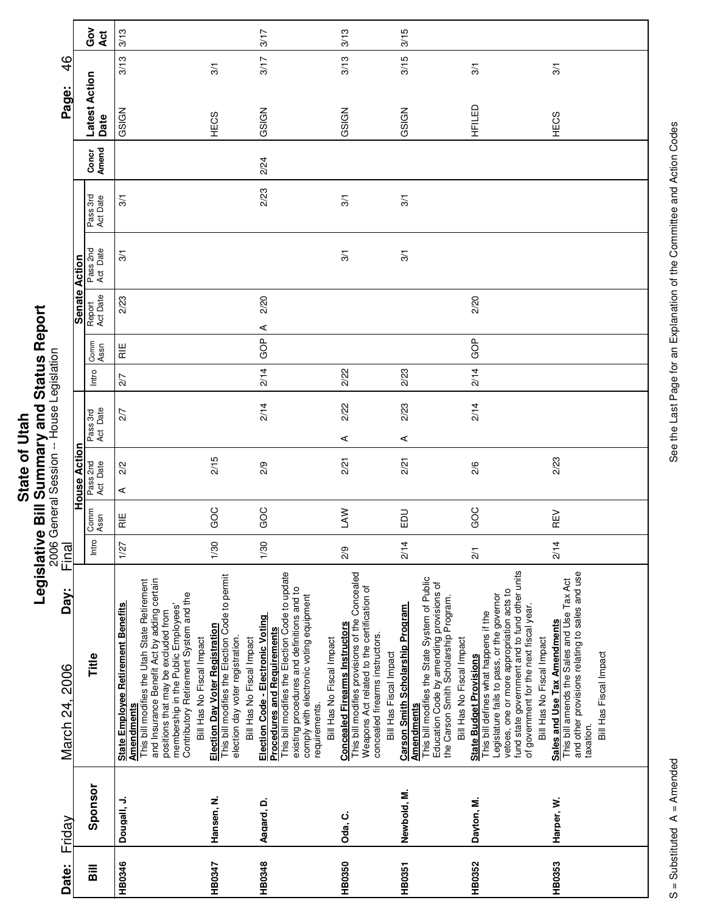# State of Utah
## Legislative Bill Summary and Status Report
2006 General Session -- House Legislation

Date: Friday March 24, 2006 Day: Final

| Bill | Sponsor | Title | House Action | | | | | Senate Action | | | | | Concr Amend | Latest Action Date | | Gov Act |
|---|---|---|---|---|---|---|---|---|---|---|---|---|---|---|---|---|
| | | | Intro | Comm Assn | Pass 2nd Act Date | Pass 3rd Act Date | | Intro | Comm Assn | Report Act Date | Pass 2nd Act Date | Pass 3rd Act Date | | | | |
| HB0346 | Dougall, J. | **State Employee Retirement Benefits Amendments** This bill modifies the Utah State Retirement and Insurance Benefit Act by adding certain positions that may be excluded from membership in the Public Employees' Contributory Retirement System and the Bill Has No Fiscal Impact | 1/27 | RIE | A 2/2 | 2/7 | | 2/7 | RIE | 2/23 | 3/1 | 3/1 | | GSIGN | 3/13 | 3/13 |
| HB0347 | Hansen, N. | **Election Day Voter Registration** This bill modifies the Election Code to permit election day voter registration. Bill Has No Fiscal Impact | 1/30 | GOC | 2/15 | | | | | | | | | HECS | 3/1 | |
| HB0348 | Aagard, D. | **Election Code - Electronic Voting Procedures and Requirements** This bill modifies the Election Code to update existing procedures and definitions and to comply with electronic voting equipment requirements. Bill Has No Fiscal Impact | 1/30 | GOC | 2/9 | 2/14 | | 2/14 | GOP | A 2/20 | | 2/23 | 2/24 | GSIGN | 3/17 | 3/17 |
| HB0350 | Oda, C. | **Concealed Firearms Instructors** This bill modifies provisions of the Concealed Weapons Act related to the certification of concealed firearms instructors. Bill Has Fiscal Impact | 2/9 | LAW | 2/21 | A 2/22 | | 2/22 | | | 3/1 | 3/1 | | GSIGN | 3/13 | 3/13 |
| HB0351 | Newbold, M. | **Carson Smith Scholarship Program Amendments** This bill modifies the State System of Public Education Code by amending provisions of the Carson Smith Scholarship Program. Bill Has No Fiscal Impact | 2/14 | EDU | 2/21 | A 2/23 | | 2/23 | | | 3/1 | 3/1 | | GSIGN | 3/15 | 3/15 |
| HB0352 | Dayton, M. | **State Budget Provisions** This bill defines what happens if the Legislature fails to pass, or the governor vetoes, one or more appropriation acts to fund state government and to fund other units of government for the next fiscal year. Bill Has No Fiscal Impact | 2/1 | GOC | 2/6 | 2/14 | | 2/14 | GOP | 2/20 | | | | HFILED | 3/1 | |
| HB0353 | Harper, W. | **Sales and Use Tax Amendments** This bill amends the Sales and Use Tax Act and other provisions relating to sales and use taxation. Bill Has Fiscal Impact | 2/14 | REV | 2/23 | | | | | | | | | HECS | 3/1 | |

S = Substituted A = Amended

See the Last Page for an Explanation of the Committee and Action Codes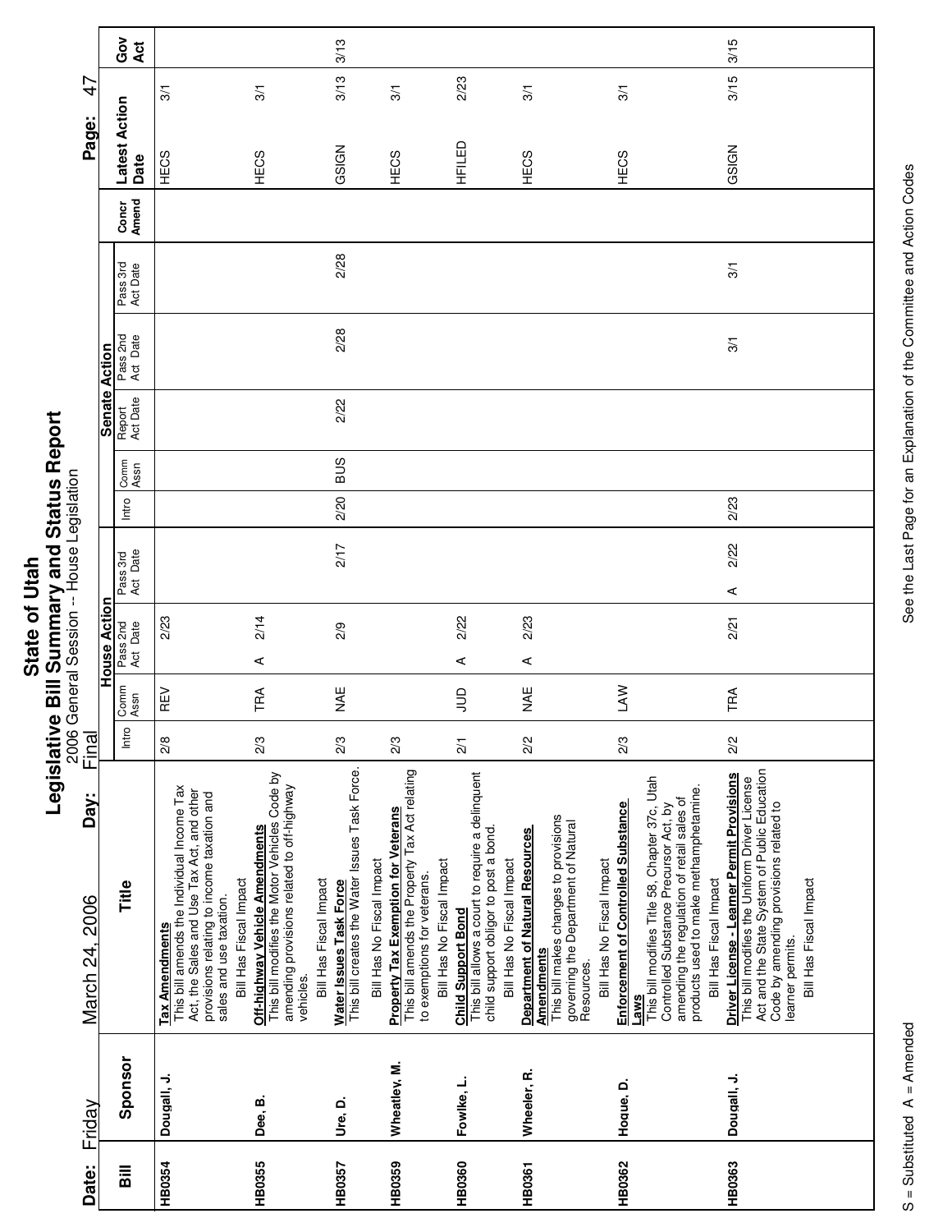# State of Utah
## Legislative Bill Summary and Status Report
2006 General Session -- House Legislation

**Date:** Friday March 24, 2006 **Day:** Final

| Bill | Sponsor | Title | House Action Intro | House Action Comm Assn | House Action Pass 2nd Act Date | House Action Pass 3rd Act Date | Senate Action Intro | Senate Action Comm Assn | Senate Action Report Act Date | Senate Action Pass 2nd Act Date | Senate Action Pass 3rd Act Date | Concr Amend | Latest Action Date | Gov Act |
|---|---|---|---|---|---|---|---|---|---|---|---|---|---|---|
| HB0354 | Dougall, J. | **Tax Amendments** This bill amends the Individual Income Tax Act, the Sales and Use Tax Act, and other provisions relating to income taxation and sales and use taxation. Bill Has Fiscal Impact | 2/8 | REV | 2/23 | | | | | | | | HECS 3/1 | |
| HB0355 | Dee, B. | **Off-highway Vehicle Amendments** This bill modifies the Motor Vehicles Code by amending provisions related to off-highway vehicles. Bill Has Fiscal Impact | 2/3 | TRA | A 2/14 | | | | | | | | HECS 3/1 | |
| HB0357 | Ure, D. | **Water Issues Task Force** This bill creates the Water Issues Task Force. Bill Has No Fiscal Impact | 2/3 | NAE | 2/9 | 2/17 | 2/20 | BUS | 2/22 | 2/28 | 2/28 | | GSIGN 3/13 | 3/13 |
| HB0359 | Wheatley, M. | **Property Tax Exemption for Veterans** This bill amends the Property Tax Act relating to exemptions for veterans. Bill Has No Fiscal Impact | 2/3 | | | | | | | | | | HECS 3/1 | |
| HB0360 | Fowlke, L. | **Child Support Bond** This bill allows a court to require a delinquent child support obligor to post a bond. Bill Has No Fiscal Impact | 2/1 | JUD | A 2/22 | | | | | | | | HFILED 2/23 | |
| HB0361 | Wheeler, R. | **Department of Natural Resources Amendments** This bill makes changes to provisions governing the Department of Natural Resources. Bill Has No Fiscal Impact | 2/2 | NAE | A 2/23 | | | | | | | | HECS 3/1 | |
| HB0362 | Hogue, D. | **Enforcement of Controlled Substance Laws** This bill modifies Title 58, Chapter 37c, Utah Controlled Substance Precursor Act, by amending the regulation of retail sales of products used to make methamphetamine. Bill Has Fiscal Impact | 2/3 | LAW | | | | | | | | | HECS 3/1 | |
| HB0363 | Dougall, J. | **Driver License - Learner Permit Provisions** This bill modifies the Uniform Driver License Act and the State System of Public Education Code by amending provisions related to learner permits. Bill Has Fiscal Impact | 2/2 | TRA | 2/21 | A 2/22 | 2/23 | | | 3/1 | 3/1 | | GSIGN 3/15 | 3/15 |

S = Substituted A = Amended

See the Last Page for an Explanation of the Committee and Action Codes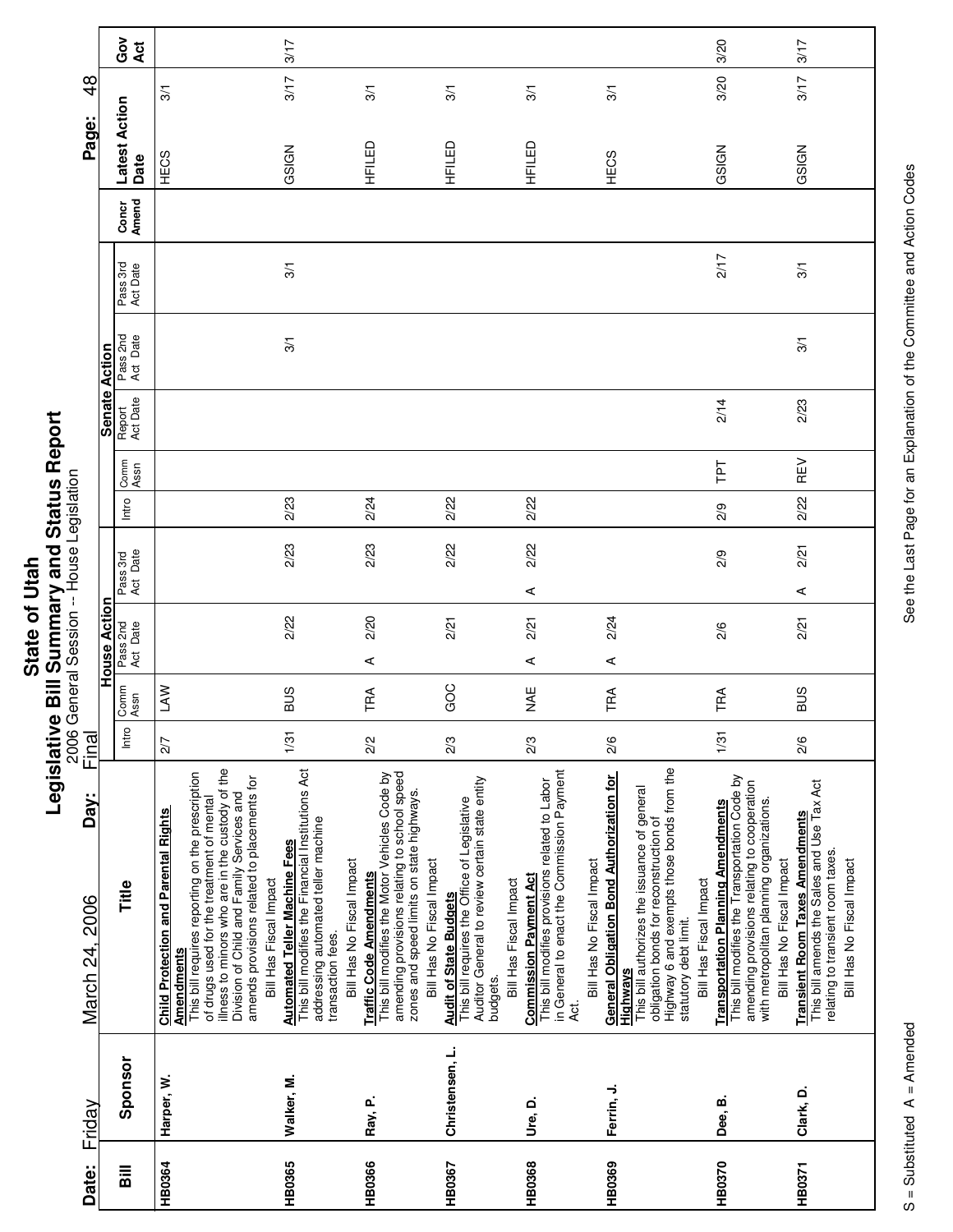# State of Utah
## Legislative Bill Summary and Status Report
### 2006 General Session -- House Legislation

**Date:** Friday March 24, 2006 **Day:** Final

| Bill | Sponsor | Title | House Action | | | | | | Senate Action | | | | | | | Concr Amend | Latest Action Date | | Gov Act |
|---|---|---|---|---|---|---|---|---|---|---|---|---|---|---|---|---|---|---|---|
| | | | Intro | Comm Assn | Pass 2nd Act | Date | Pass 3rd Act | Date | Intro | Comm Assn | Report Act Date | Pass 2nd Act Date | Pass 3rd Act Date | | | | | | |
| HB0364 | Harper, W. | **Child Protection and Parental Rights Amendments** This bill requires reporting on the prescription of drugs used for the treatment of mental illness to minors who are in the custody of the Division of Child and Family Services and amends provisions related to placements for Bill Has Fiscal Impact | 2/7 | LAW | | | | | | | | | | | | | HECS | 3/1 | |
| HB0365 | Walker, M. | **Automated Teller Machine Fees** This bill modifies the Financial Institutions Act addressing automated teller machine transaction fees. Bill Has No Fiscal Impact | 1/31 | BUS | | 2/22 | | 2/23 | 2/23 | | | 3/1 | 3/1 | | | | GSIGN | 3/17 | 3/17 |
| HB0366 | Ray, P. | **Traffic Code Amendments** This bill modifies the Motor Vehicles Code by amending provisions relating to school speed zones and speed limits on state highways. Bill Has No Fiscal Impact | 2/2 | TRA | A | 2/20 | | 2/23 | 2/24 | | | | | | | | HFILED | 3/1 | |
| HB0367 | Christensen, L. | **Audit of State Budgets** This bill requires the Office of Legislative Auditor General to review certain state entity budgets. Bill Has Fiscal Impact | 2/3 | GOC | | 2/21 | | 2/22 | 2/22 | | | | | | | | HFILED | 3/1 | |
| HB0368 | Ure, D. | **Commission Payment Act** This bill modifies provisions related to Labor in General to enact the Commission Payment Act. Bill Has No Fiscal Impact | 2/3 | NAE | A | 2/21 | A | 2/22 | 2/22 | | | | | | | | HFILED | 3/1 | |
| HB0369 | Ferrin, J. | **General Obligation Bond Authorization for Highways** This bill authorizes the issuance of general obligation bonds for reconstruction of Highway 6 and exempts those bonds from the statutory debt limit. Bill Has Fiscal Impact | 2/6 | TRA | A | 2/24 | | | | | | | | | | | HECS | 3/1 | |
| HB0370 | Dee, B. | **Transportation Planning Amendments** This bill modifies the Transportation Code by amending provisions relating to cooperation with metropolitan planning organizations. Bill Has No Fiscal Impact | 1/31 | TRA | | 2/6 | | 2/9 | 2/9 | TPT | 2/14 | | 2/17 | | | | GSIGN | 3/20 | 3/20 |
| HB0371 | Clark, D. | **Transient Room Taxes Amendments** This bill amends the Sales and Use Tax Act relating to transient room taxes. Bill Has No Fiscal Impact | 2/6 | BUS | | 2/21 | A | 2/21 | 2/22 | REV | 2/23 | 3/1 | 3/1 | | | | GSIGN | 3/17 | 3/17 |

S = Substituted A = Amended

See the Last Page for an Explanation of the Committee and Action Codes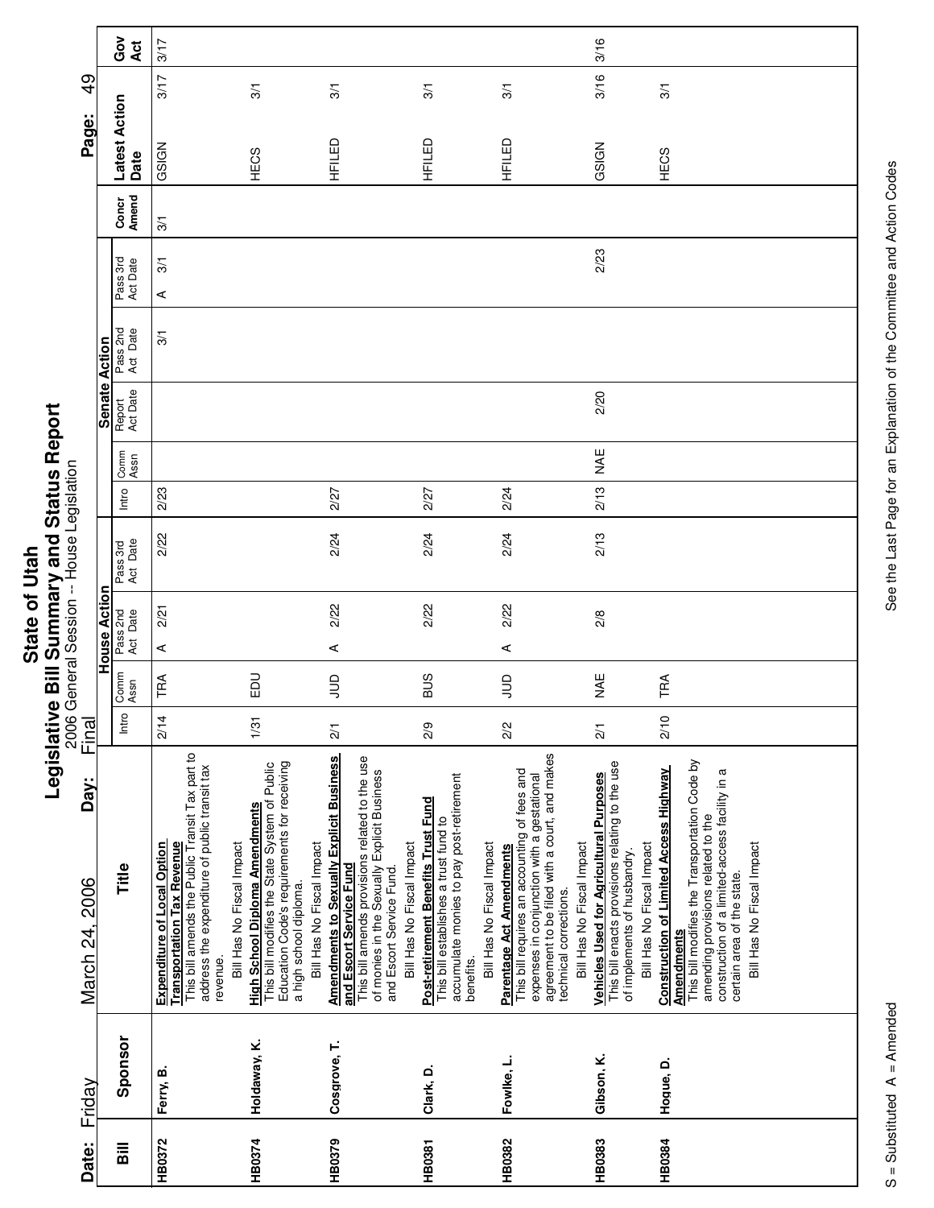# State of Utah
## Legislative Bill Summary and Status Report
2006 General Session -- House Legislation

**Date:** Friday March 24, 2006 **Day:** Final

| Bill | Sponsor | Title | House Action Intro | House Action Comm Assn | House Action Pass 2nd Act Date | House Action Pass 3rd Act Date | Senate Action Intro | Senate Action Comm Assn | Senate Action Report Act Date | Senate Action Pass 2nd Act Date | Senate Action Pass 3rd Act Date | Concr Amend | Latest Action Date | Gov Act |
|---|---|---|---|---|---|---|---|---|---|---|---|---|---|---|
| HB0372 | Ferry, B. | **Expenditure of Local Option Transportation Tax Revenue** This bill amends the Public Transit Tax part to address the expenditure of public transit tax revenue. Bill Has No Fiscal Impact | 2/14 | TRA | A 2/21 | 2/22 | 2/23 | | | 3/1 | A 3/1 | 3/1 | GSIGN 3/17 | 3/17 |
| HB0374 | Holdaway, K. | **High School Diploma Amendments** This bill modifies the State System of Public Education Code's requirements for receiving a high school diploma. Bill Has No Fiscal Impact | 1/31 | EDU | | | | | | | | | HECS 3/1 | |
| HB0379 | Cosgrove, T. | **Amendments to Sexually Explicit Business and Escort Service Fund** This bill amends provisions related to the use of monies in the Sexually Explicit Business and Escort Service Fund. Bill Has No Fiscal Impact | 2/1 | JUD | A 2/22 | 2/24 | 2/27 | | | | | | HFILED 3/1 | |
| HB0381 | Clark, D. | **Post-retirement Benefits Trust Fund** This bill establishes a trust fund to accumulate monies to pay post-retirement benefits. Bill Has No Fiscal Impact | 2/9 | BUS | 2/22 | 2/24 | 2/27 | | | | | | HFILED 3/1 | |
| HB0382 | Fowlke, L. | **Parentage Act Amendments** This bill requires an accounting of fees and expenses in conjunction with a gestational agreement to be filed with a court, and makes technical corrections. Bill Has No Fiscal Impact | 2/2 | JUD | A 2/22 | 2/24 | 2/24 | | | | | | HFILED 3/1 | |
| HB0383 | Gibson, K. | **Vehicles Used for Agricultural Purposes** This bill enacts provisions relating to the use of implements of husbandry. Bill Has No Fiscal Impact | 2/1 | NAE | 2/8 | 2/13 | 2/13 | NAE | 2/20 | | 2/23 | | GSIGN 3/16 | 3/16 |
| HB0384 | Hogue, D. | **Construction of Limited Access Highway Amendments** This bill modifies the Transportation Code by amending provisions related to the construction of a limited-access facility in a certain area of the state. Bill Has No Fiscal Impact | 2/10 | TRA | | | | | | | | | HECS 3/1 | |

S = Substituted A = Amended

See the Last Page for an Explanation of the Committee and Action Codes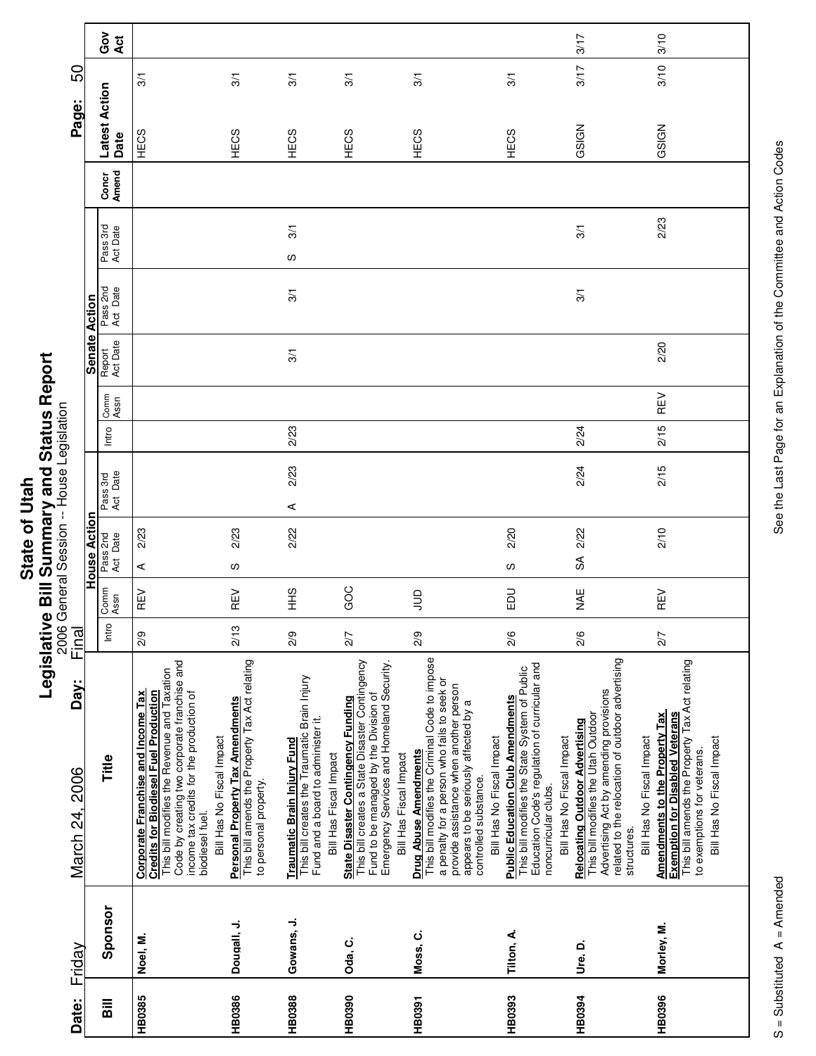# State of Utah

## Legislative Bill Summary and Status Report

2006 General Session -- House Legislation

Date: Friday March 24, 2006 Day: Final

| Bill | Sponsor | Title | House Action | | | Senate Action | | | | | Concr Amend | Latest Action Date | | Gov Act |
|---|---|---|---|---|---|---|---|---|---|---|---|---|---|---|
| | | | Intro | Comm Assn | Pass 2nd Act Date | Pass 3rd Act Date | Intro | Comm Assn | Report Act Date | Pass 2nd Act Date | Pass 3rd Act Date | | | |
| HB0385 | Noel, M. | **Corporate Franchise and Income Tax Credits for Biodiesel Fuel Production** This bill modifies the Revenue and Taxation Code by creating two corporate franchise and income tax credits for the production of biodiesel fuel. Bill Has No Fiscal Impact | 2/9 | REV | A 2/23 | | | | | | | | HECS 3/1 | |
| HB0386 | Dougall, J. | **Personal Property Tax Amendments** This bill amends the Property Tax Act relating to personal property. | 2/13 | REV | S 2/23 | | | | | | | | HECS 3/1 | |
| HB0388 | Gowans, J. | **Traumatic Brain Injury Fund** This bill creates the Traumatic Brain Injury Fund and a board to administer it. Bill Has Fiscal Impact | 2/9 | HHS | 2/22 | A 2/23 | 2/23 | | 3/1 | 3/1 | S 3/1 | | HECS 3/1 | |
| HB0390 | Oda, C. | **State Disaster Contingency Funding** This bill creates a State Disaster Contingency Fund to be managed by the Division of Emergency Services and Homeland Security. Bill Has Fiscal Impact | 2/7 | GOC | | | | | | | | | HECS 3/1 | |
| HB0391 | Moss, C. | **Drug Abuse Amendments** This bill modifies the Criminal Code to impose a penalty for a person who fails to seek or provide assistance when another person appears to be seriously affected by a controlled substance. Bill Has No Fiscal Impact | 2/9 | JUD | | | | | | | | | HECS 3/1 | |
| HB0393 | Tilton, A. | **Public Education Club Amendments** This bill modifies the State System of Public Education Code's regulation of curricular and noncurricular clubs. Bill Has No Fiscal Impact | 2/6 | EDU | S 2/20 | | | | | | | | HECS 3/1 | |
| HB0394 | Ure, D. | **Relocating Outdoor Advertising** This bill modifies the Utah Outdoor Advertising Act by amending provisions related to the relocation of outdoor advertising structures. Bill Has No Fiscal Impact | 2/6 | NAE | SA 2/22 | 2/24 | 2/24 | | | 3/1 | 3/1 | | GSIGN 3/17 | 3/17 |
| HB0396 | Morley, M. | **Amendments to the Property Tax Exemption for Disabled Veterans** This bill amends the Property Tax Act relating to exemptions for veterans. Bill Has No Fiscal Impact | 2/7 | REV | 2/10 | 2/15 | 2/15 | REV | 2/20 | | 2/23 | | GSIGN 3/10 | 3/10 |

S = Substituted A = Amended

See the Last Page for an Explanation of the Committee and Action Codes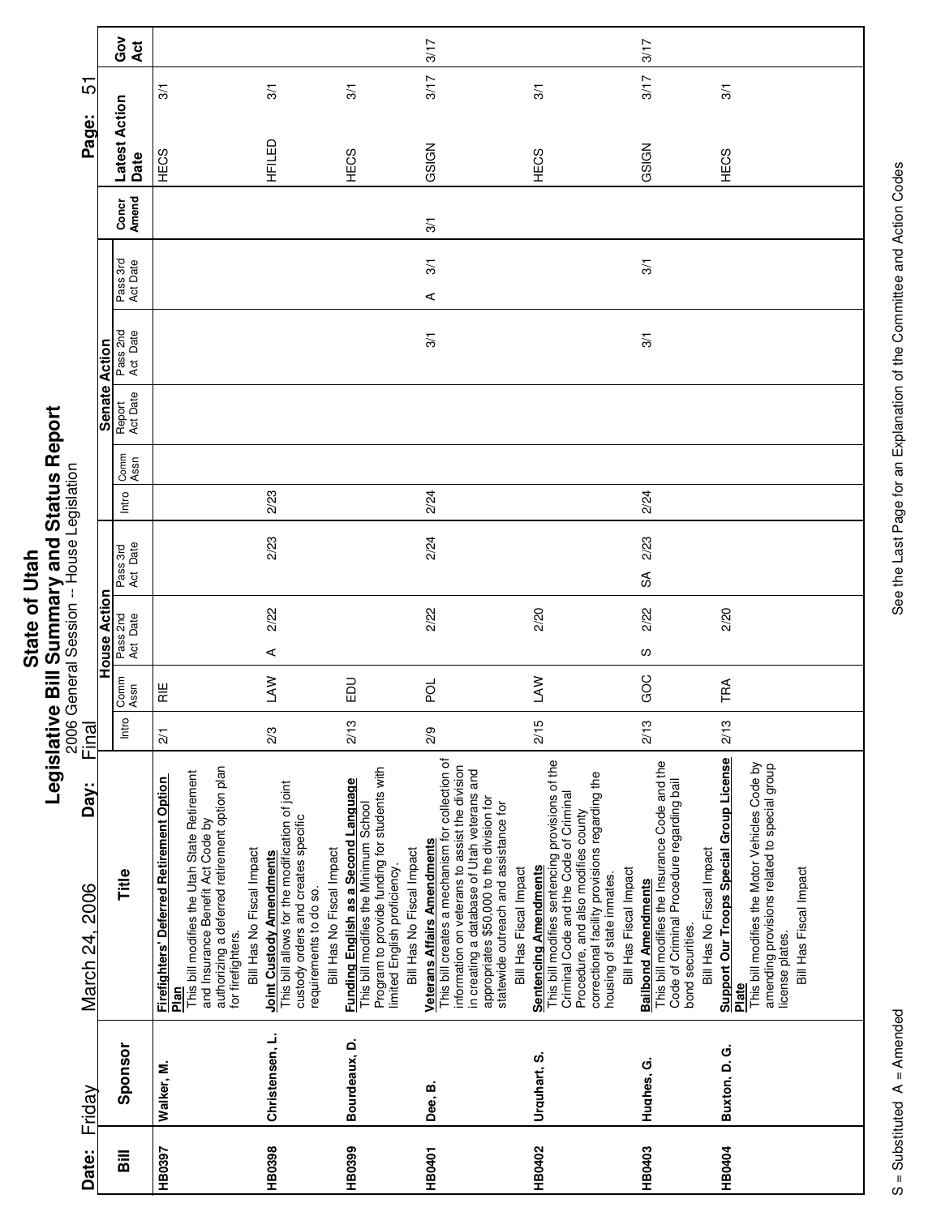# State of Utah
## Legislative Bill Summary and Status Report
2006 General Session -- House Legislation

Date: Friday March 24, 2006 Day: Final

| Bill | Sponsor | Title | House Action Intro | House Action Comm Assn | House Action Pass 2nd Act Date | House Action Pass 3rd Act Date | Senate Action Intro | Senate Action Comm Assn | Senate Action Report Act Date | Senate Action Pass 2nd Act Date | Senate Action Pass 3rd Act Date | Concr Amend | Latest Action Date | Gov Act |
|---|---|---|---|---|---|---|---|---|---|---|---|---|---|---|
| HB0397 | Walker, M. | **Firefighters' Deferred Retirement Option Plan** This bill modifies the Utah State Retirement and Insurance Benefit Act Code by authorizing a deferred retirement option plan for firefighters. Bill Has No Fiscal Impact | 2/1 | RIE | | | | | | | | | HECS 3/1 | |
| HB0398 | Christensen, L. | **Joint Custody Amendments** This bill allows for the modification of joint custody orders and creates specific requirements to do so. Bill Has No Fiscal Impact | 2/3 | LAW | A 2/22 | 2/23 | 2/23 | | | | | | HFILED 3/1 | |
| HB0399 | Bourdeaux, D. | **Funding English as a Second Language** This bill modifies the Minimum School Program to provide funding for students with limited English proficiency. Bill Has No Fiscal Impact | 2/13 | EDU | | | | | | | | | HECS 3/1 | |
| HB0401 | Dee, B. | **Veterans Affairs Amendments** This bill creates a mechanism for collection of information on veterans to assist the division in creating a database of Utah veterans and appropriates $50,000 to the division for statewide outreach and assistance for Bill Has Fiscal Impact | 2/9 | POL | 2/22 | 2/24 | 2/24 | | | 3/1 | A 3/1 | 3/1 | GSIGN 3/17 | 3/17 |
| HB0402 | Urquhart, S. | **Sentencing Amendments** This bill modifies sentencing provisions of the Criminal Code and the Code of Criminal Procedure, and also modifies county correctional facility provisions regarding the housing of state inmates. Bill Has Fiscal Impact | 2/15 | LAW | 2/20 | | | | | | | | HECS 3/1 | |
| HB0403 | Hughes, G. | **Bailbond Amendments** This bill modifies the Insurance Code and the Code of Criminal Procedure regarding bail bond securities. Bill Has No Fiscal Impact | 2/13 | GOC | S 2/22 | SA 2/23 | 2/24 | | | 3/1 | 3/1 | | GSIGN 3/17 | 3/17 |
| HB0404 | Buxton, D. G. | **Support Our Troops Special Group License Plate** This bill modifies the Motor Vehicles Code by amending provisions related to special group license plates. Bill Has Fiscal Impact | 2/13 | TRA | 2/20 | | | | | | | | HECS 3/1 | |

S = Substituted A = Amended

See the Last Page for an Explanation of the Committee and Action Codes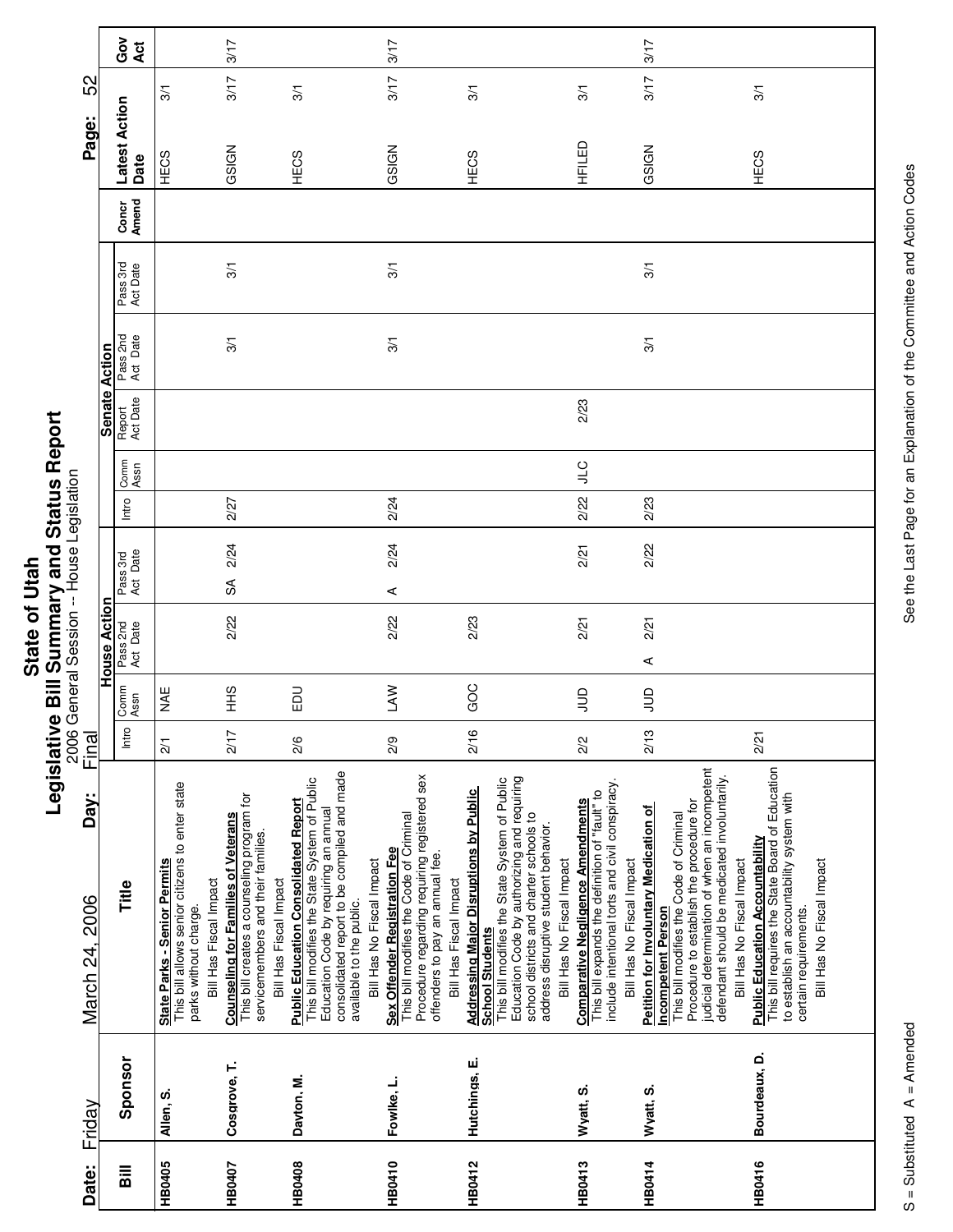# State of Utah
## Legislative Bill Summary and Status Report
2006 General Session -- House Legislation

Date: Friday March 24, 2006 Day: Final

| Bill | Sponsor | Title | House Action | | | | | | | Senate Action | | | | | | | Concr Amend | Latest Action Date | | Gov Act |
|---|---|---|---|---|---|---|---|---|---|---|---|---|---|---|---|---|---|---|---|---|
| | | | Intro | Comm Assn | Pass 2nd Act | Date | Pass 3rd Act | Date | Intro | Comm Assn | Report Act Date | Pass 2nd Act | Date | Pass 3rd Act | Date | | | | | |
| HB0405 | Allen, S. | **State Parks - Senior Permits** This bill allows senior citizens to enter state parks without charge. Bill Has Fiscal Impact | 2/1 | NAE | | | | | | | | | | | | | | HECS | 3/1 | |
| HB0407 | Cosgrove, T. | **Counseling for Families of Veterans** This bill creates a counseling program for servicemembers and their families. Bill Has Fiscal Impact | 2/17 | HHS | | 2/22 | SA | 2/24 | 2/27 | | | | 3/1 | | 3/1 | | | GSIGN | 3/17 | 3/17 |
| HB0408 | Dayton, M. | **Public Education Consolidated Report** This bill modifies the State System of Public Education Code by requiring an annual consolidated report to be compiled and made available to the public. Bill Has No Fiscal Impact | 2/6 | EDU | | | | | | | | | | | | | | HECS | 3/1 | |
| HB0410 | Fowlke, L. | **Sex Offender Registration Fee** This bill modifies the Code of Criminal Procedure regarding requiring registered sex offenders to pay an annual fee. Bill Has Fiscal Impact | 2/9 | LAW | | 2/22 | A | 2/24 | 2/24 | | | | 3/1 | | 3/1 | | | GSIGN | 3/17 | 3/17 |
| HB0412 | Hutchings, E. | **Addressing Major Disruptions by Public School Students** This bill modifies the State System of Public Education Code by authorizing and requiring school districts and charter schools to address disruptive student behavior. Bill Has No Fiscal Impact | 2/16 | GOC | | 2/23 | | | | | | | | | | | | HECS | 3/1 | |
| HB0413 | Wyatt, S. | **Comparative Negligence Amendments** This bill expands the definition of "fault" to include intentional torts and civil conspiracy. Bill Has No Fiscal Impact | 2/2 | JUD | | 2/21 | | 2/21 | 2/22 | JLC | 2/23 | | | | | | | HFILED | 3/1 | |
| HB0414 | Wyatt, S. | **Petition for Involuntary Medication of Incompetent Person** This bill modifies the Code of Criminal Procedure to establish the procedure for judicial determination of when an incompetent defendant should be medicated involuntarily. Bill Has No Fiscal Impact | 2/13 | JUD | A | 2/21 | | 2/22 | 2/23 | | | | 3/1 | | 3/1 | | | GSIGN | 3/17 | 3/17 |
| HB0416 | Bourdeaux, D. | **Public Education Accountability** This bill requires the State Board of Education to establish an accountability system with certain requirements. Bill Has No Fiscal Impact | 2/21 | | | | | | | | | | | | | | | HECS | 3/1 | |

S = Substituted A = Amended

See the Last Page for an Explanation of the Committee and Action Codes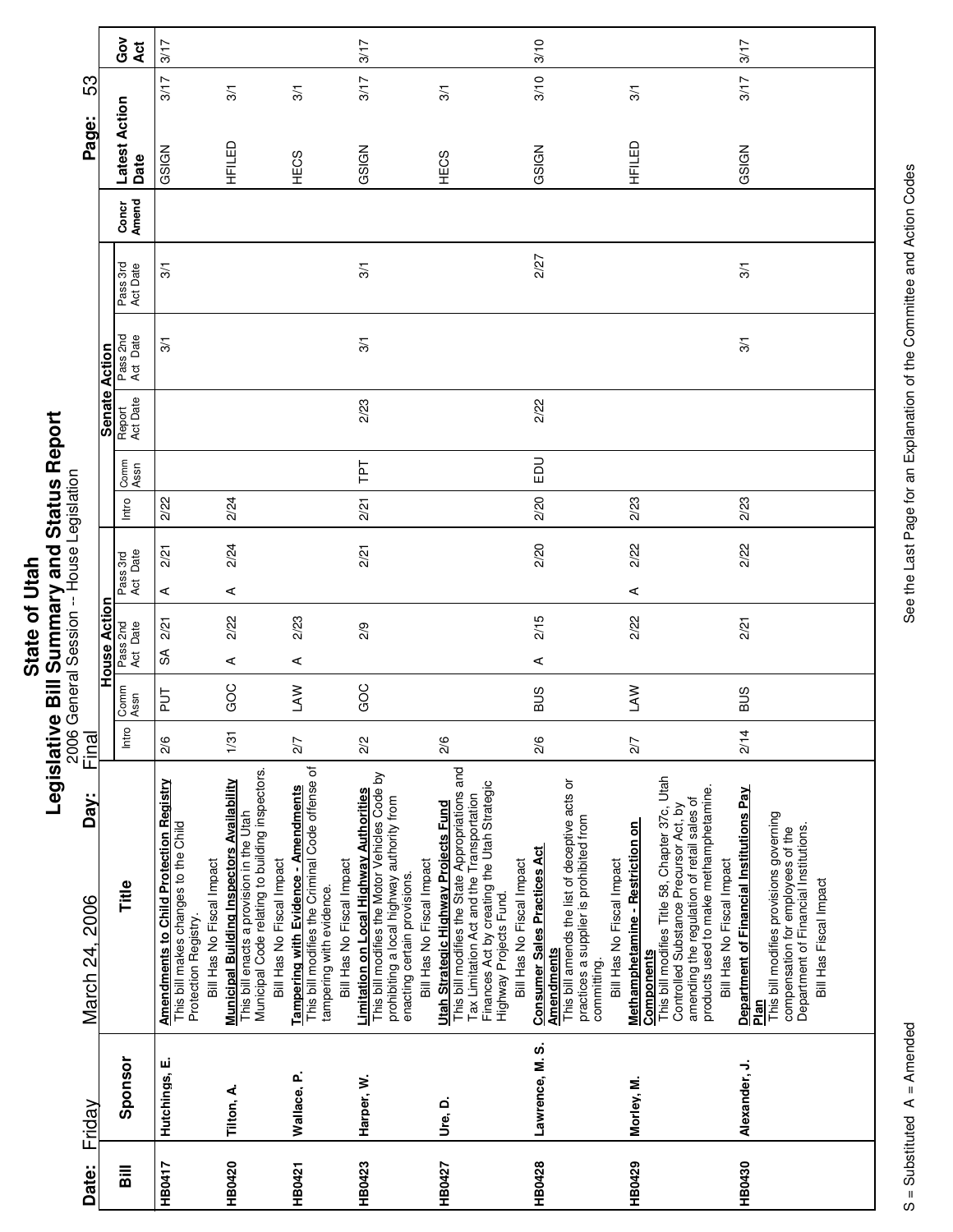# State of Utah

## Legislative Bill Summary and Status Report

2006 General Session -- House Legislation

Date: Friday March 24, 2006 Day: Final

| Bill | Sponsor | Title | House Action Intro | House Comm Assn | House Pass 2nd Act | House Pass 2nd Date | House Pass 3rd Act | House Pass 3rd Date | Senate Intro | Senate Comm Assn | Senate Report Act Date | Senate Pass 2nd Act Date | Senate Pass 3rd Act Date | Concr Amend | Latest Action | Latest Action Date | Gov Act |
|---|---|---|---|---|---|---|---|---|---|---|---|---|---|---|---|---|---|
| HB0417 | Hutchings, E. | **Amendments to Child Protection Registry** This bill makes changes to the Child Protection Registry. Bill Has No Fiscal Impact | 2/6 | PUT | SA | 2/21 | A | 2/21 | 2/22 | | | 3/1 | 3/1 | | GSIGN | 3/17 | 3/17 |
| HB0420 | Tilton, A. | **Municipal Building Inspectors Availability** This bill enacts a provision in the Utah Municipal Code relating to building inspectors. Bill Has No Fiscal Impact | 1/31 | GOC | A | 2/22 | A | 2/24 | 2/24 | | | | | | HFILED | 3/1 | |
| HB0421 | Wallace, P. | **Tampering with Evidence - Amendments** This bill modifies the Criminal Code offense of tampering with evidence. Bill Has No Fiscal Impact | 2/7 | LAW | A | 2/23 | | | | | | | | | HECS | 3/1 | |
| HB0423 | Harper, W. | **Limitation on Local Highway Authorities** This bill modifies the Motor Vehicles Code by prohibiting a local highway authority from enacting certain provisions. Bill Has No Fiscal Impact | 2/2 | GOC | | 2/9 | | 2/21 | 2/21 | TPT | 2/23 | 3/1 | 3/1 | | GSIGN | 3/17 | 3/17 |
| HB0427 | Ure, D. | **Utah Strategic Highway Projects Fund** This bill modifies the State Appropriations and Tax Limitation Act and the Transportation Finances Act by creating the Utah Strategic Highway Projects Fund. Bill Has No Fiscal Impact | 2/6 | | | | | | | | | | | | HECS | 3/1 | |
| HB0428 | Lawrence, M. S. | **Consumer Sales Practices Act Amendments** This bill amends the list of deceptive acts or practices a supplier is prohibited from committing. Bill Has No Fiscal Impact | 2/6 | BUS | A | 2/15 | | 2/20 | 2/20 | EDU | 2/22 | | 2/27 | | GSIGN | 3/10 | 3/10 |
| HB0429 | Morley, M. | **Methamphetamine - Restriction on Components** This bill modifies Title 58, Chapter 37c, Utah Controlled Substance Precursor Act, by amending the regulation of retail sales of products used to make methamphetamine. Bill Has No Fiscal Impact | 2/7 | LAW | | 2/22 | A | 2/22 | 2/23 | | | | | | HFILED | 3/1 | |
| HB0430 | Alexander, J. | **Department of Financial Institutions Pay Plan** This bill modifies provisions governing compensation for employees of the Department of Financial Institutions. Bill Has Fiscal Impact | 2/14 | BUS | | 2/21 | | 2/22 | 2/23 | | | 3/1 | 3/1 | | GSIGN | 3/17 | 3/17 |

S = Substituted A = Amended

See the Last Page for an Explanation of the Committee and Action Codes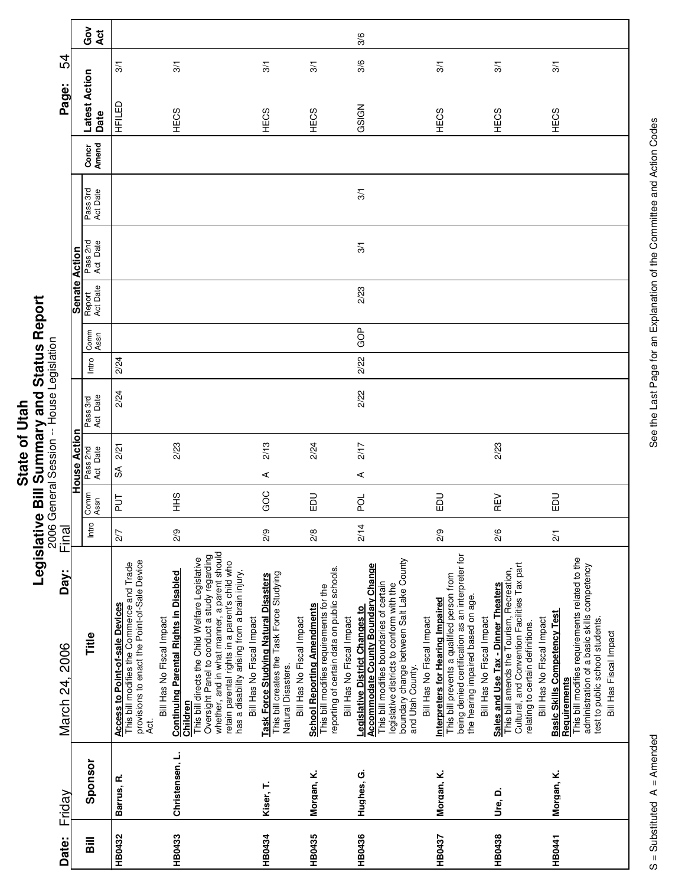# State of Utah
## Legislative Bill Summary and Status Report
### 2006 General Session -- House Legislation

**Date:** Friday March 24, 2006 **Day:** Final

| Bill | Sponsor | Title | House Action | | | | Senate Action | | | | | | Concr Amend | Latest Action Date | | Gov Act |
|---|---|---|---|---|---|---|---|---|---|---|---|---|---|---|---|---|
| | | | Intro | Comm Assn | Pass 2nd Act Date | Pass 3rd Act Date | Intro | Comm Assn | Report Act Date | Pass 2nd Act Date | Pass 3rd Act Date | | | | | |
| HB0432 | Barrus, R. | **Access to Point-of-sale Devices** This bill modifies the Commerce and Trade provisions to enact the Point-of-Sale Device Act. Bill Has No Fiscal Impact | 2/7 | PUT | SA 2/21 | 2/24 | 2/24 | | | | | | | HFILED | 3/1 | |
| HB0433 | Christensen, L. | **Continuing Parental Rights in Disabled Children** This bill directs the Child Welfare Legislative Oversight Panel to conduct a study regarding whether, and in what manner, a parent should retain parental rights in a parent's child who has a disability arising from a brain injury. Bill Has No Fiscal Impact | 2/9 | HHS | 2/23 | | | | | | | | | HECS | 3/1 | |
| HB0434 | Kiser, T. | **Task Force Studying Natural Disasters** This bill creates the Task Force Studying Natural Disasters. Bill Has No Fiscal Impact | 2/9 | GOC | A 2/13 | | | | | | | | | HECS | 3/1 | |
| HB0435 | Morgan, K. | **School Reporting Amendments** This bill modifies requirements for the reporting of certain data on public schools. Bill Has No Fiscal Impact | 2/8 | EDU | 2/24 | | | | | | | | | HECS | 3/1 | |
| HB0436 | Hughes, G. | **Legislative District Changes to Accommodate County Boundary Change** This bill modifies boundaries of certain legislative districts to conform with the boundary change between Salt Lake County and Utah County. Bill Has No Fiscal Impact | 2/14 | POL | A 2/17 | 2/22 | 2/22 | GOP | 2/23 | 3/1 | 3/1 | | | GSIGN | 3/6 | 3/6 |
| HB0437 | Morgan, K. | **Interpreters for Hearing Impaired** This bill prevents a qualified person from being denied certification as an interpreter for the hearing impaired based on age. Bill Has No Fiscal Impact | 2/9 | EDU | | | | | | | | | | HECS | 3/1 | |
| HB0438 | Ure, D. | **Sales and Use Tax - Dinner Theaters** This bill amends the Tourism, Recreation, Cultural, and Convention Facilities Tax part relating to certain definitions. Bill Has No Fiscal Impact | 2/6 | REV | 2/23 | | | | | | | | | HECS | 3/1 | |
| HB0441 | Morgan, K. | **Basic Skills Competency Test Requirements** This bill modifies requirements related to the administration of a basic skills competency test to public school students. Bill Has Fiscal Impact | 2/1 | EDU | | | | | | | | | | HECS | 3/1 | |

S = Substituted A = Amended

See the Last Page for an Explanation of the Committee and Action Codes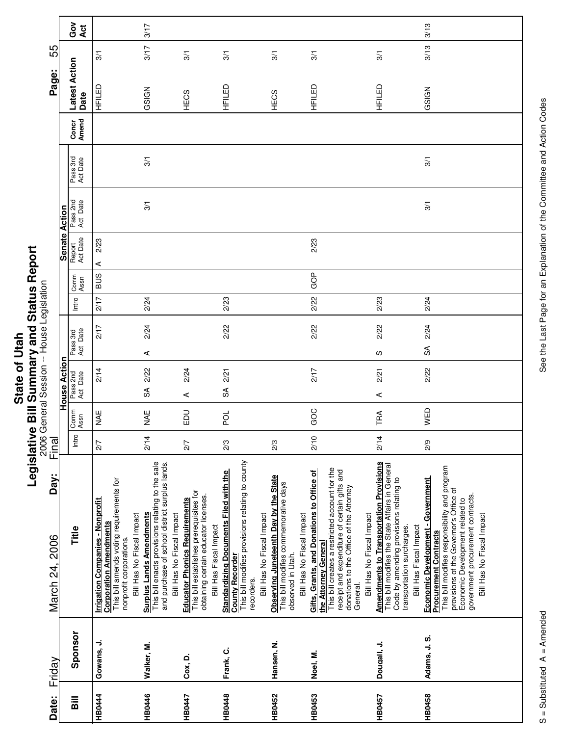# State of Utah
## Legislative Bill Summary and Status Report
2006 General Session -- House Legislation

**Date:** March 24, 2006 **Day:** Friday Final

| Bill | Sponsor | Title | House Action Intro | House Action Comm Assn | House Action Pass 2nd Act Date | House Action Pass 3rd Act Date | Senate Action Intro | Senate Action Comm Assn | Senate Action Report Act Date | Senate Action Pass 2nd Act Date | Senate Action Pass 3rd Act Date | Concr Amend | Latest Action | Latest Action Date | Gov Act |
|---|---|---|---|---|---|---|---|---|---|---|---|---|---|---|---|
| HB0444 | Gowans, J. | **Irrigation Companies - Nonprofit Corporation Amendments** This bill amends voting requirements for nonprofit corporations. Bill Has No Fiscal Impact | 2/7 | NAE | 2/14 | 2/17 | 2/17 | BUS | A 2/23 | | | | HFILED | 3/1 | |
| HB0446 | Walker, M. | **Surplus Lands Amendments** This bill enacts provisions relating to the sale and purchase of school district surplus lands. Bill Has No Fiscal Impact | 2/14 | NAE | SA 2/22 | A 2/24 | 2/24 | | | 3/1 | 3/1 | | GSIGN | 3/17 | 3/17 |
| HB0447 | Cox, D. | **Educator Phonics Requirements** This bill establishes prerequisites for obtaining certain educator licenses. Bill Has Fiscal Impact | 2/7 | EDU | A 2/24 | | | | | | | | HECS | 3/1 | |
| HB0448 | Frank, C. | **Standardizing Documents Filed with the County Recorder** This bill modifies provisions relating to county recorders. Bill Has No Fiscal Impact | 2/3 | POL | SA 2/21 | 2/22 | 2/23 | | | | | | HFILED | 3/1 | |
| HB0452 | Hansen, N. | **Observing Juneteenth Day by the State** This bill modifies commemorative days observed in Utah. Bill Has No Fiscal Impact | 2/3 | | | | | | | | | | HECS | 3/1 | |
| HB0453 | Noel, M. | **Gifts, Grants, and Donations to Office of the Attorney General** This bill creates a restricted account for the receipt and expenditure of certain gifts and donations to the Office of the Attorney General. Bill Has No Fiscal Impact | 2/10 | GOC | 2/17 | 2/22 | 2/22 | GOP | 2/23 | | | | HFILED | 3/1 | |
| HB0457 | Dougall, J. | **Amendments to Transportation Provisions** This bill modifies the State Affairs in General Code by amending provisions relating to transportation surcharges. Bill Has Fiscal Impact | 2/14 | TRA | A 2/21 | S 2/22 | 2/23 | | | | | | HFILED | 3/1 | |
| HB0458 | Adams, J. S. | **Economic Development - Government Procurement Contracts** This bill modifies responsibility and program provisions of the Governor's Office of Economic Development related to government procurement contracts. Bill Has No Fiscal Impact | 2/9 | WED | 2/22 | SA 2/24 | 2/24 | | | 3/1 | 3/1 | | GSIGN | 3/13 | 3/13 |

S = Substituted A = Amended

See the Last Page for an Explanation of the Committee and Action Codes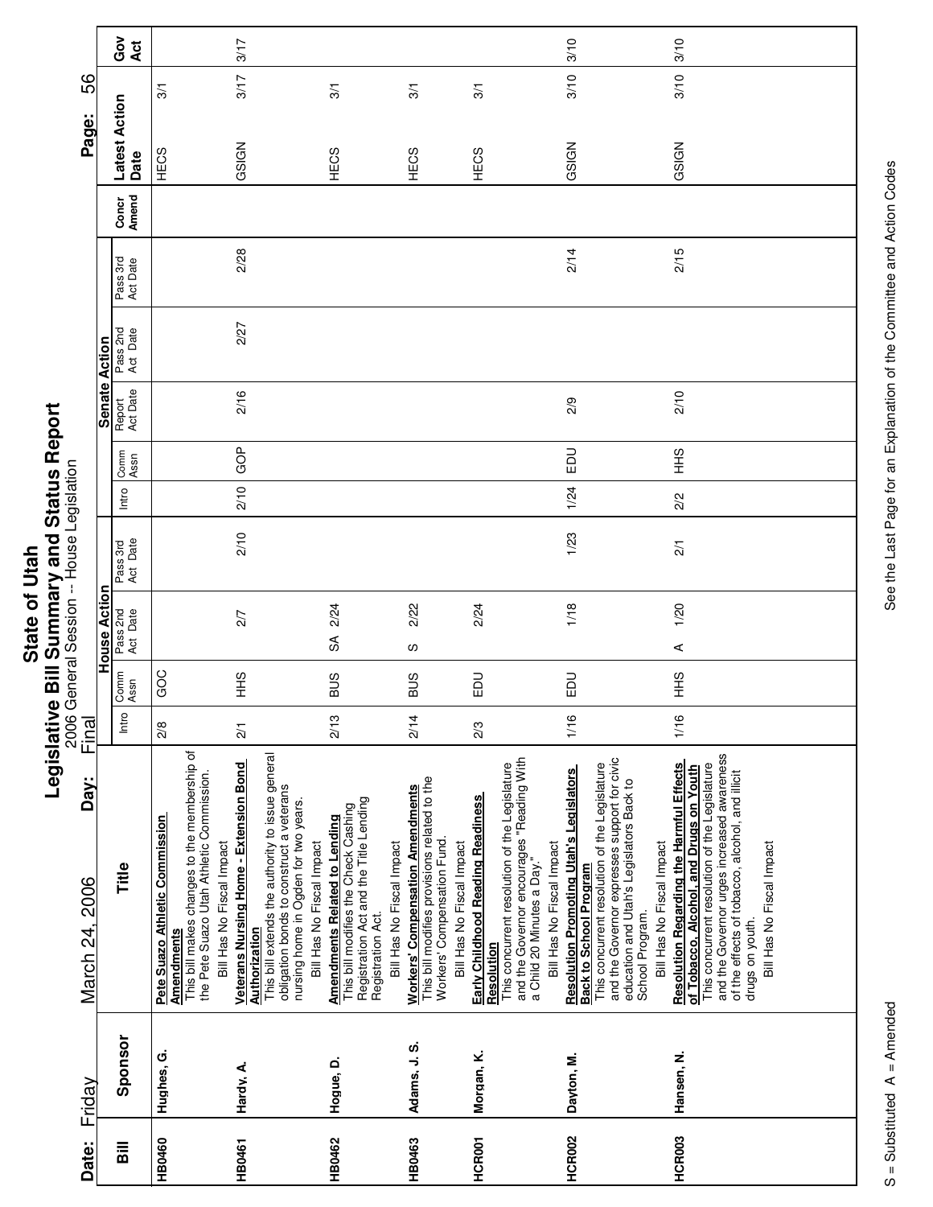# State of Utah

## Legislative Bill Summary and Status Report

2006 General Session -- House Legislation

Final

**Date:** Friday March 24, 2006 **Day:**

| Bill | Sponsor | Title | House Action Intro | House Action Comm Assn | House Action Pass 2nd Act Date | House Action Pass 3rd Act Date | Senate Action Intro | Senate Action Comm Assn | Senate Action Report Act Date | Senate Action Pass 2nd Act Date | Senate Action Pass 3rd Act Date | Concr Amend | Latest Action | Latest Action Date | Gov Act |
|---|---|---|---|---|---|---|---|---|---|---|---|---|---|---|---|
| HB0460 | Hughes, G. | **Pete Suazo Athletic Commission Amendments** This bill makes changes to the membership of the Pete Suazo Utah Athletic Commission. Bill Has No Fiscal Impact | 2/8 | GOC | | | | | | | | | HECS | 3/1 | |
| HB0461 | Hardy, A. | **Veterans Nursing Home - Extension Bond Authorization** This bill extends the authority to issue general obligation bonds to construct a veterans nursing home in Ogden for two years. Bill Has No Fiscal Impact | 2/1 | HHS | 2/7 | 2/10 | 2/10 | GOP | 2/16 | 2/27 | 2/28 | | GSIGN | 3/17 | 3/17 |
| HB0462 | Hogue, D. | **Amendments Related to Lending** This bill modifies the Check Cashing Registration Act and the Title Lending Registration Act. Bill Has No Fiscal Impact | 2/13 | BUS | SA 2/24 | | | | | | | | HECS | 3/1 | |
| HB0463 | Adams, J. S. | **Workers' Compensation Amendments** This bill modifies provisions related to the Workers' Compensation Fund. Bill Has No Fiscal Impact | 2/14 | BUS | S 2/22 | | | | | | | | HECS | 3/1 | |
| HCR001 | Morgan, K. | **Early Childhood Reading Readiness Resolution** This concurrent resolution of the Legislature and the Governor encourages "Reading With a Child 20 Minutes a Day." Bill Has No Fiscal Impact | 2/3 | EDU | 2/24 | | | | | | | | HECS | 3/1 | |
| HCR002 | Dayton, M. | **Resolution Promoting Utah's Legislators Back to School Program** This concurrent resolution of the Legislature and the Governor expresses support for civic education and Utah's Legislators Back to School Program. Bill Has No Fiscal Impact | 1/16 | EDU | 1/18 | 1/23 | 1/24 | EDU | 2/9 | | 2/14 | | GSIGN | 3/10 | 3/10 |
| HCR003 | Hansen, N. | **Resolution Regarding the Harmful Effects of Tobacco, Alcohol, and Drugs on Youth** This concurrent resolution of the Legislature and the Governor urges increased awareness of the effects of tobacco, alcohol, and illicit drugs on youth. Bill Has No Fiscal Impact | 1/16 | HHS | A 1/20 | 2/1 | 2/2 | HHS | 2/10 | | 2/15 | | GSIGN | 3/10 | 3/10 |

S = Substituted A = Amended

See the Last Page for an Explanation of the Committee and Action Codes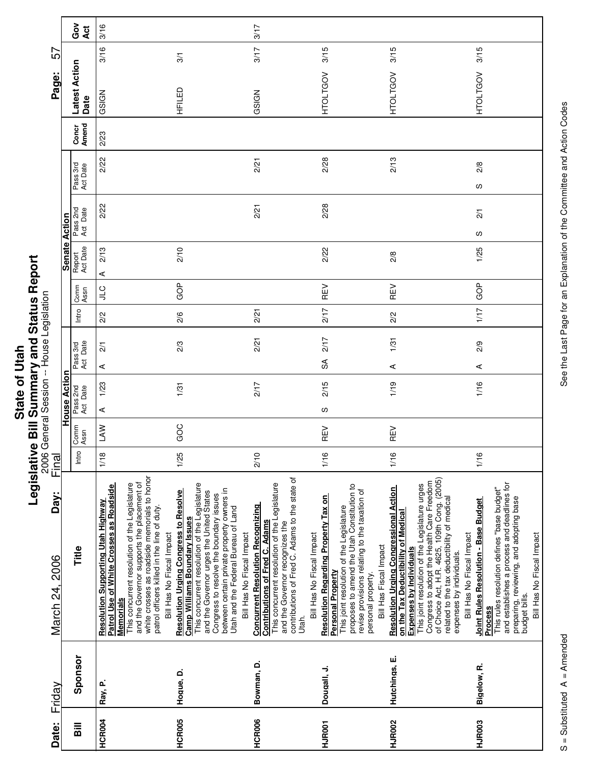# State of Utah

## Legislative Bill Summary and Status Report

2006 General Session -- House Legislation

Final

Date: Friday March 24, 2006 Day:

| Bill | Sponsor | Title | House Action Intro | Comm Assn | Pass 2nd Act Date | Pass 3rd Act Date | Senate Action Intro | Comm Assn | Report Act Date | Pass 2nd Act Date | Pass 3rd Act Date | Concr Amend | Latest Action Date | | Gov Act |
|---|---|---|---|---|---|---|---|---|---|---|---|---|---|---|---|
| HCR004 | Ray, P. | **Resolution Supporting Utah Highway Patrol Use of White Crosses as Roadside Memorials** This concurrent resolution of the Legislature and the Governor supports the placement of white crosses as roadside memorials to honor patrol officers killed in the line of duty. Bill Has No Fiscal Impact | 1/18 | LAW | A 1/23 | A 2/1 | 2/2 | JLC | A 2/13 | 2/22 | 2/22 | 2/23 | GSIGN | 3/16 | 3/16 |
| HCR005 | Hogue, D. | **Resolution Urging Congress to Resolve Camp Williams Boundary Issues** This concurrent resolution of the Legislature and the Governor urges the United States Congress to resolve the boundary issues between certain private property owners in Utah and the Federal Bureau of Land Bill Has No Fiscal Impact | 1/25 | GOC | 1/31 | 2/3 | 2/6 | GOP | 2/10 | | | | HFILED | 3/1 | |
| HCR006 | Bowman, D. | **Concurrent Resolution Recognizing Contributions of Fred C. Adams** This concurrent resolution of the Legislature and the Governor recognizes the contributions of Fred C. Adams to the state of Utah. Bill Has No Fiscal Impact | 2/10 | | 2/17 | 2/21 | 2/21 | | | 2/21 | 2/21 | | GSIGN | 3/17 | 3/17 |
| HJR001 | Dougall, J. | **Resolution Regarding Property Tax on Personal Property** This joint resolution of the Legislature proposes to amend the Utah Constitution to revise provisions relating to the taxation of personal property. Bill Has Fiscal Impact | 1/16 | REV | S 2/15 | SA 2/17 | 2/17 | REV | 2/22 | 2/28 | 2/28 | | HTOLTGOV | 3/15 | |
| HJR002 | Hutchings, E. | **Resolution Urging Congressional Action on the Tax Deductibility of Medical Expenses by Individuals** This joint resolution of the Legislature urges Congress to adopt the Health Care Freedom of Choice Act, H.R. 4625, 109th Cong. (2005) related to the tax deductibility of medical expenses by individuals. Bill Has No Fiscal Impact | 1/16 | REV | 1/19 | A 1/31 | 2/2 | REV | 2/8 | | 2/13 | | HTOLTGOV | 3/15 | |
| HJR003 | Bigelow, R. | **Joint Rules Resolution - Base Budget Process** This rules resolution defines "base budget" and establishes a process and deadlines for preparing, reviewing, and adopting base budget bills. Bill Has No Fiscal Impact | 1/16 | | 1/16 | A 2/9 | 1/17 | GOP | 1/25 | S 2/1 | S 2/8 | | HTOLTGOV | 3/15 | |

S = Substituted A = Amended

See the Last Page for an Explanation of the Committee and Action Codes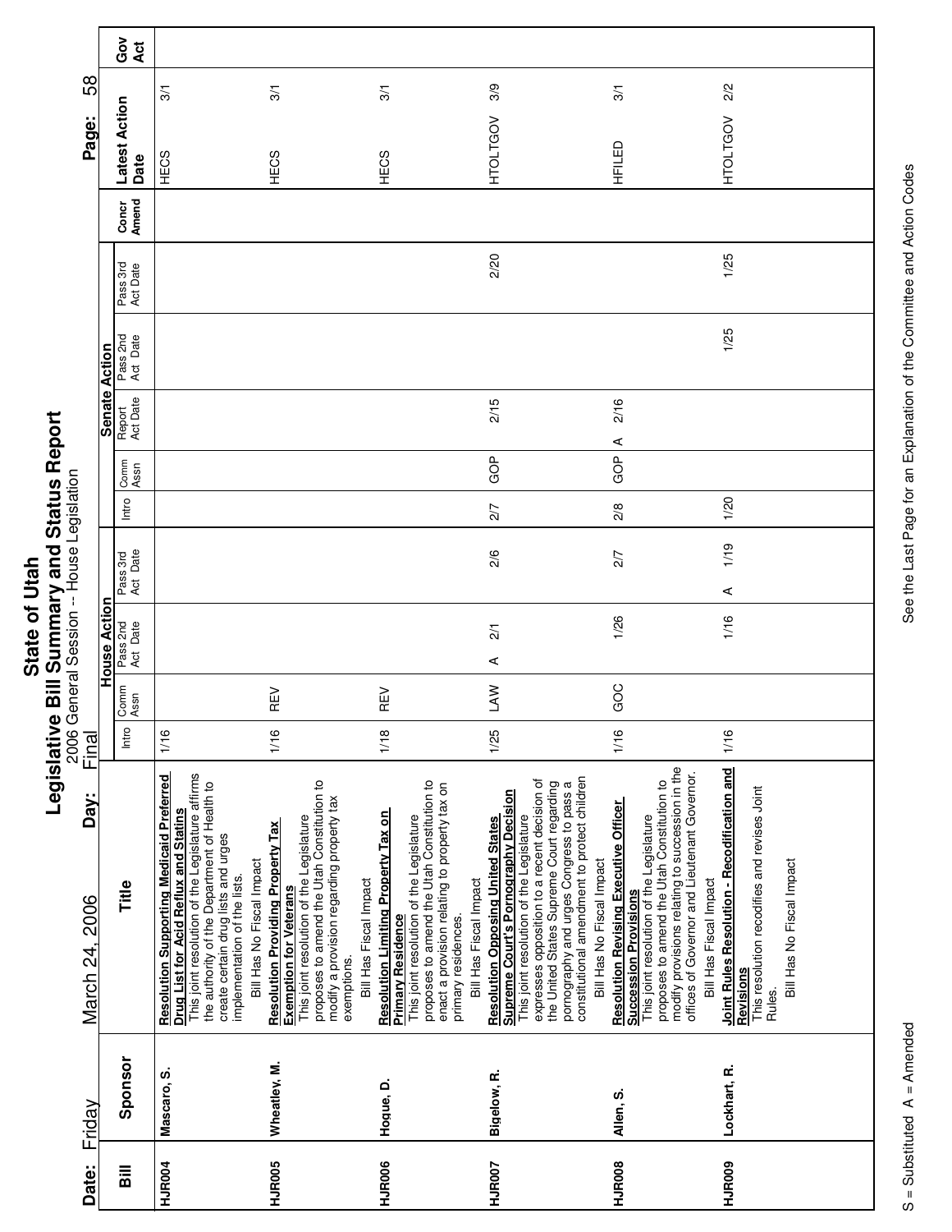# State of Utah

## Legislative Bill Summary and Status Report

2006 General Session -- House Legislation

Final

**Date:** Friday March 24, 2006 **Day:**

| Bill | Sponsor | Title | House Action: Intro | House Action: Comm Assn | House Action: Pass 2nd Act Date | House Action: Pass 3rd Act Date | Senate Action: Intro | Senate Action: Comm Assn | Senate Action: Report Act Date | Senate Action: Pass 2nd Act Date | Senate Action: Pass 3rd Act Date | Concr Amend | Latest Action Date | Gov Act |
|---|---|---|---|---|---|---|---|---|---|---|---|---|---|---|
| HJR004 | Mascaro, S. | **Resolution Supporting Medicaid Preferred Drug List for Acid Reflux and Statins** This joint resolution of the Legislature affirms the authority of the Department of Health to create certain drug lists and urges implementation of the lists. Bill Has No Fiscal Impact | 1/16 | | | | | | | | | | HECS 3/1 | |
| HJR005 | Wheatley, M. | **Resolution Providing Property Tax Exemption for Veterans** This joint resolution of the Legislature proposes to amend the Utah Constitution to modify a provision regarding property tax exemptions. Bill Has Fiscal Impact | 1/16 | REV | | | | | | | | | HECS 3/1 | |
| HJR006 | Hogue, D. | **Resolution Limiting Property Tax on Primary Residence** This joint resolution of the Legislature proposes to amend the Utah Constitution to enact a provision relating to property tax on primary residences. Bill Has Fiscal Impact | 1/18 | REV | | | | | | | | | HECS 3/1 | |
| HJR007 | Bigelow, R. | **Resolution Opposing United States Supreme Court's Pornography Decision** This joint resolution of the Legislature expresses opposition to a recent decision of the United States Supreme Court regarding pornography and urges Congress to pass a constitutional amendment to protect children Bill Has No Fiscal Impact | 1/25 | LAW | A 2/1 | 2/6 | 2/7 | GOP | 2/15 | | 2/20 | | HTOLTGOV 3/9 | |
| HJR008 | Allen, S. | **Resolution Revising Executive Officer Succession Provisions** This joint resolution of the Legislature proposes to amend the Utah Constitution to modify provisions relating to succession in the offices of Governor and Lieutenant Governor. Bill Has Fiscal Impact | 1/16 | GOC | 1/26 | 2/7 | 2/8 | GOP | A 2/16 | | | | HFILED 3/1 | |
| HJR009 | Lockhart, R. | **Joint Rules Resolution - Recodification and Revisions** This resolution recodifies and revises Joint Rules. Bill Has No Fiscal Impact | 1/16 | | 1/16 | A 1/19 | 1/20 | | | 1/25 | 1/25 | | HTOLTGOV 2/2 | |

S = Substituted A = Amended

See the Last Page for an Explanation of the Committee and Action Codes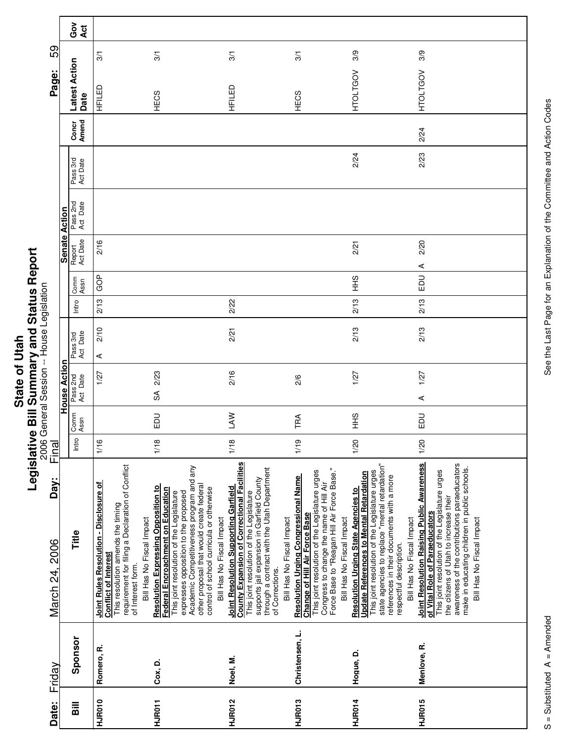# State of Utah
## Legislative Bill Summary and Status Report
2006 General Session -- House Legislation

Date: Friday March 24, 2006 Day: Final

| Bill | Sponsor | Title | House Action | | | | Senate Action | | | | | Concr Amend | Latest Action Date | Gov Act |
|---|---|---|---|---|---|---|---|---|---|---|---|---|---|---|
| | | | Intro | Comm Assn | Pass 2nd Act Date | Pass 3rd Act Date | Intro | Comm Assn | Report Act Date | Pass 2nd Act Date | Pass 3rd Act Date | | | |
| HJR010 | Romero, R. | **Joint Rules Resolution - Disclosure of Conflict of Interest** This resolution amends the timing requirement for filing a Declaration of Conflict of Interest form. Bill Has No Fiscal Impact | 1/16 | | 1/27 | A 2/10 | 2/13 | GOP | 2/16 | | | | HFILED 3/1 | |
| HJR011 | Cox, D. | **Resolution Expressing Opposition to Federal Encroachment on Education** This joint resolution of the Legislature expresses opposition to the proposed Academic Competitiveness program and any other proposal that would create federal control of school curricula or otherwise Bill Has No Fiscal Impact | 1/18 | EDU | SA 2/23 | | | | | | | | HECS 3/1 | |
| HJR012 | Noel, M. | **Joint Resolution Supporting Garfield County Expansion of Correctional Facilities** This joint resolution of the Legislature supports jail expansion in Garfield County through a contract with the Utah Department of Corrections. Bill Has No Fiscal Impact | 1/18 | LAW | 2/16 | 2/21 | 2/22 | | | | | | HFILED 3/1 | |
| HJR013 | Christensen, L. | **Resolution Urging Congressional Name Change of Hill Air Force Base** This joint resolution of the Legislature urges Congress to change the name of Hill Air Force Base to "Reagan Hill Air Force Base." Bill Has No Fiscal Impact | 1/19 | TRA | 2/6 | | | | | | | | HECS 3/1 | |
| HJR014 | Hogue, D. | **Resolution Urging State Agencies to Update References to Mental Retardation** This joint resolution of the Legislature urges state agencies to replace "mental retardation" references in their documents with a more respectful description. Bill Has No Fiscal Impact | 1/20 | HHS | 1/27 | 2/13 | 2/13 | HHS | 2/21 | | 2/24 | | HTOLTGOV 3/9 | |
| HJR015 | Menlove, R. | **Joint Resolution Raising Public Awareness of Vital Role of Paraeducators** This joint resolution of the Legislature urges the citizens of Utah to increase their awareness of the contributions paraeducators make in educating children in public schools. Bill Has No Fiscal Impact | 1/20 | EDU | A 1/27 | 2/13 | 2/13 | EDU | A 2/20 | | 2/23 | 2/24 | HTOLTGOV 3/9 | |

S = Substituted A = Amended

See the Last Page for an Explanation of the Committee and Action Codes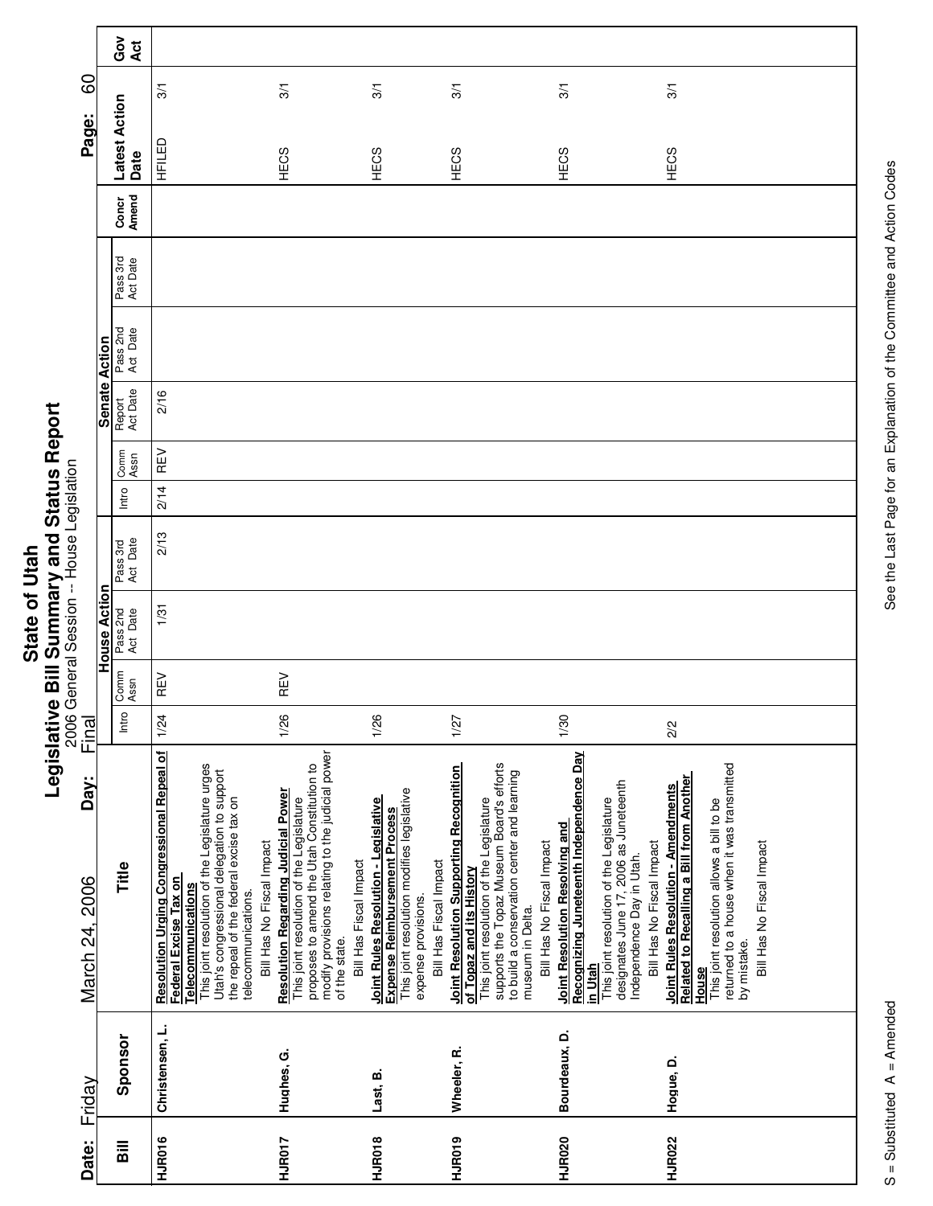# State of Utah

## Legislative Bill Summary and Status Report

2006 General Session -- House Legislation

Final

Date: Friday March 24, 2006 Day:

| Bill | Sponsor | Title | House Action | | | | Senate Action | | | | | Concr Amend | Latest Action Date | | Gov Act |
|---|---|---|---|---|---|---|---|---|---|---|---|---|---|---|---|
| | | | Intro | Comm Assn | Pass 2nd Act Date | Pass 3rd Act Date | Intro | Comm Assn | Report Act Date | Pass 2nd Act Date | Pass 3rd Act Date | | | | |
| HJR016 | Christensen, L. | **Resolution Urging Congressional Repeal of Federal Excise Tax on Telecommunications** This joint resolution of the Legislature urges Utah's congressional delegation to support the repeal of the federal excise tax on telecommunications. Bill Has No Fiscal Impact | 1/24 | REV | 1/31 | 2/13 | 2/14 | REV | 2/16 | | | | HFILED | 3/1 | |
| HJR017 | Hughes, G. | **Resolution Regarding Judicial Power** This joint resolution of the Legislature proposes to amend the Utah Constitution to modify provisions relating to the judicial power of the state. Bill Has Fiscal Impact | 1/26 | REV | | | | | | | | | HECS | 3/1 | |
| HJR018 | Last, B. | **Joint Rules Resolution - Legislative Expense Reimbursement Process** This joint resolution modifies legislative expense provisions. Bill Has Fiscal Impact | 1/26 | | | | | | | | | | HECS | 3/1 | |
| HJR019 | Wheeler, R. | **Joint Resolution Supporting Recognition of Topaz and its History** This joint resolution of the Legislature supports the Topaz Museum Board's efforts to build a conservation center and learning museum in Delta. Bill Has No Fiscal Impact | 1/27 | | | | | | | | | | HECS | 3/1 | |
| HJR020 | Bourdeaux, D. | **Joint Resolution Resolving and Recognizing Juneteenth Independence Day in Utah** This joint resolution of the Legislature designates June 17, 2006 as Juneteenth Independence Day in Utah. Bill Has No Fiscal Impact | 1/30 | | | | | | | | | | HECS | 3/1 | |
| HJR022 | Hogue, D. | **Joint Rules Resolution - Amendments Related to Recalling a Bill from Another House** This joint resolution allows a bill to be returned to a house when it was transmitted by mistake. Bill Has No Fiscal Impact | 2/2 | | | | | | | | | | HECS | 3/1 | |

S = Substituted A = Amended

See the Last Page for an Explanation of the Committee and Action Codes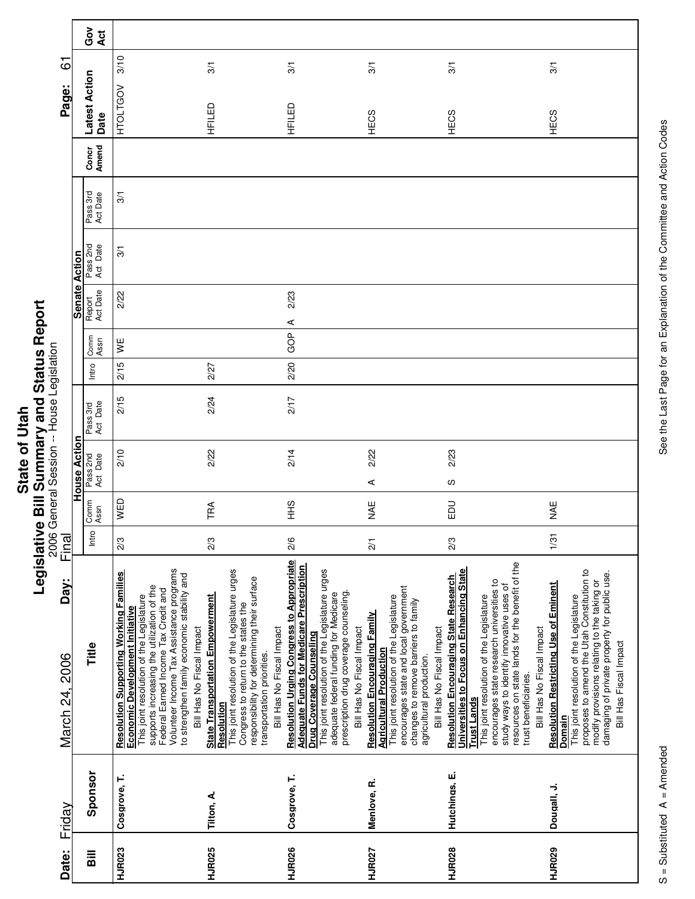# State of Utah
## Legislative Bill Summary and Status Report
2006 General Session -- House Legislation

Date: Friday March 24, 2006 Day: Final

| Bill | Sponsor | Title | House Action | | | | Senate Action | | | | | Concr Amend | Latest Action Date | | Gov Act |
|---|---|---|---|---|---|---|---|---|---|---|---|---|---|---|---|
| | | | Intro | Comm Assn | Pass 2nd Act Date | Pass 3rd Act Date | Intro | Comm Assn | Report Act Date | Pass 2nd Act Date | Pass 3rd Act Date | | | | |
| HJR023 | Cosgrove, T. | **Resolution Supporting Working Families Economic Development Initiative** This joint resolution of the Legislature supports increasing the utilization of the Federal Earned Income Tax Credit and Volunteer Income Tax Assistance programs to strengthen family economic stability and Bill Has No Fiscal Impact | 2/3 | WED | 2/10 | 2/15 | 2/15 | WE | 2/22 | 3/1 | 3/1 | | HTOLTGOV | 3/10 | |
| HJR025 | Tilton, A. | **State Transportation Empowerment Resolution** This joint resolution of the Legislature urges Congress to return to the states the responsibility for determining their surface transportation priorities. Bill Has No Fiscal Impact | 2/3 | TRA | 2/22 | 2/24 | 2/27 | | | | | | HFILED | 3/1 | |
| HJR026 | Cosgrove, T. | **Resolution Urging Congress to Appropriate Adequate Funds for Medicare Prescription Drug Coverage Counseling** This joint resolution of the Legislature urges adequate federal funding for Medicare prescription drug coverage counseling. Bill Has No Fiscal Impact | 2/6 | HHS | 2/14 | 2/17 | 2/20 | GOP | A 2/23 | | | | HFILED | 3/1 | |
| HJR027 | Menlove, R. | **Resolution Encouraging Family Agricultural Production** This joint resolution of the Legislature encourages state and local government changes to remove barriers to family agricultural production. Bill Has No Fiscal Impact | 2/1 | NAE | A 2/22 | | | | | | | | HECS | 3/1 | |
| HJR028 | Hutchings, E. | **Resolution Encouraging State Research Universities to Focus on Enhancing State Trust Lands** This joint resolution of the Legislature encourages state research universities to study ways to identify innovative uses of resources on state lands for the benefit of the trust beneficiaries. Bill Has No Fiscal Impact | 2/3 | EDU | S 2/23 | | | | | | | | HECS | 3/1 | |
| HJR029 | Dougall, J. | **Resolution Restricting Use of Eminent Domain** This joint resolution of the Legislature proposes to amend the Utah Constitution to modify provisions relating to the taking or damaging of private property for public use. Bill Has Fiscal Impact | 1/31 | NAE | | | | | | | | | HECS | 3/1 | |

S = Substituted A = Amended

See the Last Page for an Explanation of the Committee and Action Codes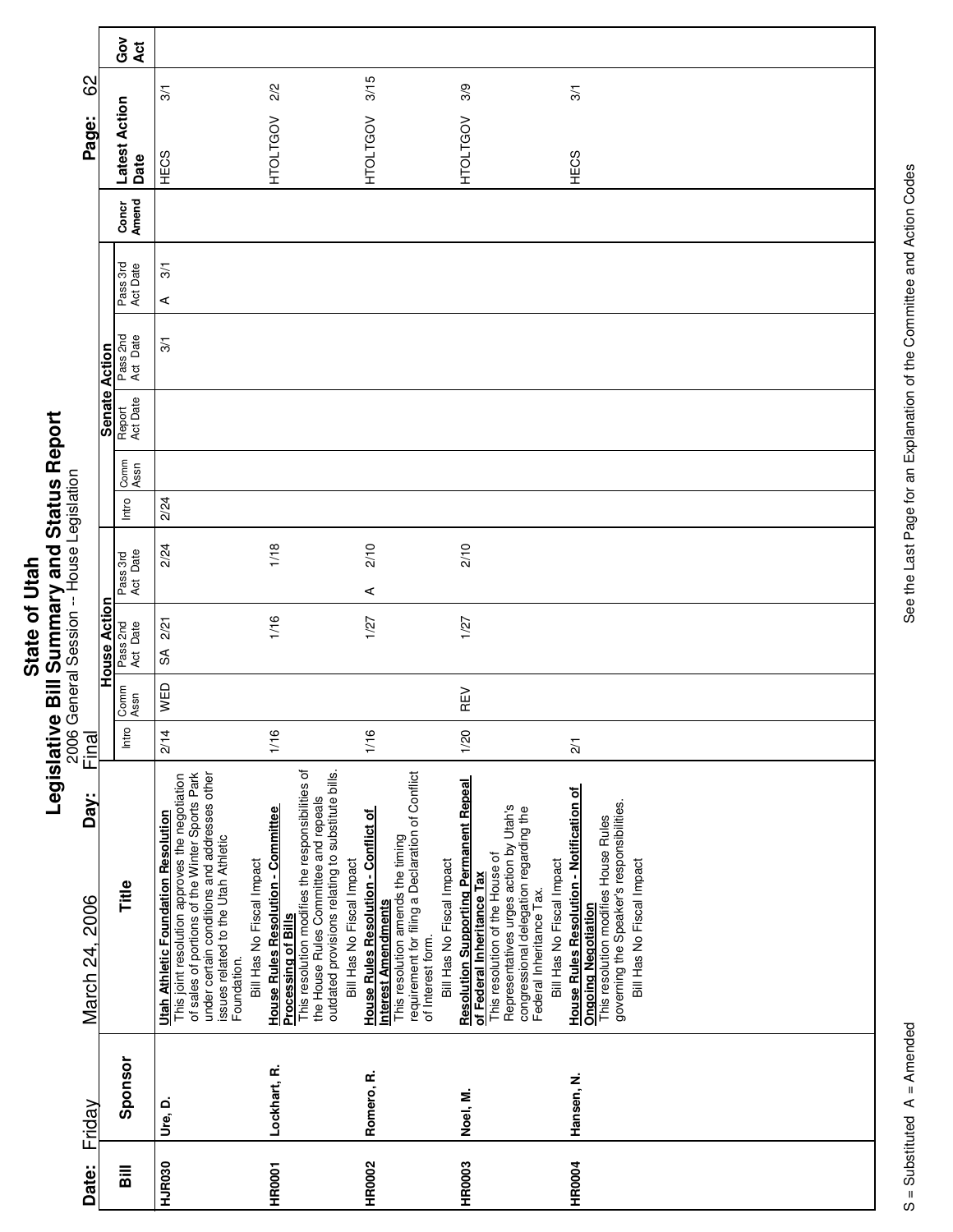# State of Utah
## Legislative Bill Summary and Status Report
2006 General Session -- House Legislation

**Date:** Friday March 24, 2006 **Day:** Final

| Bill | Sponsor | Title | House Action | | | | Senate Action | | | | | Concr Amend | Latest Action Date | Gov Act |
|---|---|---|---|---|---|---|---|---|---|---|---|---|---|---|
| | | | Intro | Comm Assn | Pass 2nd Act Date | Pass 3rd Act Date | Intro | Comm Assn | Report Act Date | Pass 2nd Act Date | Pass 3rd Act Date | | | |
| HJR030 | Ure, D. | **Utah Athletic Foundation Resolution** This joint resolution approves the negotiation of sales of portions of the Winter Sports Park under certain conditions and addresses other issues related to the Utah Athletic Foundation. Bill Has No Fiscal Impact | 2/14 | WED | SA 2/21 | 2/24 | 2/24 | | | 3/1 | A 3/1 | | HECS 3/1 | |
| HR0001 | Lockhart, R. | **House Rules Resolution - Committee Processing of Bills** This resolution modifies the responsibilities of the House Rules Committee and repeals outdated provisions relating to substitute bills. Bill Has No Fiscal Impact | 1/16 | | 1/16 | 1/18 | | | | | | | HTOLTGOV 2/2 | |
| HR0002 | Romero, R. | **House Rules Resolution - Conflict of Interest Amendments** This resolution amends the timing requirement for filing a Declaration of Conflict of Interest form. Bill Has No Fiscal Impact | 1/16 | | 1/27 | A 2/10 | | | | | | | HTOLTGOV 3/15 | |
| HR0003 | Noel, M. | **Resolution Supporting Permanent Repeal of Federal Inheritance Tax** This resolution of the House of Representatives urges action by Utah's congressional delegation regarding the Federal Inheritance Tax. Bill Has No Fiscal Impact | 1/20 | REV | 1/27 | 2/10 | | | | | | | HTOLTGOV 3/9 | |
| HR0004 | Hansen, N. | **House Rules Resolution - Notification of Ongoing Negotiation** This resolution modifies House Rules governing the Speaker's responsibilities. Bill Has No Fiscal Impact | 2/1 | | | | | | | | | | HECS 3/1 | |

S = Substituted A = Amended

See the Last Page for an Explanation of the Committee and Action Codes